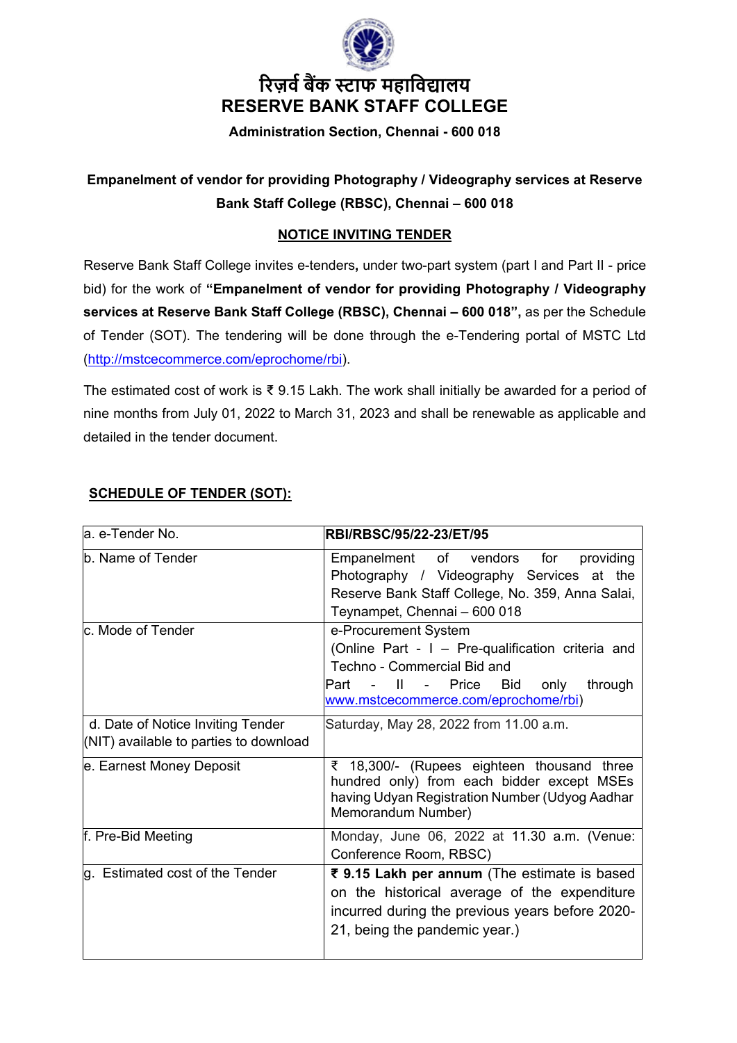# रिज़र्व बैंक स्टाफ महाविद्यालय
# RESERVE BANK STAFF COLLEGE

**Administration Section, Chennai - 600 018**

**Empanelment of vendor for providing Photography / Videography services at Reserve Bank Staff College (RBSC), Chennai – 600 018**

## NOTICE INVITING TENDER

Reserve Bank Staff College invites e-tenders**,** under two-part system (part I and Part II - price bid) for the work of **"Empanelment of vendor for providing Photography / Videography services at Reserve Bank Staff College (RBSC), Chennai – 600 018",** as per the Schedule of Tender (SOT). The tendering will be done through the e-Tendering portal of MSTC Ltd (http://mstcecommerce.com/eprochome/rbi).

The estimated cost of work is ₹ 9.15 Lakh. The work shall initially be awarded for a period of nine months from July 01, 2022 to March 31, 2023 and shall be renewable as applicable and detailed in the tender document.

**SCHEDULE OF TENDER (SOT):**

| | |
|---|---|
| a. e-Tender No. | **RBI/RBSC/95/22-23/ET/95** |
| b. Name of Tender | Empanelment of vendors for providing Photography / Videography Services at the Reserve Bank Staff College, No. 359, Anna Salai, Teynampet, Chennai – 600 018 |
| c. Mode of Tender | e-Procurement System (Online Part - I – Pre-qualification criteria and Techno - Commercial Bid and Part - II - Price Bid only through www.mstcecommerce.com/eprochome/rbi) |
| d. Date of Notice Inviting Tender (NIT) available to parties to download | Saturday, May 28, 2022 from 11.00 a.m. |
| e. Earnest Money Deposit | ₹ 18,300/- (Rupees eighteen thousand three hundred only) from each bidder except MSEs having Udyan Registration Number (Udyog Aadhar Memorandum Number) |
| f. Pre-Bid Meeting | Monday, June 06, 2022 at 11.30 a.m. (Venue: Conference Room, RBSC) |
| g. Estimated cost of the Tender | **₹ 9.15 Lakh per annum** (The estimate is based on the historical average of the expenditure incurred during the previous years before 2020-21, being the pandemic year.) |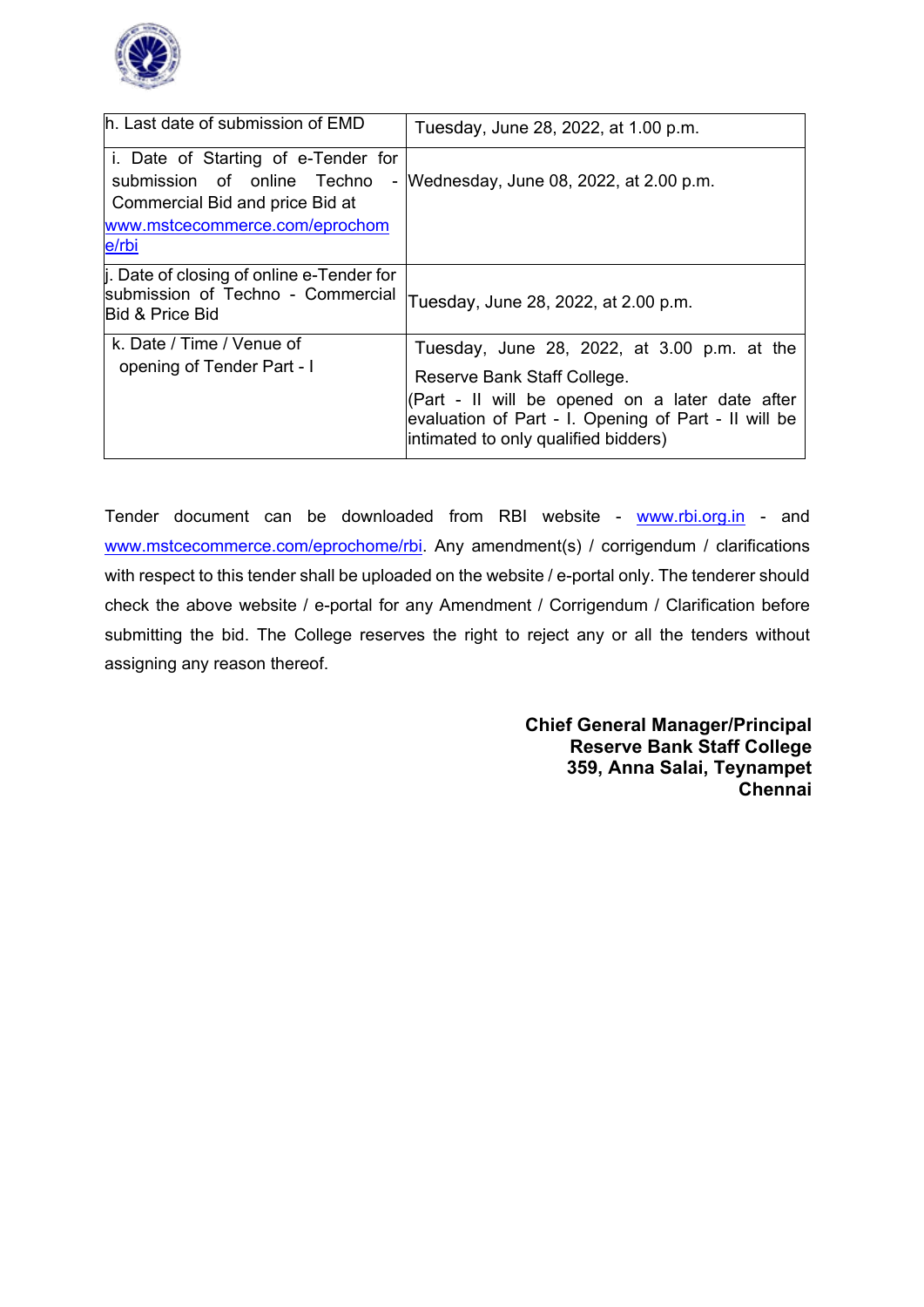| | |
|---|---|
| h. Last date of submission of EMD | Tuesday, June 28, 2022, at 1.00 p.m. |
| i. Date of Starting of e-Tender for submission of online Techno - Commercial Bid and price Bid at www.mstcecommerce.com/eprochome/rbi | Wednesday, June 08, 2022, at 2.00 p.m. |
| j. Date of closing of online e-Tender for submission of Techno - Commercial Bid & Price Bid | Tuesday, June 28, 2022, at 2.00 p.m. |
| k. Date / Time / Venue of opening of Tender Part - I | Tuesday, June 28, 2022, at 3.00 p.m. at the Reserve Bank Staff College. (Part - II will be opened on a later date after evaluation of Part - I. Opening of Part - II will be intimated to only qualified bidders) |

Tender document can be downloaded from RBI website - www.rbi.org.in - and www.mstcecommerce.com/eprochome/rbi. Any amendment(s) / corrigendum / clarifications with respect to this tender shall be uploaded on the website / e-portal only. The tenderer should check the above website / e-portal for any Amendment / Corrigendum / Clarification before submitting the bid. The College reserves the right to reject any or all the tenders without assigning any reason thereof.

**Chief General Manager/Principal**
**Reserve Bank Staff College**
**359, Anna Salai, Teynampet**
**Chennai**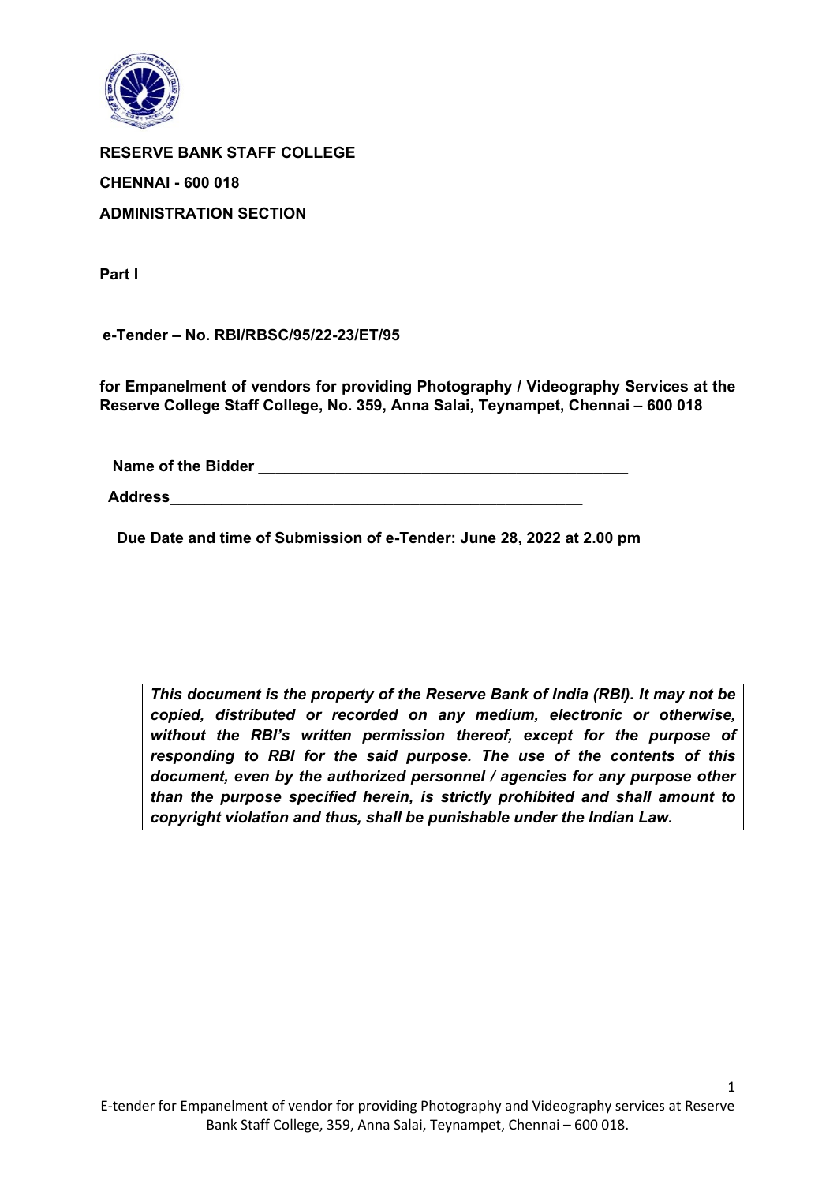**RESERVE BANK STAFF COLLEGE**

**CHENNAI - 600 018**

**ADMINISTRATION SECTION**

**Part I**

**e-Tender – No. RBI/RBSC/95/22-23/ET/95**

**for Empanelment of vendors for providing Photography / Videography Services at the Reserve College Staff College, No. 359, Anna Salai, Teynampet, Chennai – 600 018**

**Name of the Bidder ___________________________________________**

**Address_________________________________________________**

**Due Date and time of Submission of e-Tender: June 28, 2022 at 2.00 pm**

***This document is the property of the Reserve Bank of India (RBI). It may not be copied, distributed or recorded on any medium, electronic or otherwise, without the RBI's written permission thereof, except for the purpose of responding to RBI for the said purpose. The use of the contents of this document, even by the authorized personnel / agencies for any purpose other than the purpose specified herein, is strictly prohibited and shall amount to copyright violation and thus, shall be punishable under the Indian Law.***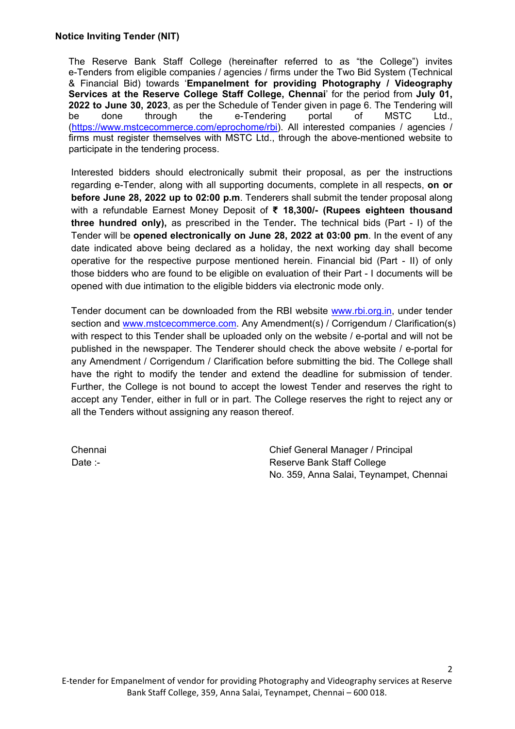**Notice Inviting Tender (NIT)**

The Reserve Bank Staff College (hereinafter referred to as "the College") invites e-Tenders from eligible companies / agencies / firms under the Two Bid System (Technical & Financial Bid) towards '**Empanelment for providing Photography / Videography Services at the Reserve College Staff College, Chennai**' for the period from **July 01, 2022 to June 30, 2023**, as per the Schedule of Tender given in page 6. The Tendering will be done through the e-Tendering portal of MSTC Ltd., (https://www.mstcecommerce.com/eprochome/rbi). All interested companies / agencies / firms must register themselves with MSTC Ltd., through the above-mentioned website to participate in the tendering process.

Interested bidders should electronically submit their proposal, as per the instructions regarding e-Tender, along with all supporting documents, complete in all respects, **on or before June 28, 2022 up to 02:00 p.m**. Tenderers shall submit the tender proposal along with a refundable Earnest Money Deposit of **₹ 18,300/- (Rupees eighteen thousand three hundred only),** as prescribed in the Tender**.** The technical bids (Part - I) of the Tender will be **opened electronically on June 28, 2022 at 03:00 pm**. In the event of any date indicated above being declared as a holiday, the next working day shall become operative for the respective purpose mentioned herein. Financial bid (Part - II) of only those bidders who are found to be eligible on evaluation of their Part - I documents will be opened with due intimation to the eligible bidders via electronic mode only.

Tender document can be downloaded from the RBI website www.rbi.org.in, under tender section and www.mstcecommerce.com. Any Amendment(s) / Corrigendum / Clarification(s) with respect to this Tender shall be uploaded only on the website / e-portal and will not be published in the newspaper. The Tenderer should check the above website / e-portal for any Amendment / Corrigendum / Clarification before submitting the bid. The College shall have the right to modify the tender and extend the deadline for submission of tender. Further, the College is not bound to accept the lowest Tender and reserves the right to accept any Tender, either in full or in part. The College reserves the right to reject any or all the Tenders without assigning any reason thereof.

Chennai
Date :-

Chief General Manager / Principal
Reserve Bank Staff College
No. 359, Anna Salai, Teynampet, Chennai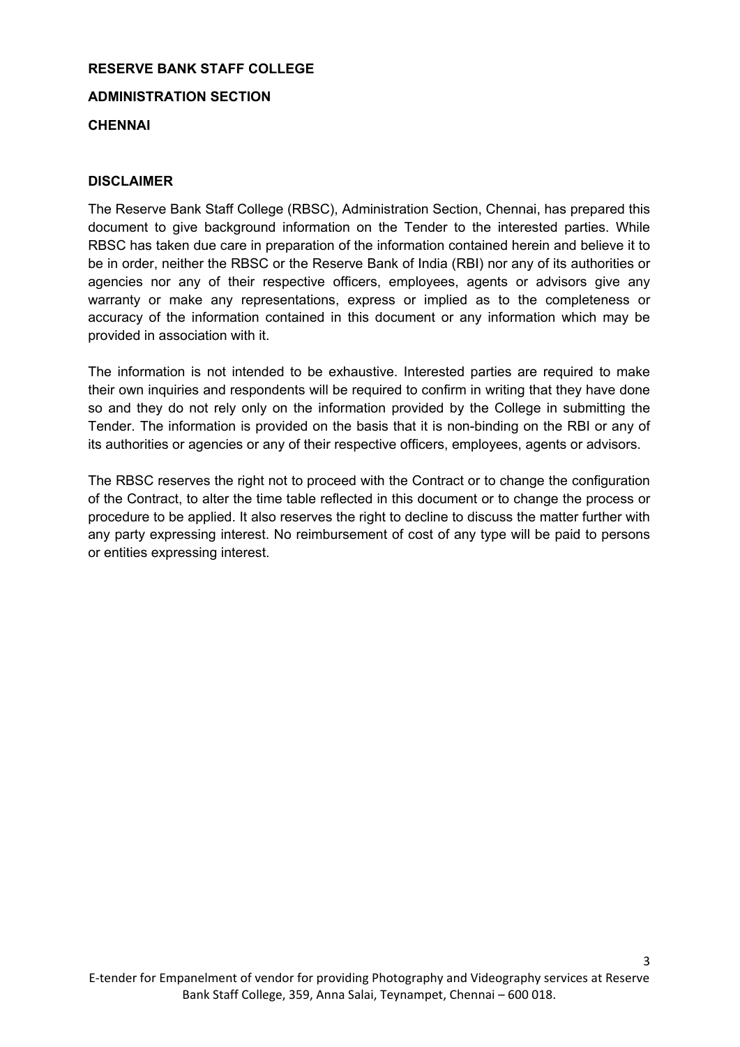**RESERVE BANK STAFF COLLEGE**

**ADMINISTRATION SECTION**

**CHENNAI**

**DISCLAIMER**

The Reserve Bank Staff College (RBSC), Administration Section, Chennai, has prepared this document to give background information on the Tender to the interested parties. While RBSC has taken due care in preparation of the information contained herein and believe it to be in order, neither the RBSC or the Reserve Bank of India (RBI) nor any of its authorities or agencies nor any of their respective officers, employees, agents or advisors give any warranty or make any representations, express or implied as to the completeness or accuracy of the information contained in this document or any information which may be provided in association with it.

The information is not intended to be exhaustive. Interested parties are required to make their own inquiries and respondents will be required to confirm in writing that they have done so and they do not rely only on the information provided by the College in submitting the Tender. The information is provided on the basis that it is non-binding on the RBI or any of its authorities or agencies or any of their respective officers, employees, agents or advisors.

The RBSC reserves the right not to proceed with the Contract or to change the configuration of the Contract, to alter the time table reflected in this document or to change the process or procedure to be applied. It also reserves the right to decline to discuss the matter further with any party expressing interest. No reimbursement of cost of any type will be paid to persons or entities expressing interest.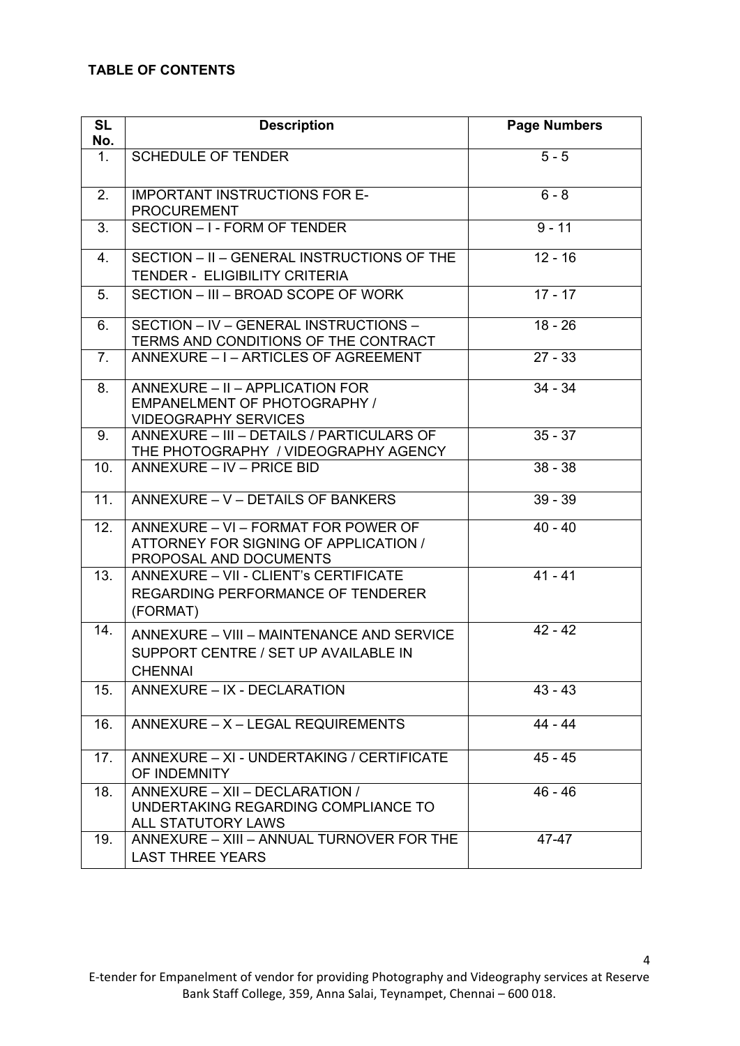**TABLE OF CONTENTS**

| SL No. | Description | Page Numbers |
|---|---|---|
| 1. | SCHEDULE OF TENDER | 5 - 5 |
| 2. | IMPORTANT INSTRUCTIONS FOR E-PROCUREMENT | 6 - 8 |
| 3. | SECTION – I - FORM OF TENDER | 9 - 11 |
| 4. | SECTION – II – GENERAL INSTRUCTIONS OF THE TENDER - ELIGIBILITY CRITERIA | 12 - 16 |
| 5. | SECTION – III – BROAD SCOPE OF WORK | 17 - 17 |
| 6. | SECTION – IV – GENERAL INSTRUCTIONS – TERMS AND CONDITIONS OF THE CONTRACT | 18 - 26 |
| 7. | ANNEXURE – I – ARTICLES OF AGREEMENT | 27 - 33 |
| 8. | ANNEXURE – II – APPLICATION FOR EMPANELMENT OF PHOTOGRAPHY / VIDEOGRAPHY SERVICES | 34 - 34 |
| 9. | ANNEXURE – III – DETAILS / PARTICULARS OF THE PHOTOGRAPHY / VIDEOGRAPHY AGENCY | 35 - 37 |
| 10. | ANNEXURE – IV – PRICE BID | 38 - 38 |
| 11. | ANNEXURE – V – DETAILS OF BANKERS | 39 - 39 |
| 12. | ANNEXURE – VI – FORMAT FOR POWER OF ATTORNEY FOR SIGNING OF APPLICATION / PROPOSAL AND DOCUMENTS | 40 - 40 |
| 13. | ANNEXURE – VII - CLIENT's CERTIFICATE REGARDING PERFORMANCE OF TENDERER (FORMAT) | 41 - 41 |
| 14. | ANNEXURE – VIII – MAINTENANCE AND SERVICE SUPPORT CENTRE / SET UP AVAILABLE IN CHENNAI | 42 - 42 |
| 15. | ANNEXURE – IX - DECLARATION | 43 - 43 |
| 16. | ANNEXURE – X – LEGAL REQUIREMENTS | 44 - 44 |
| 17. | ANNEXURE – XI - UNDERTAKING / CERTIFICATE OF INDEMNITY | 45 - 45 |
| 18. | ANNEXURE – XII – DECLARATION / UNDERTAKING REGARDING COMPLIANCE TO ALL STATUTORY LAWS | 46 - 46 |
| 19. | ANNEXURE – XIII – ANNUAL TURNOVER FOR THE LAST THREE YEARS | 47-47 |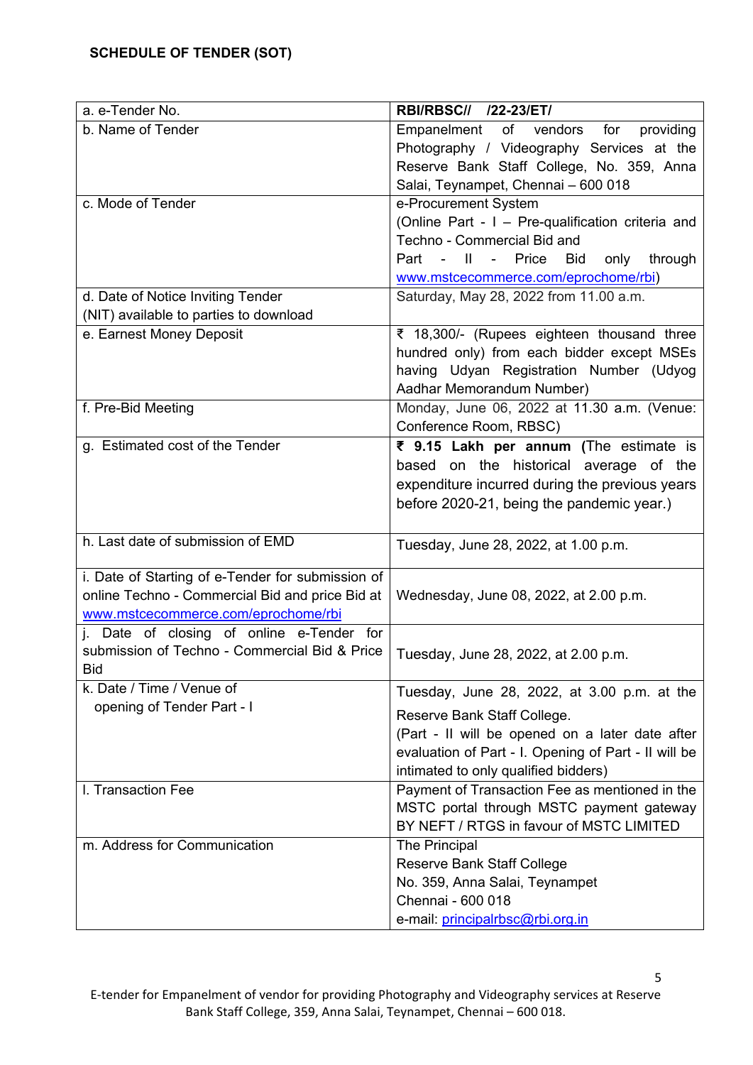**SCHEDULE OF TENDER (SOT)**

| | |
|---|---|
| a. e-Tender No. | **RBI/RBSC// /22-23/ET/** |
| b. Name of Tender | Empanelment of vendors for providing Photography / Videography Services at the Reserve Bank Staff College, No. 359, Anna Salai, Teynampet, Chennai – 600 018 |
| c. Mode of Tender | e-Procurement System (Online Part - I – Pre-qualification criteria and Techno - Commercial Bid and Part - II - Price Bid only through www.mstcecommerce.com/eprochome/rbi) |
| d. Date of Notice Inviting Tender (NIT) available to parties to download | Saturday, May 28, 2022 from 11.00 a.m. |
| e. Earnest Money Deposit | ₹ 18,300/- (Rupees eighteen thousand three hundred only) from each bidder except MSEs having Udyan Registration Number (Udyog Aadhar Memorandum Number) |
| f. Pre-Bid Meeting | Monday, June 06, 2022 at 11.30 a.m. (Venue: Conference Room, RBSC) |
| g. Estimated cost of the Tender | **₹ 9.15 Lakh per annum** (The estimate is based on the historical average of the expenditure incurred during the previous years before 2020-21, being the pandemic year.) |
| h. Last date of submission of EMD | Tuesday, June 28, 2022, at 1.00 p.m. |
| i. Date of Starting of e-Tender for submission of online Techno - Commercial Bid and price Bid at www.mstcecommerce.com/eprochome/rbi | Wednesday, June 08, 2022, at 2.00 p.m. |
| j. Date of closing of online e-Tender for submission of Techno - Commercial Bid & Price Bid | Tuesday, June 28, 2022, at 2.00 p.m. |
| k. Date / Time / Venue of opening of Tender Part - I | Tuesday, June 28, 2022, at 3.00 p.m. at the Reserve Bank Staff College. (Part - II will be opened on a later date after evaluation of Part - I. Opening of Part - II will be intimated to only qualified bidders) |
| l. Transaction Fee | Payment of Transaction Fee as mentioned in the MSTC portal through MSTC payment gateway BY NEFT / RTGS in favour of MSTC LIMITED |
| m. Address for Communication | The Principal<br>Reserve Bank Staff College<br>No. 359, Anna Salai, Teynampet<br>Chennai - 600 018<br>e-mail: principalrbsc@rbi.org.in |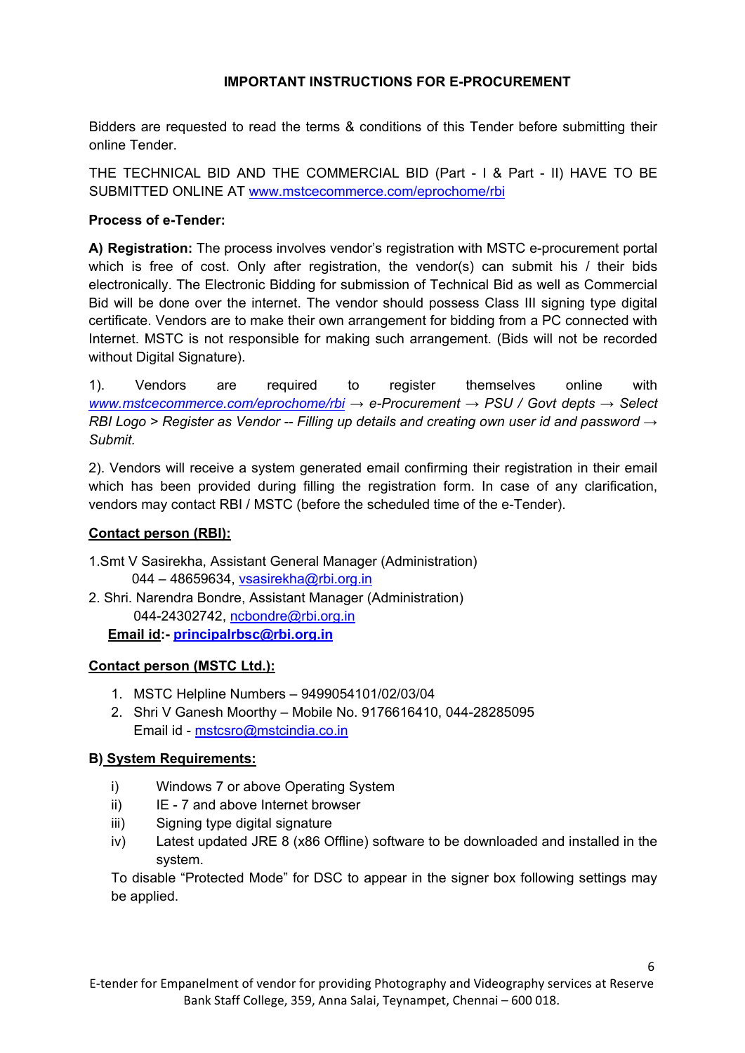**IMPORTANT INSTRUCTIONS FOR E-PROCUREMENT**

Bidders are requested to read the terms & conditions of this Tender before submitting their online Tender.

THE TECHNICAL BID AND THE COMMERCIAL BID (Part - I & Part - II) HAVE TO BE SUBMITTED ONLINE AT www.mstcecommerce.com/eprochome/rbi

**Process of e-Tender:**

**A) Registration:** The process involves vendor's registration with MSTC e-procurement portal which is free of cost. Only after registration, the vendor(s) can submit his / their bids electronically. The Electronic Bidding for submission of Technical Bid as well as Commercial Bid will be done over the internet. The vendor should possess Class III signing type digital certificate. Vendors are to make their own arrangement for bidding from a PC connected with Internet. MSTC is not responsible for making such arrangement. (Bids will not be recorded without Digital Signature).

1). Vendors are required to register themselves online with *www.mstcecommerce.com/eprochome/rbi → e-Procurement → PSU / Govt depts → Select RBI Logo > Register as Vendor -- Filling up details and creating own user id and password → Submit.*

2). Vendors will receive a system generated email confirming their registration in their email which has been provided during filling the registration form. In case of any clarification, vendors may contact RBI / MSTC (before the scheduled time of the e-Tender).

**Contact person (RBI):**

1. Smt V Sasirekha, Assistant General Manager (Administration)
   044 – 48659634, vsasirekha@rbi.org.in
2. Shri. Narendra Bondre, Assistant Manager (Administration)
   044-24302742, ncbondre@rbi.org.in

**Email id:- principalrbsc@rbi.org.in**

**Contact person (MSTC Ltd.):**

1. MSTC Helpline Numbers – 9499054101/02/03/04
2. Shri V Ganesh Moorthy – Mobile No. 9176616410, 044-28285095
   Email id - mstcsro@mstcindia.co.in

**B) System Requirements:**

i) Windows 7 or above Operating System
ii) IE - 7 and above Internet browser
iii) Signing type digital signature
iv) Latest updated JRE 8 (x86 Offline) software to be downloaded and installed in the system.

To disable "Protected Mode" for DSC to appear in the signer box following settings may be applied.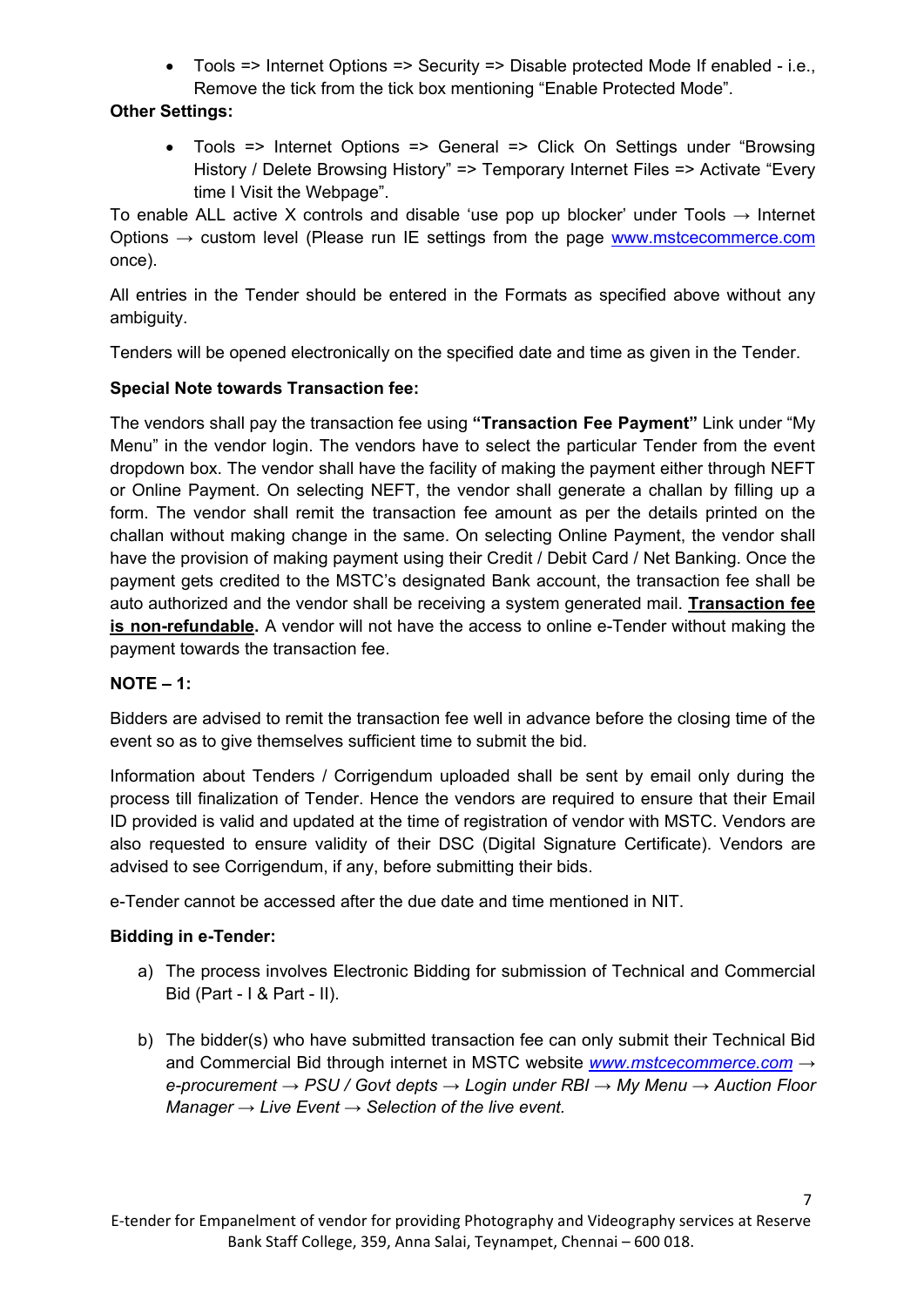- Tools => Internet Options => Security => Disable protected Mode If enabled - i.e., Remove the tick from the tick box mentioning "Enable Protected Mode".

**Other Settings:**

- Tools => Internet Options => General => Click On Settings under "Browsing History / Delete Browsing History" => Temporary Internet Files => Activate "Every time I Visit the Webpage".

To enable ALL active X controls and disable 'use pop up blocker' under Tools → Internet Options → custom level (Please run IE settings from the page [www.mstcecommerce.com](www.mstcecommerce.com) once).

All entries in the Tender should be entered in the Formats as specified above without any ambiguity.

Tenders will be opened electronically on the specified date and time as given in the Tender.

**Special Note towards Transaction fee:**

The vendors shall pay the transaction fee using **"Transaction Fee Payment"** Link under "My Menu" in the vendor login. The vendors have to select the particular Tender from the event dropdown box. The vendor shall have the facility of making the payment either through NEFT or Online Payment. On selecting NEFT, the vendor shall generate a challan by filling up a form. The vendor shall remit the transaction fee amount as per the details printed on the challan without making change in the same. On selecting Online Payment, the vendor shall have the provision of making payment using their Credit / Debit Card / Net Banking. Once the payment gets credited to the MSTC's designated Bank account, the transaction fee shall be auto authorized and the vendor shall be receiving a system generated mail. **Transaction fee is non-refundable.** A vendor will not have the access to online e-Tender without making the payment towards the transaction fee.

**NOTE – 1:**

Bidders are advised to remit the transaction fee well in advance before the closing time of the event so as to give themselves sufficient time to submit the bid.

Information about Tenders / Corrigendum uploaded shall be sent by email only during the process till finalization of Tender. Hence the vendors are required to ensure that their Email ID provided is valid and updated at the time of registration of vendor with MSTC. Vendors are also requested to ensure validity of their DSC (Digital Signature Certificate). Vendors are advised to see Corrigendum, if any, before submitting their bids.

e-Tender cannot be accessed after the due date and time mentioned in NIT.

**Bidding in e-Tender:**

a) The process involves Electronic Bidding for submission of Technical and Commercial Bid (Part - I & Part - II).

b) The bidder(s) who have submitted transaction fee can only submit their Technical Bid and Commercial Bid through internet in MSTC website *[www.mstcecommerce.com](www.mstcecommerce.com) → e-procurement → PSU / Govt depts → Login under RBI → My Menu → Auction Floor Manager → Live Event → Selection of the live event.*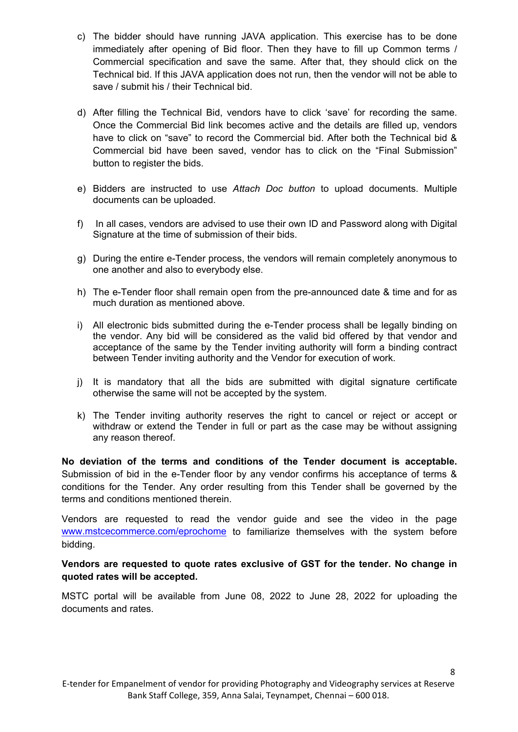c) The bidder should have running JAVA application. This exercise has to be done immediately after opening of Bid floor. Then they have to fill up Common terms / Commercial specification and save the same. After that, they should click on the Technical bid. If this JAVA application does not run, then the vendor will not be able to save / submit his / their Technical bid.

d) After filling the Technical Bid, vendors have to click 'save' for recording the same. Once the Commercial Bid link becomes active and the details are filled up, vendors have to click on "save" to record the Commercial bid. After both the Technical bid & Commercial bid have been saved, vendor has to click on the "Final Submission" button to register the bids.

e) Bidders are instructed to use *Attach Doc button* to upload documents. Multiple documents can be uploaded.

f) In all cases, vendors are advised to use their own ID and Password along with Digital Signature at the time of submission of their bids.

g) During the entire e-Tender process, the vendors will remain completely anonymous to one another and also to everybody else.

h) The e-Tender floor shall remain open from the pre-announced date & time and for as much duration as mentioned above.

i) All electronic bids submitted during the e-Tender process shall be legally binding on the vendor. Any bid will be considered as the valid bid offered by that vendor and acceptance of the same by the Tender inviting authority will form a binding contract between Tender inviting authority and the Vendor for execution of work.

j) It is mandatory that all the bids are submitted with digital signature certificate otherwise the same will not be accepted by the system.

k) The Tender inviting authority reserves the right to cancel or reject or accept or withdraw or extend the Tender in full or part as the case may be without assigning any reason thereof.

**No deviation of the terms and conditions of the Tender document is acceptable.** Submission of bid in the e-Tender floor by any vendor confirms his acceptance of terms & conditions for the Tender. Any order resulting from this Tender shall be governed by the terms and conditions mentioned therein.

Vendors are requested to read the vendor guide and see the video in the page [www.mstcecommerce.com/eprochome](www.mstcecommerce.com/eprochome) to familiarize themselves with the system before bidding.

**Vendors are requested to quote rates exclusive of GST for the tender. No change in quoted rates will be accepted.**

MSTC portal will be available from June 08, 2022 to June 28, 2022 for uploading the documents and rates.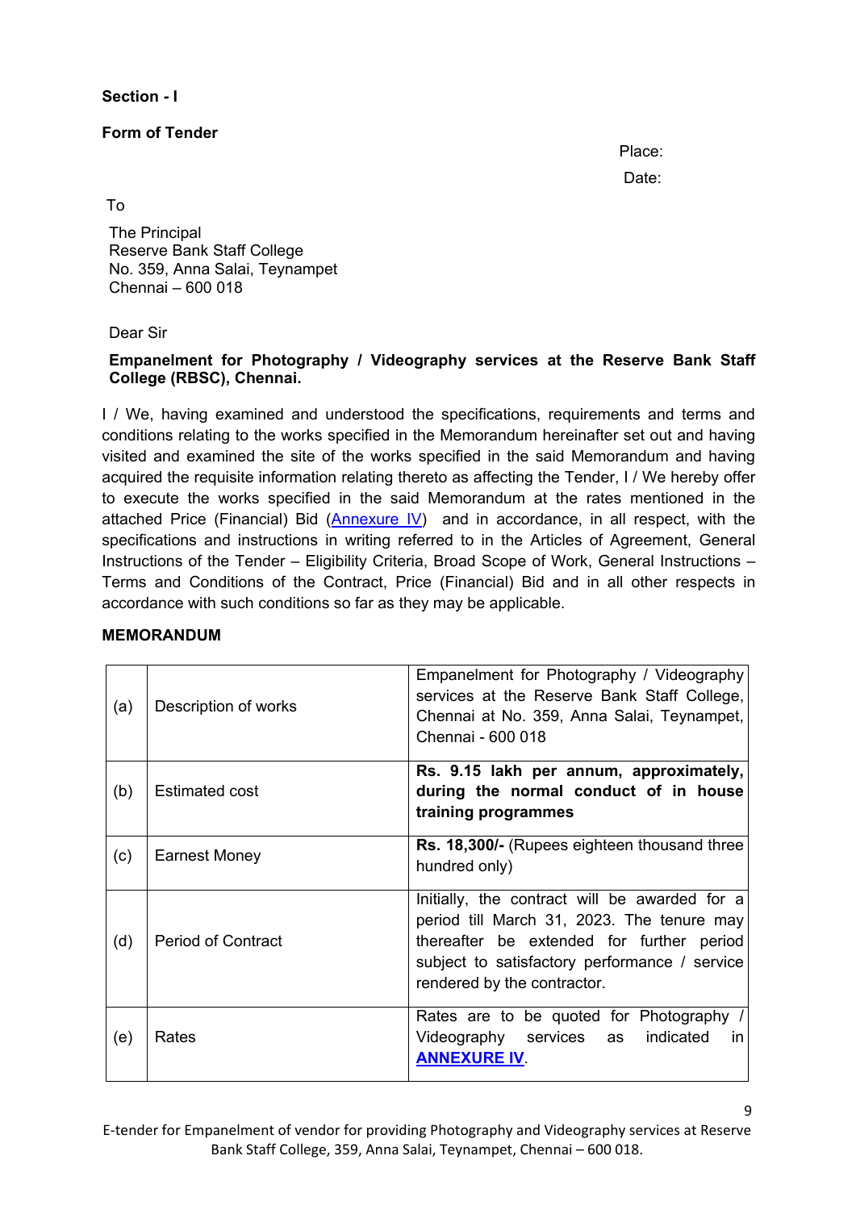**Section - I**

**Form of Tender**

Place:

Date:

To

The Principal
Reserve Bank Staff College
No. 359, Anna Salai, Teynampet
Chennai – 600 018

Dear Sir

**Empanelment for Photography / Videography services at the Reserve Bank Staff College (RBSC), Chennai.**

I / We, having examined and understood the specifications, requirements and terms and conditions relating to the works specified in the Memorandum hereinafter set out and having visited and examined the site of the works specified in the said Memorandum and having acquired the requisite information relating thereto as affecting the Tender, I / We hereby offer to execute the works specified in the said Memorandum at the rates mentioned in the attached Price (Financial) Bid (Annexure IV) and in accordance, in all respect, with the specifications and instructions in writing referred to in the Articles of Agreement, General Instructions of the Tender – Eligibility Criteria, Broad Scope of Work, General Instructions – Terms and Conditions of the Contract, Price (Financial) Bid and in all other respects in accordance with such conditions so far as they may be applicable.

**MEMORANDUM**

| | | |
|---|---|---|
| (a) | Description of works | Empanelment for Photography / Videography services at the Reserve Bank Staff College, Chennai at No. 359, Anna Salai, Teynampet, Chennai - 600 018 |
| (b) | Estimated cost | **Rs. 9.15 lakh per annum, approximately, during the normal conduct of in house training programmes** |
| (c) | Earnest Money | **Rs. 18,300/-** (Rupees eighteen thousand three hundred only) |
| (d) | Period of Contract | Initially, the contract will be awarded for a period till March 31, 2023. The tenure may thereafter be extended for further period subject to satisfactory performance / service rendered by the contractor. |
| (e) | Rates | Rates are to be quoted for Photography / Videography services as indicated in **ANNEXURE IV**. |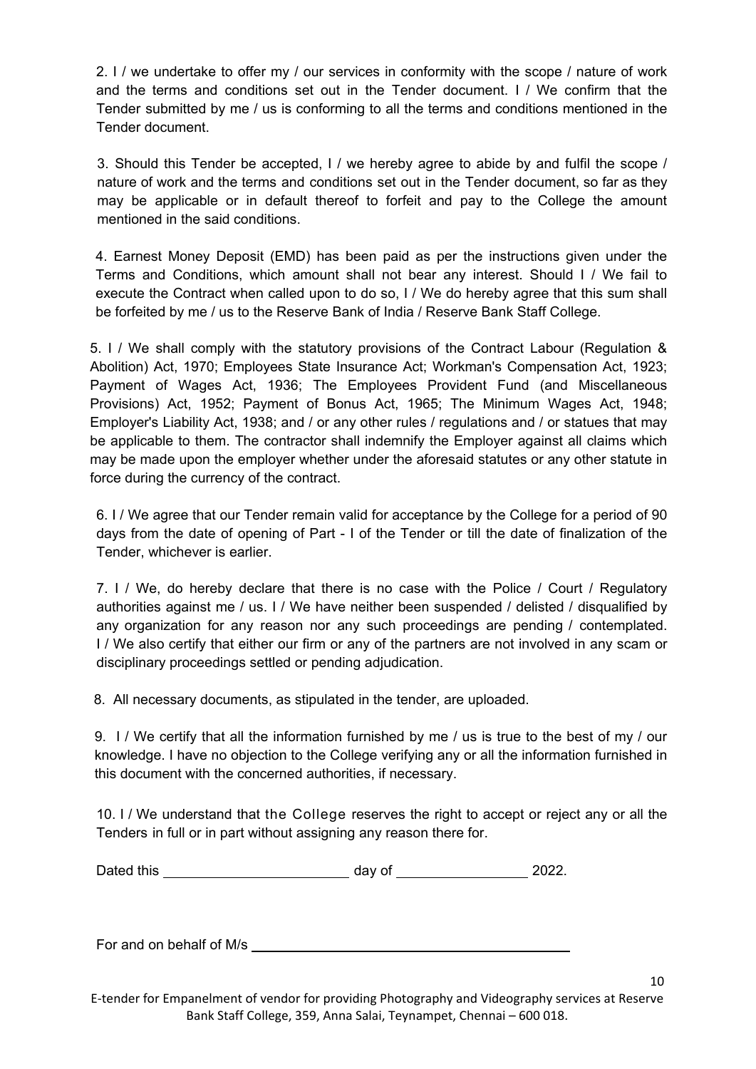2. I / we undertake to offer my / our services in conformity with the scope / nature of work and the terms and conditions set out in the Tender document. I / We confirm that the Tender submitted by me / us is conforming to all the terms and conditions mentioned in the Tender document.

3. Should this Tender be accepted, I / we hereby agree to abide by and fulfil the scope / nature of work and the terms and conditions set out in the Tender document, so far as they may be applicable or in default thereof to forfeit and pay to the College the amount mentioned in the said conditions.

4. Earnest Money Deposit (EMD) has been paid as per the instructions given under the Terms and Conditions, which amount shall not bear any interest. Should I / We fail to execute the Contract when called upon to do so, I / We do hereby agree that this sum shall be forfeited by me / us to the Reserve Bank of India / Reserve Bank Staff College.

5. I / We shall comply with the statutory provisions of the Contract Labour (Regulation & Abolition) Act, 1970; Employees State Insurance Act; Workman's Compensation Act, 1923; Payment of Wages Act, 1936; The Employees Provident Fund (and Miscellaneous Provisions) Act, 1952; Payment of Bonus Act, 1965; The Minimum Wages Act, 1948; Employer's Liability Act, 1938; and / or any other rules / regulations and / or statues that may be applicable to them. The contractor shall indemnify the Employer against all claims which may be made upon the employer whether under the aforesaid statutes or any other statute in force during the currency of the contract.

6. I / We agree that our Tender remain valid for acceptance by the College for a period of 90 days from the date of opening of Part - I of the Tender or till the date of finalization of the Tender, whichever is earlier.

7. I / We, do hereby declare that there is no case with the Police / Court / Regulatory authorities against me / us. I / We have neither been suspended / delisted / disqualified by any organization for any reason nor any such proceedings are pending / contemplated. I / We also certify that either our firm or any of the partners are not involved in any scam or disciplinary proceedings settled or pending adjudication.

8. All necessary documents, as stipulated in the tender, are uploaded.

9. I / We certify that all the information furnished by me / us is true to the best of my / our knowledge. I have no objection to the College verifying any or all the information furnished in this document with the concerned authorities, if necessary.

10. I / We understand that the College reserves the right to accept or reject any or all the Tenders in full or in part without assigning any reason there for.

Dated this ________________________ day of _________________ 2022.

For and on behalf of M/s ____________________________________________

E-tender for Empanelment of vendor for providing Photography and Videography services at Reserve Bank Staff College, 359, Anna Salai, Teynampet, Chennai – 600 018.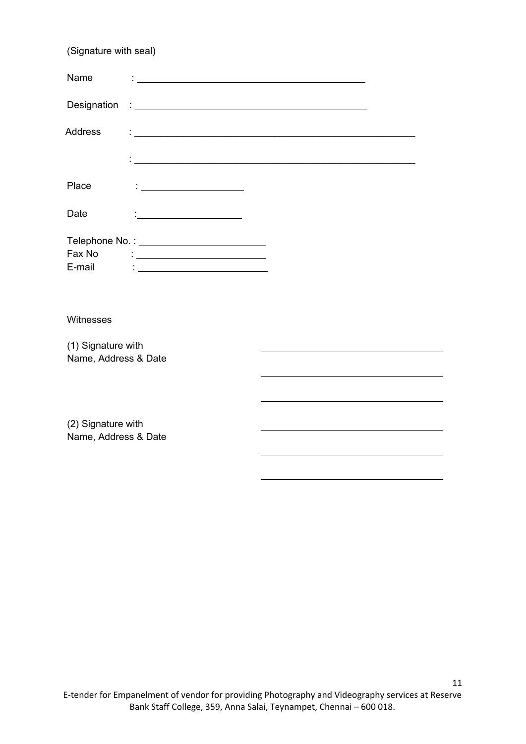(Signature with seal)

Name : ____________________________________________

Designation : ____________________________________________

Address : ____________________________________________________

: ____________________________________________________

Place : ____________________

Date : ____________________

Telephone No. : ________________________

Fax No : ________________________

E-mail : ________________________

Witnesses

(1) Signature with
Name, Address & Date

____________________________________

____________________________________

____________________________________

(2) Signature with
Name, Address & Date

____________________________________

____________________________________

____________________________________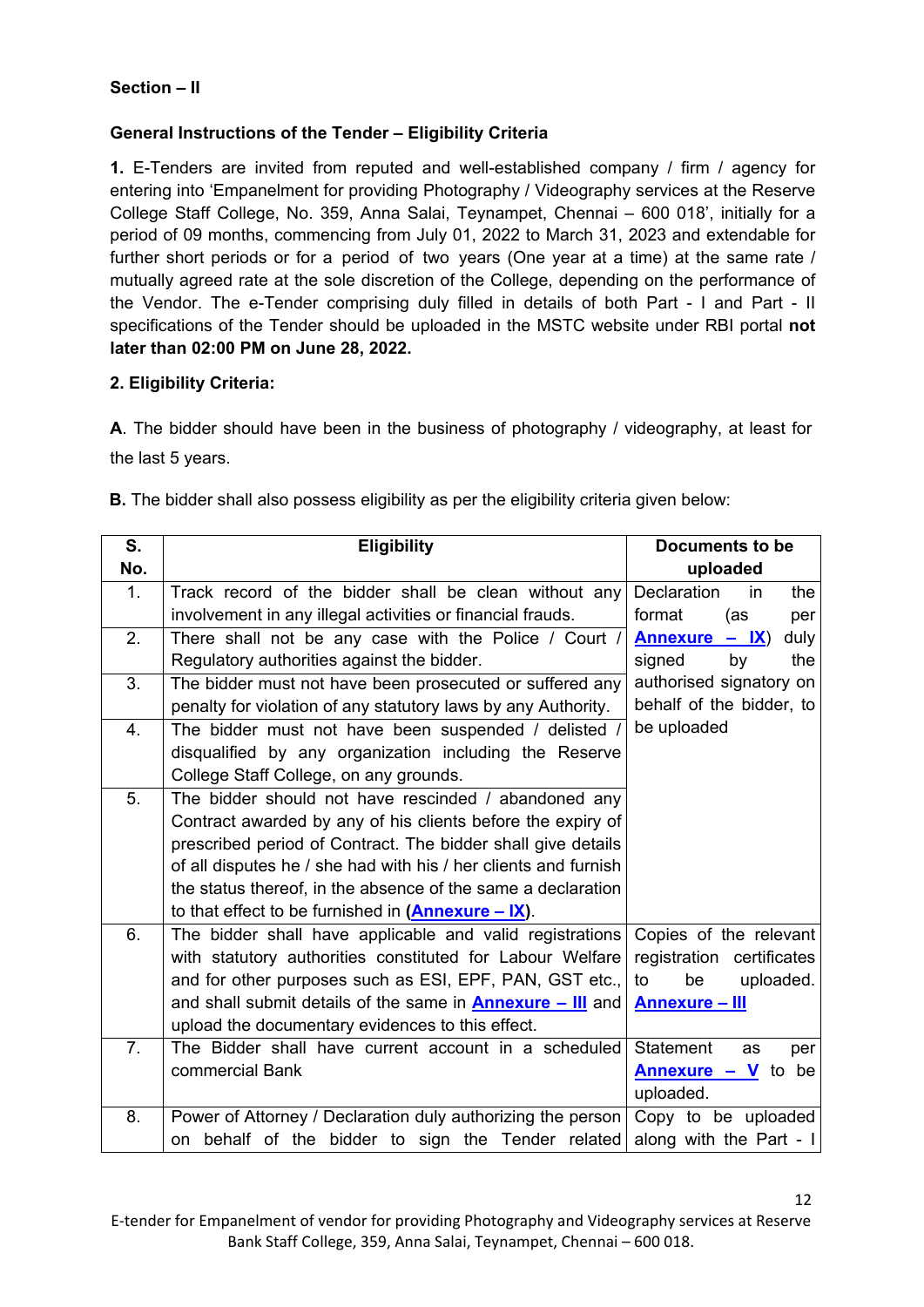**Section – II**

**General Instructions of the Tender – Eligibility Criteria**

**1.** E-Tenders are invited from reputed and well-established company / firm / agency for entering into 'Empanelment for providing Photography / Videography services at the Reserve College Staff College, No. 359, Anna Salai, Teynampet, Chennai – 600 018', initially for a period of 09 months, commencing from July 01, 2022 to March 31, 2023 and extendable for further short periods or for a period of two years (One year at a time) at the same rate / mutually agreed rate at the sole discretion of the College, depending on the performance of the Vendor. The e-Tender comprising duly filled in details of both Part - I and Part - II specifications of the Tender should be uploaded in the MSTC website under RBI portal **not later than 02:00 PM on June 28, 2022.**

**2. Eligibility Criteria:**

**A**. The bidder should have been in the business of photography / videography, at least for the last 5 years.

**B.** The bidder shall also possess eligibility as per the eligibility criteria given below:

| S. No. | Eligibility | Documents to be uploaded |
|---|---|---|
| 1. | Track record of the bidder shall be clean without any involvement in any illegal activities or financial frauds. | Declaration in the format (as per **Annexure – IX**) duly signed by the authorised signatory on behalf of the bidder, to be uploaded |
| 2. | There shall not be any case with the Police / Court / Regulatory authorities against the bidder. | |
| 3. | The bidder must not have been prosecuted or suffered any penalty for violation of any statutory laws by any Authority. | |
| 4. | The bidder must not have been suspended / delisted / disqualified by any organization including the Reserve College Staff College, on any grounds. | |
| 5. | The bidder should not have rescinded / abandoned any Contract awarded by any of his clients before the expiry of prescribed period of Contract. The bidder shall give details of all disputes he / she had with his / her clients and furnish the status thereof, in the absence of the same a declaration to that effect to be furnished in **(Annexure – IX)**. | |
| 6. | The bidder shall have applicable and valid registrations with statutory authorities constituted for Labour Welfare and for other purposes such as ESI, EPF, PAN, GST etc., and shall submit details of the same in **Annexure – III** and upload the documentary evidences to this effect. | Copies of the relevant registration certificates to be uploaded. **Annexure – III** |
| 7. | The Bidder shall have current account in a scheduled commercial Bank | Statement as per **Annexure – V** to be uploaded. |
| 8. | Power of Attorney / Declaration duly authorizing the person on behalf of the bidder to sign the Tender related | Copy to be uploaded along with the Part - I |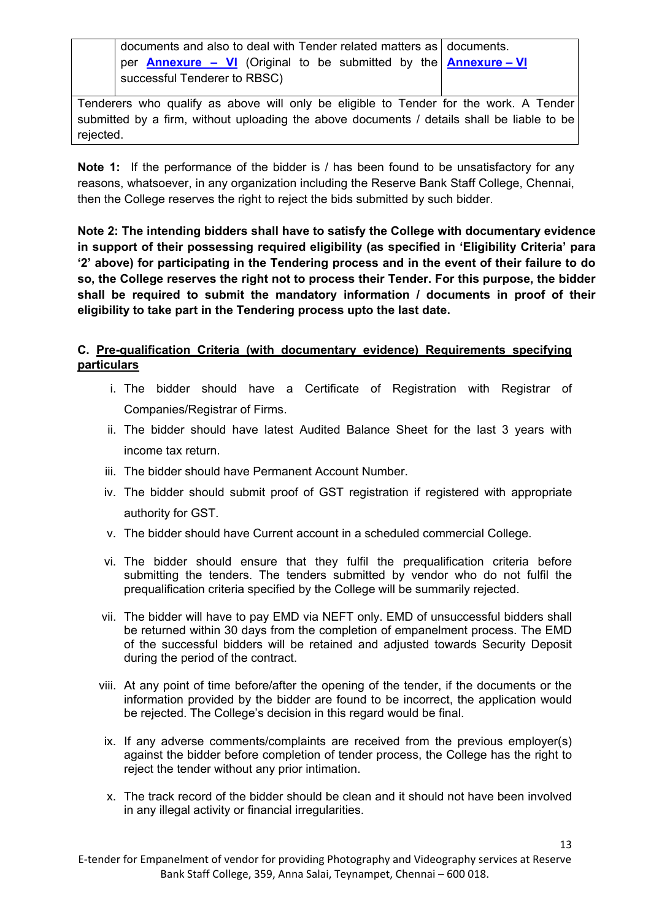| | documents and also to deal with Tender related matters as per **Annexure – VI** (Original to be submitted by the successful Tenderer to RBSC) | documents. **Annexure – VI** |
|---|---|---|
| Tenderers who qualify as above will only be eligible to Tender for the work. A Tender submitted by a firm, without uploading the above documents / details shall be liable to be rejected. | | |

**Note 1:** If the performance of the bidder is / has been found to be unsatisfactory for any reasons, whatsoever, in any organization including the Reserve Bank Staff College, Chennai, then the College reserves the right to reject the bids submitted by such bidder.

**Note 2: The intending bidders shall have to satisfy the College with documentary evidence in support of their possessing required eligibility (as specified in 'Eligibility Criteria' para '2' above) for participating in the Tendering process and in the event of their failure to do so, the College reserves the right not to process their Tender. For this purpose, the bidder shall be required to submit the mandatory information / documents in proof of their eligibility to take part in the Tendering process upto the last date.**

**C. Pre-qualification Criteria (with documentary evidence) Requirements specifying particulars**

i. The bidder should have a Certificate of Registration with Registrar of Companies/Registrar of Firms.

ii. The bidder should have latest Audited Balance Sheet for the last 3 years with income tax return.

iii. The bidder should have Permanent Account Number.

iv. The bidder should submit proof of GST registration if registered with appropriate authority for GST.

v. The bidder should have Current account in a scheduled commercial College.

vi. The bidder should ensure that they fulfil the prequalification criteria before submitting the tenders. The tenders submitted by vendor who do not fulfil the prequalification criteria specified by the College will be summarily rejected.

vii. The bidder will have to pay EMD via NEFT only. EMD of unsuccessful bidders shall be returned within 30 days from the completion of empanelment process. The EMD of the successful bidders will be retained and adjusted towards Security Deposit during the period of the contract.

viii. At any point of time before/after the opening of the tender, if the documents or the information provided by the bidder are found to be incorrect, the application would be rejected. The College's decision in this regard would be final.

ix. If any adverse comments/complaints are received from the previous employer(s) against the bidder before completion of tender process, the College has the right to reject the tender without any prior intimation.

x. The track record of the bidder should be clean and it should not have been involved in any illegal activity or financial irregularities.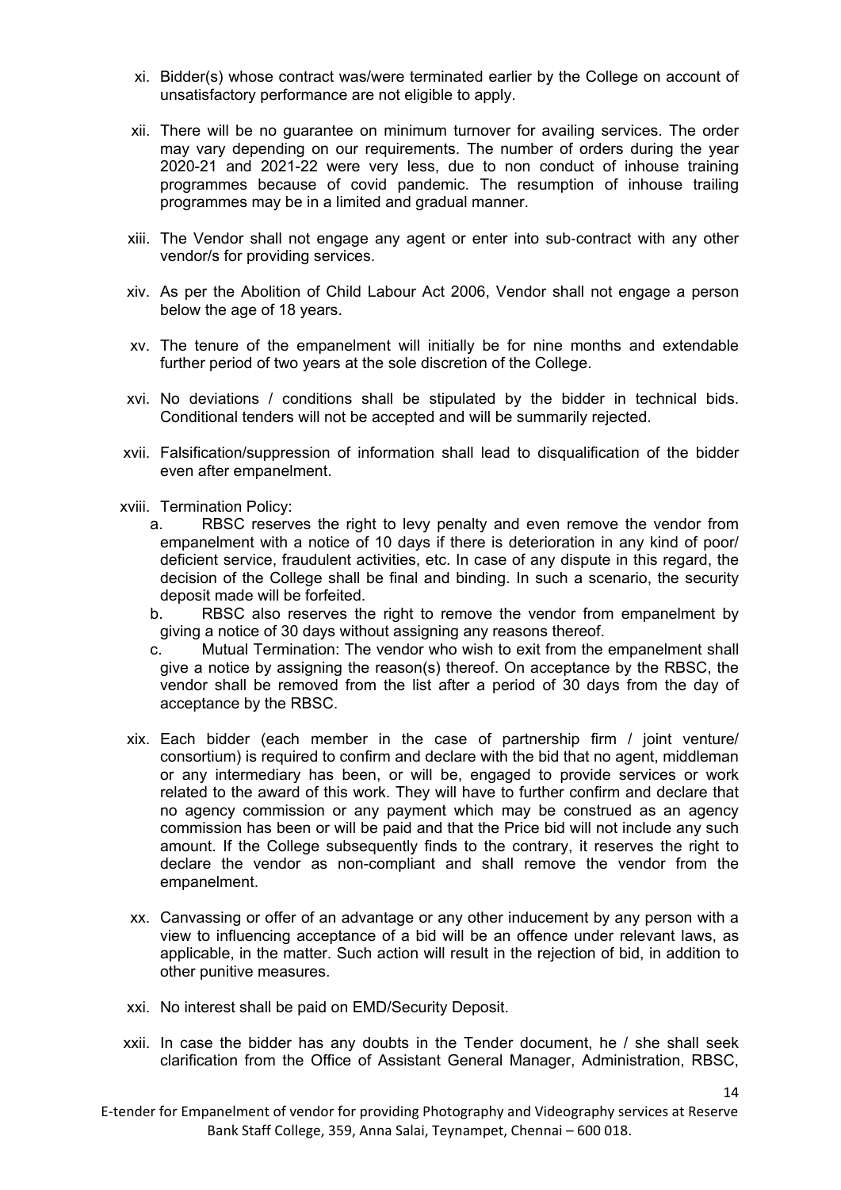xi. Bidder(s) whose contract was/were terminated earlier by the College on account of unsatisfactory performance are not eligible to apply.

xii. There will be no guarantee on minimum turnover for availing services. The order may vary depending on our requirements. The number of orders during the year 2020-21 and 2021-22 were very less, due to non conduct of inhouse training programmes because of covid pandemic. The resumption of inhouse trailing programmes may be in a limited and gradual manner.

xiii. The Vendor shall not engage any agent or enter into sub-contract with any other vendor/s for providing services.

xiv. As per the Abolition of Child Labour Act 2006, Vendor shall not engage a person below the age of 18 years.

xv. The tenure of the empanelment will initially be for nine months and extendable further period of two years at the sole discretion of the College.

xvi. No deviations / conditions shall be stipulated by the bidder in technical bids. Conditional tenders will not be accepted and will be summarily rejected.

xvii. Falsification/suppression of information shall lead to disqualification of the bidder even after empanelment.

xviii. Termination Policy:

a. RBSC reserves the right to levy penalty and even remove the vendor from empanelment with a notice of 10 days if there is deterioration in any kind of poor/ deficient service, fraudulent activities, etc. In case of any dispute in this regard, the decision of the College shall be final and binding. In such a scenario, the security deposit made will be forfeited.

b. RBSC also reserves the right to remove the vendor from empanelment by giving a notice of 30 days without assigning any reasons thereof.

c. Mutual Termination: The vendor who wish to exit from the empanelment shall give a notice by assigning the reason(s) thereof. On acceptance by the RBSC, the vendor shall be removed from the list after a period of 30 days from the day of acceptance by the RBSC.

xix. Each bidder (each member in the case of partnership firm / joint venture/ consortium) is required to confirm and declare with the bid that no agent, middleman or any intermediary has been, or will be, engaged to provide services or work related to the award of this work. They will have to further confirm and declare that no agency commission or any payment which may be construed as an agency commission has been or will be paid and that the Price bid will not include any such amount. If the College subsequently finds to the contrary, it reserves the right to declare the vendor as non-compliant and shall remove the vendor from the empanelment.

xx. Canvassing or offer of an advantage or any other inducement by any person with a view to influencing acceptance of a bid will be an offence under relevant laws, as applicable, in the matter. Such action will result in the rejection of bid, in addition to other punitive measures.

xxi. No interest shall be paid on EMD/Security Deposit.

xxii. In case the bidder has any doubts in the Tender document, he / she shall seek clarification from the Office of Assistant General Manager, Administration, RBSC,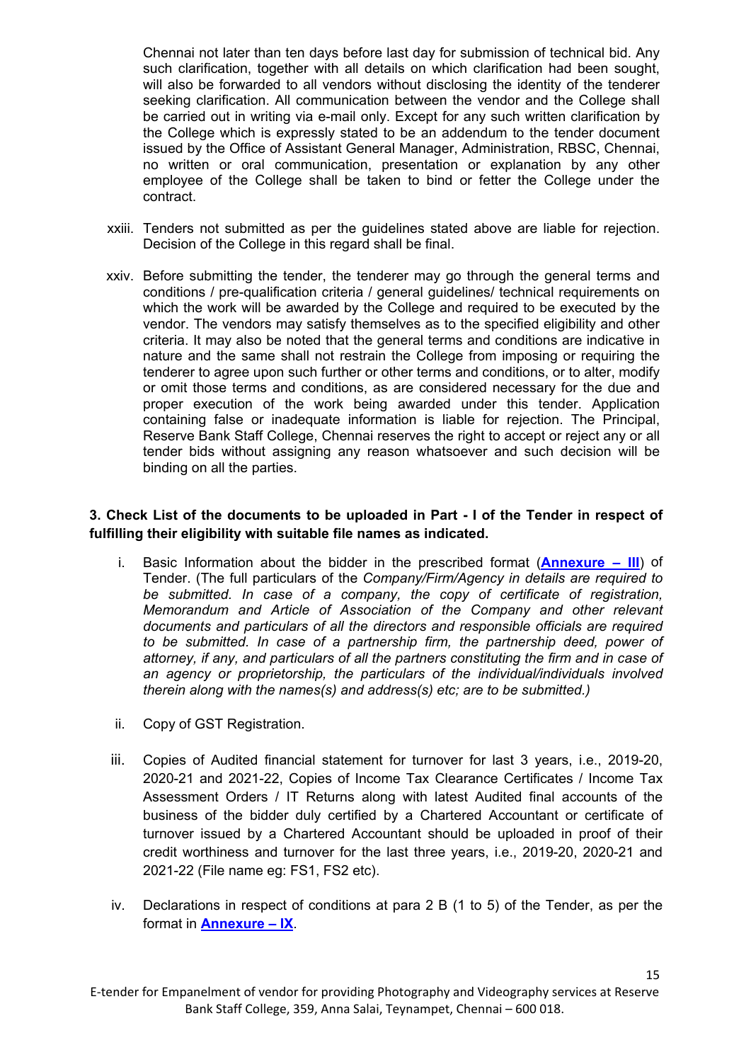Chennai not later than ten days before last day for submission of technical bid. Any such clarification, together with all details on which clarification had been sought, will also be forwarded to all vendors without disclosing the identity of the tenderer seeking clarification. All communication between the vendor and the College shall be carried out in writing via e-mail only. Except for any such written clarification by the College which is expressly stated to be an addendum to the tender document issued by the Office of Assistant General Manager, Administration, RBSC, Chennai, no written or oral communication, presentation or explanation by any other employee of the College shall be taken to bind or fetter the College under the contract.

xxiii. Tenders not submitted as per the guidelines stated above are liable for rejection. Decision of the College in this regard shall be final.

xxiv. Before submitting the tender, the tenderer may go through the general terms and conditions / pre-qualification criteria / general guidelines/ technical requirements on which the work will be awarded by the College and required to be executed by the vendor. The vendors may satisfy themselves as to the specified eligibility and other criteria. It may also be noted that the general terms and conditions are indicative in nature and the same shall not restrain the College from imposing or requiring the tenderer to agree upon such further or other terms and conditions, or to alter, modify or omit those terms and conditions, as are considered necessary for the due and proper execution of the work being awarded under this tender. Application containing false or inadequate information is liable for rejection. The Principal, Reserve Bank Staff College, Chennai reserves the right to accept or reject any or all tender bids without assigning any reason whatsoever and such decision will be binding on all the parties.

**3. Check List of the documents to be uploaded in Part - I of the Tender in respect of fulfilling their eligibility with suitable file names as indicated.**

i. Basic Information about the bidder in the prescribed format (**Annexure – III**) of Tender. (The full particulars of the *Company/Firm/Agency in details are required to be submitted. In case of a company, the copy of certificate of registration, Memorandum and Article of Association of the Company and other relevant documents and particulars of all the directors and responsible officials are required to be submitted. In case of a partnership firm, the partnership deed, power of attorney, if any, and particulars of all the partners constituting the firm and in case of an agency or proprietorship, the particulars of the individual/individuals involved therein along with the names(s) and address(s) etc; are to be submitted.)*

ii. Copy of GST Registration.

iii. Copies of Audited financial statement for turnover for last 3 years, i.e., 2019-20, 2020-21 and 2021-22, Copies of Income Tax Clearance Certificates / Income Tax Assessment Orders / IT Returns along with latest Audited final accounts of the business of the bidder duly certified by a Chartered Accountant or certificate of turnover issued by a Chartered Accountant should be uploaded in proof of their credit worthiness and turnover for the last three years, i.e., 2019-20, 2020-21 and 2021-22 (File name eg: FS1, FS2 etc).

iv. Declarations in respect of conditions at para 2 B (1 to 5) of the Tender, as per the format in **Annexure – IX**.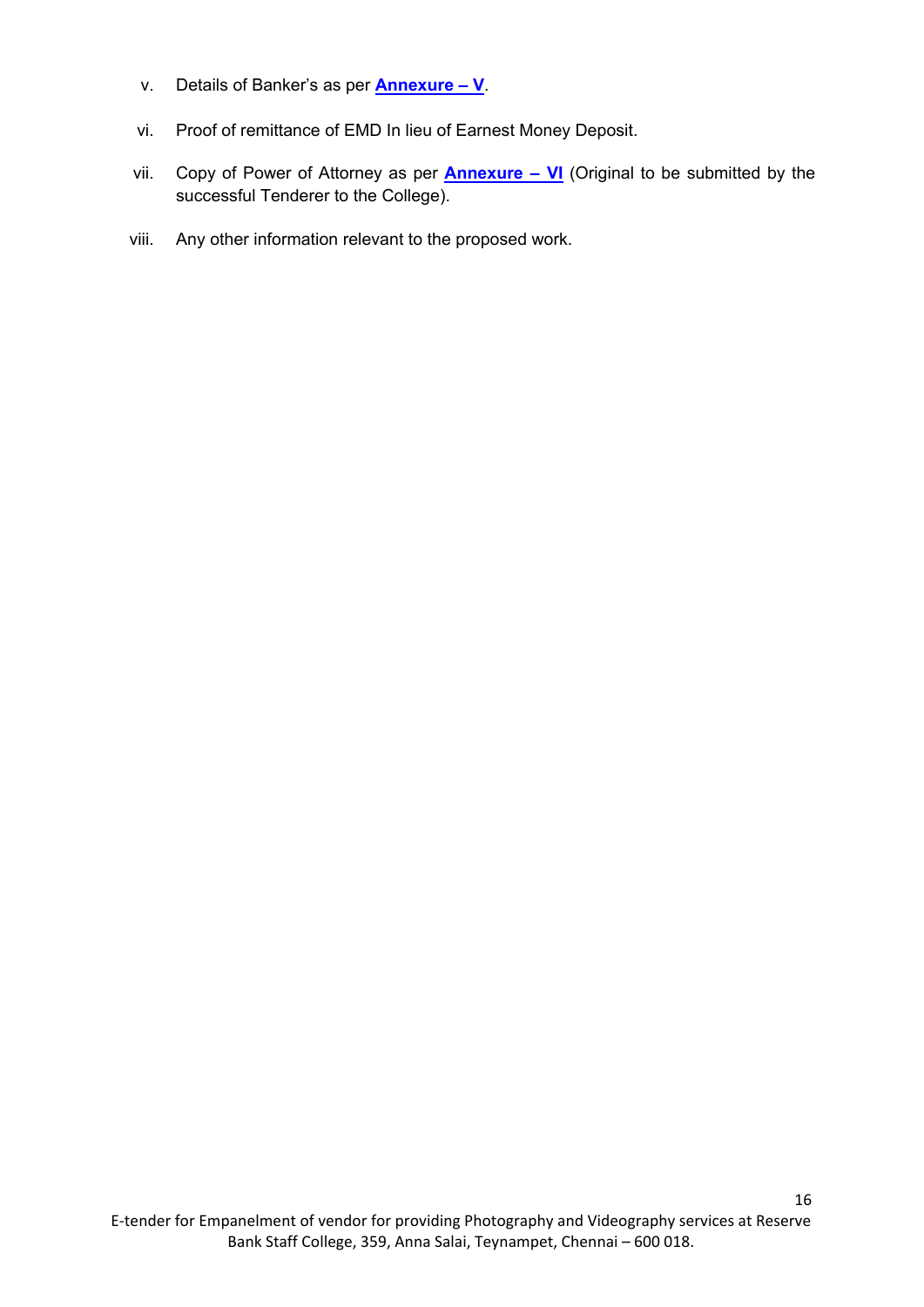v. Details of Banker's as per **Annexure – V**.

vi. Proof of remittance of EMD In lieu of Earnest Money Deposit.

vii. Copy of Power of Attorney as per **Annexure – VI** (Original to be submitted by the successful Tenderer to the College).

viii. Any other information relevant to the proposed work.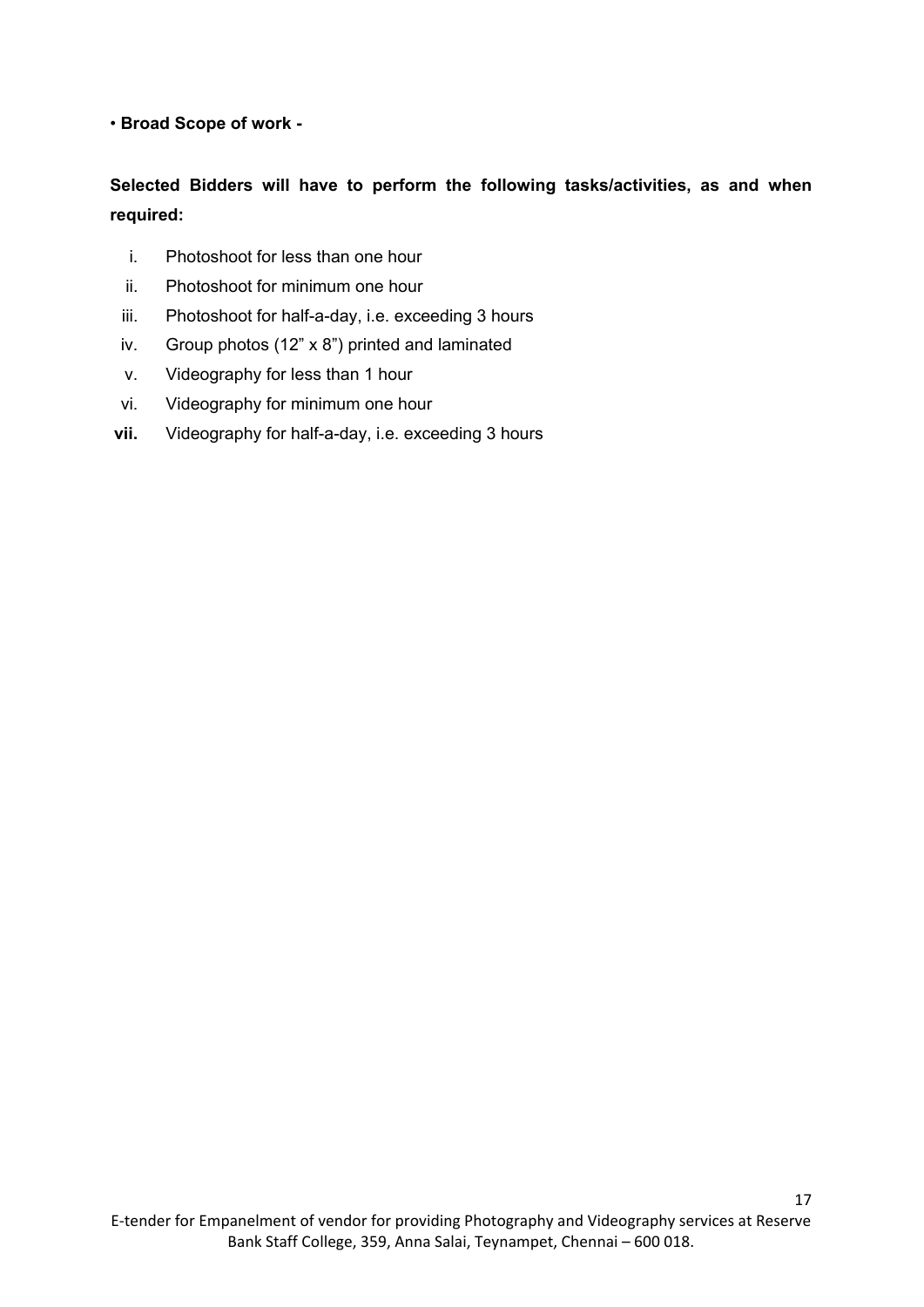• **Broad Scope of work -**

**Selected Bidders will have to perform the following tasks/activities, as and when required:**

i. Photoshoot for less than one hour
ii. Photoshoot for minimum one hour
iii. Photoshoot for half-a-day, i.e. exceeding 3 hours
iv. Group photos (12” x 8”) printed and laminated
v. Videography for less than 1 hour
vi. Videography for minimum one hour
**vii.** Videography for half-a-day, i.e. exceeding 3 hours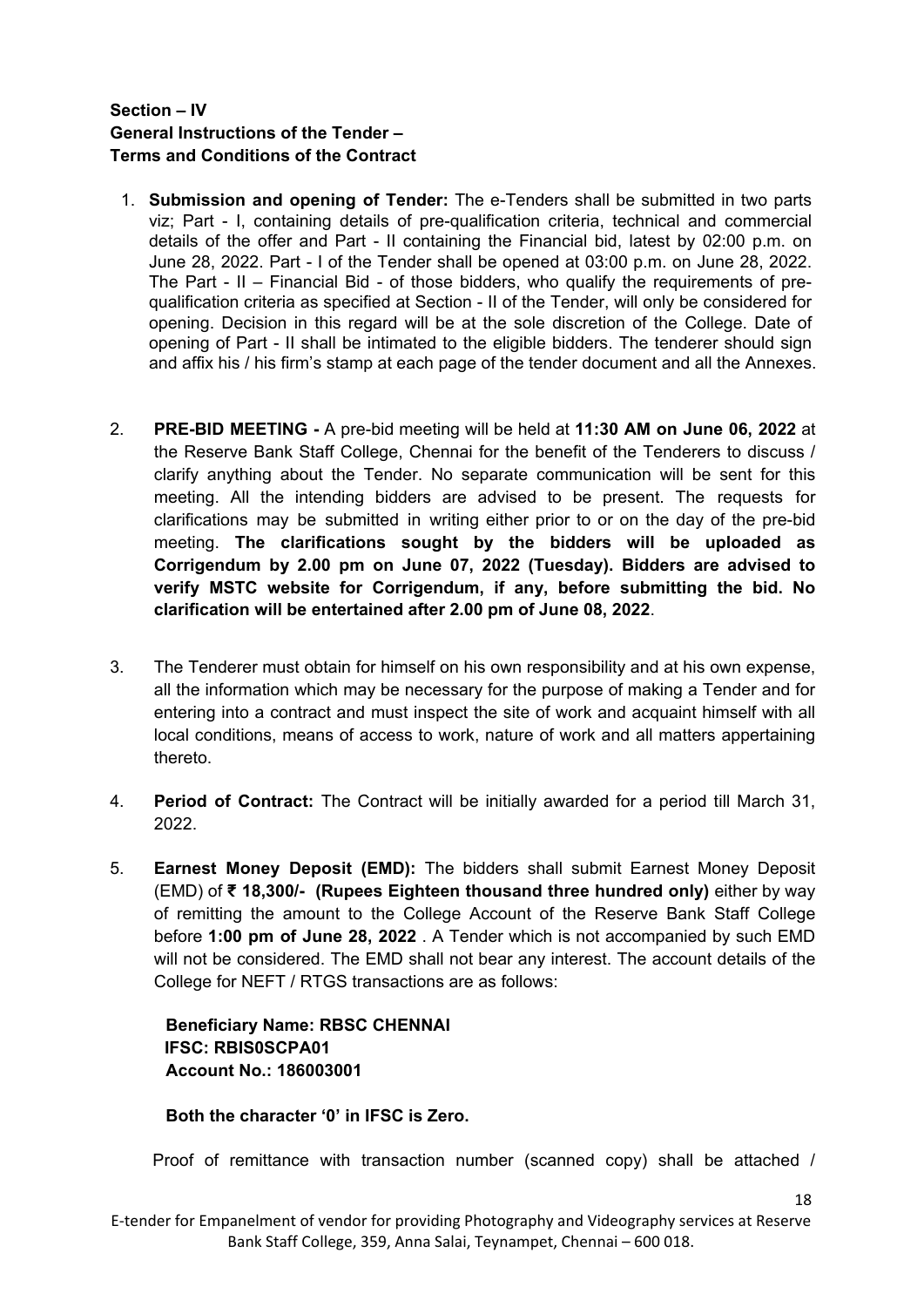**Section – IV**
**General Instructions of the Tender –**
**Terms and Conditions of the Contract**

1. **Submission and opening of Tender:** The e-Tenders shall be submitted in two parts viz; Part - I, containing details of pre-qualification criteria, technical and commercial details of the offer and Part - II containing the Financial bid, latest by 02:00 p.m. on June 28, 2022. Part - I of the Tender shall be opened at 03:00 p.m. on June 28, 2022. The Part - II – Financial Bid - of those bidders, who qualify the requirements of pre-qualification criteria as specified at Section - II of the Tender, will only be considered for opening. Decision in this regard will be at the sole discretion of the College. Date of opening of Part - II shall be intimated to the eligible bidders. The tenderer should sign and affix his / his firm's stamp at each page of the tender document and all the Annexes.

2. **PRE-BID MEETING -** A pre-bid meeting will be held at **11:30 AM on June 06, 2022** at the Reserve Bank Staff College, Chennai for the benefit of the Tenderers to discuss / clarify anything about the Tender. No separate communication will be sent for this meeting. All the intending bidders are advised to be present. The requests for clarifications may be submitted in writing either prior to or on the day of the pre-bid meeting. **The clarifications sought by the bidders will be uploaded as Corrigendum by 2.00 pm on June 07, 2022 (Tuesday). Bidders are advised to verify MSTC website for Corrigendum, if any, before submitting the bid. No clarification will be entertained after 2.00 pm of June 08, 2022**.

3. The Tenderer must obtain for himself on his own responsibility and at his own expense, all the information which may be necessary for the purpose of making a Tender and for entering into a contract and must inspect the site of work and acquaint himself with all local conditions, means of access to work, nature of work and all matters appertaining thereto.

4. **Period of Contract:** The Contract will be initially awarded for a period till March 31, 2022.

5. **Earnest Money Deposit (EMD):** The bidders shall submit Earnest Money Deposit (EMD) of **₹ 18,300/- (Rupees Eighteen thousand three hundred only)** either by way of remitting the amount to the College Account of the Reserve Bank Staff College before **1:00 pm of June 28, 2022** . A Tender which is not accompanied by such EMD will not be considered. The EMD shall not bear any interest. The account details of the College for NEFT / RTGS transactions are as follows:

   **Beneficiary Name: RBSC CHENNAI**
   **IFSC: RBIS0SCPA01**
   **Account No.: 186003001**

   **Both the character '0' in IFSC is Zero.**

   Proof of remittance with transaction number (scanned copy) shall be attached /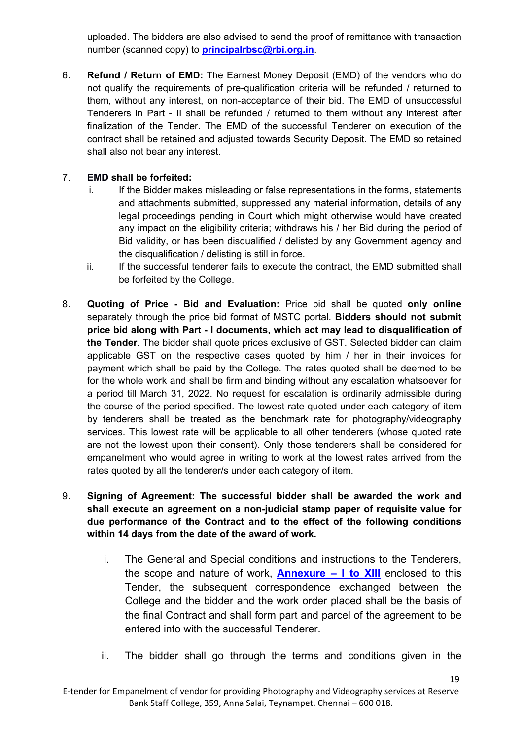uploaded. The bidders are also advised to send the proof of remittance with transaction number (scanned copy) to **principalrbsc@rbi.org.in**.

6. **Refund / Return of EMD:** The Earnest Money Deposit (EMD) of the vendors who do not qualify the requirements of pre-qualification criteria will be refunded / returned to them, without any interest, on non-acceptance of their bid. The EMD of unsuccessful Tenderers in Part - II shall be refunded / returned to them without any interest after finalization of the Tender. The EMD of the successful Tenderer on execution of the contract shall be retained and adjusted towards Security Deposit. The EMD so retained shall also not bear any interest.

7. **EMD shall be forfeited:**
   i. If the Bidder makes misleading or false representations in the forms, statements and attachments submitted, suppressed any material information, details of any legal proceedings pending in Court which might otherwise would have created any impact on the eligibility criteria; withdraws his / her Bid during the period of Bid validity, or has been disqualified / delisted by any Government agency and the disqualification / delisting is still in force.
   ii. If the successful tenderer fails to execute the contract, the EMD submitted shall be forfeited by the College.

8. **Quoting of Price - Bid and Evaluation:** Price bid shall be quoted **only online** separately through the price bid format of MSTC portal. **Bidders should not submit price bid along with Part - I documents, which act may lead to disqualification of the Tender**. The bidder shall quote prices exclusive of GST. Selected bidder can claim applicable GST on the respective cases quoted by him / her in their invoices for payment which shall be paid by the College. The rates quoted shall be deemed to be for the whole work and shall be firm and binding without any escalation whatsoever for a period till March 31, 2022. No request for escalation is ordinarily admissible during the course of the period specified. The lowest rate quoted under each category of item by tenderers shall be treated as the benchmark rate for photography/videography services. This lowest rate will be applicable to all other tenderers (whose quoted rate are not the lowest upon their consent). Only those tenderers shall be considered for empanelment who would agree in writing to work at the lowest rates arrived from the rates quoted by all the tenderer/s under each category of item.

9. **Signing of Agreement: The successful bidder shall be awarded the work and shall execute an agreement on a non-judicial stamp paper of requisite value for due performance of the Contract and to the effect of the following conditions within 14 days from the date of the award of work.**

   i. The General and Special conditions and instructions to the Tenderers, the scope and nature of work, **Annexure – I to XIII** enclosed to this Tender, the subsequent correspondence exchanged between the College and the bidder and the work order placed shall be the basis of the final Contract and shall form part and parcel of the agreement to be entered into with the successful Tenderer.

   ii. The bidder shall go through the terms and conditions given in the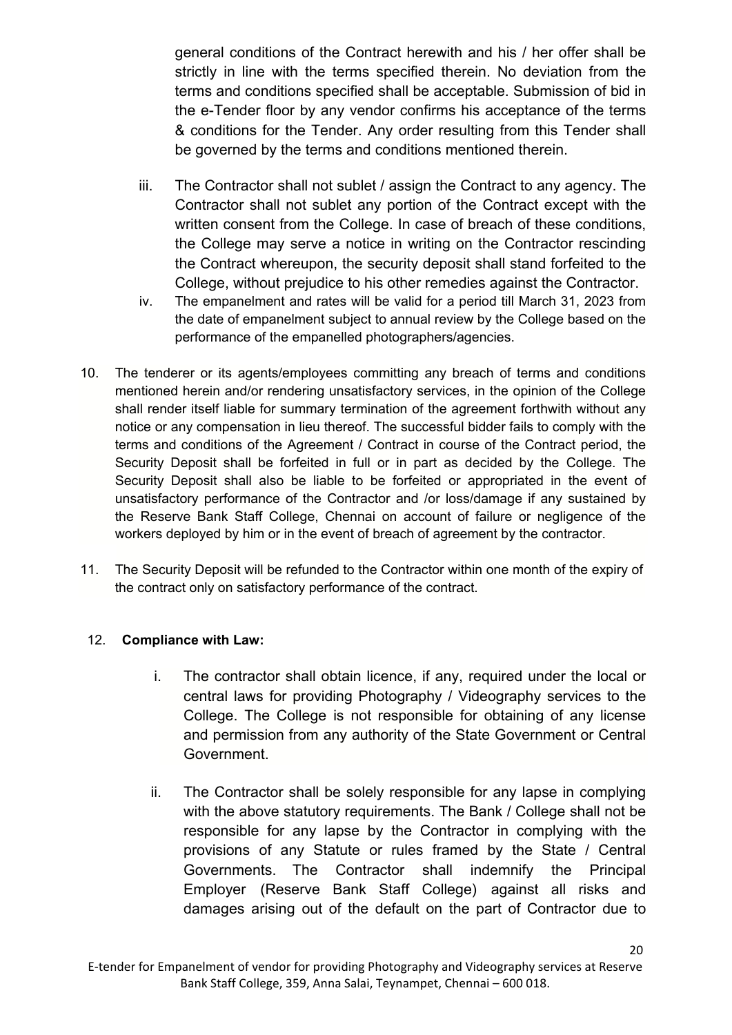general conditions of the Contract herewith and his / her offer shall be strictly in line with the terms specified therein. No deviation from the terms and conditions specified shall be acceptable. Submission of bid in the e-Tender floor by any vendor confirms his acceptance of the terms & conditions for the Tender. Any order resulting from this Tender shall be governed by the terms and conditions mentioned therein.

iii. The Contractor shall not sublet / assign the Contract to any agency. The Contractor shall not sublet any portion of the Contract except with the written consent from the College. In case of breach of these conditions, the College may serve a notice in writing on the Contractor rescinding the Contract whereupon, the security deposit shall stand forfeited to the College, without prejudice to his other remedies against the Contractor.

iv. The empanelment and rates will be valid for a period till March 31, 2023 from the date of empanelment subject to annual review by the College based on the performance of the empanelled photographers/agencies.

10. The tenderer or its agents/employees committing any breach of terms and conditions mentioned herein and/or rendering unsatisfactory services, in the opinion of the College shall render itself liable for summary termination of the agreement forthwith without any notice or any compensation in lieu thereof. The successful bidder fails to comply with the terms and conditions of the Agreement / Contract in course of the Contract period, the Security Deposit shall be forfeited in full or in part as decided by the College. The Security Deposit shall also be liable to be forfeited or appropriated in the event of unsatisfactory performance of the Contractor and /or loss/damage if any sustained by the Reserve Bank Staff College, Chennai on account of failure or negligence of the workers deployed by him or in the event of breach of agreement by the contractor.

11. The Security Deposit will be refunded to the Contractor within one month of the expiry of the contract only on satisfactory performance of the contract.

12. **Compliance with Law:**

i. The contractor shall obtain licence, if any, required under the local or central laws for providing Photography / Videography services to the College. The College is not responsible for obtaining of any license and permission from any authority of the State Government or Central Government.

ii. The Contractor shall be solely responsible for any lapse in complying with the above statutory requirements. The Bank / College shall not be responsible for any lapse by the Contractor in complying with the provisions of any Statute or rules framed by the State / Central Governments. The Contractor shall indemnify the Principal Employer (Reserve Bank Staff College) against all risks and damages arising out of the default on the part of Contractor due to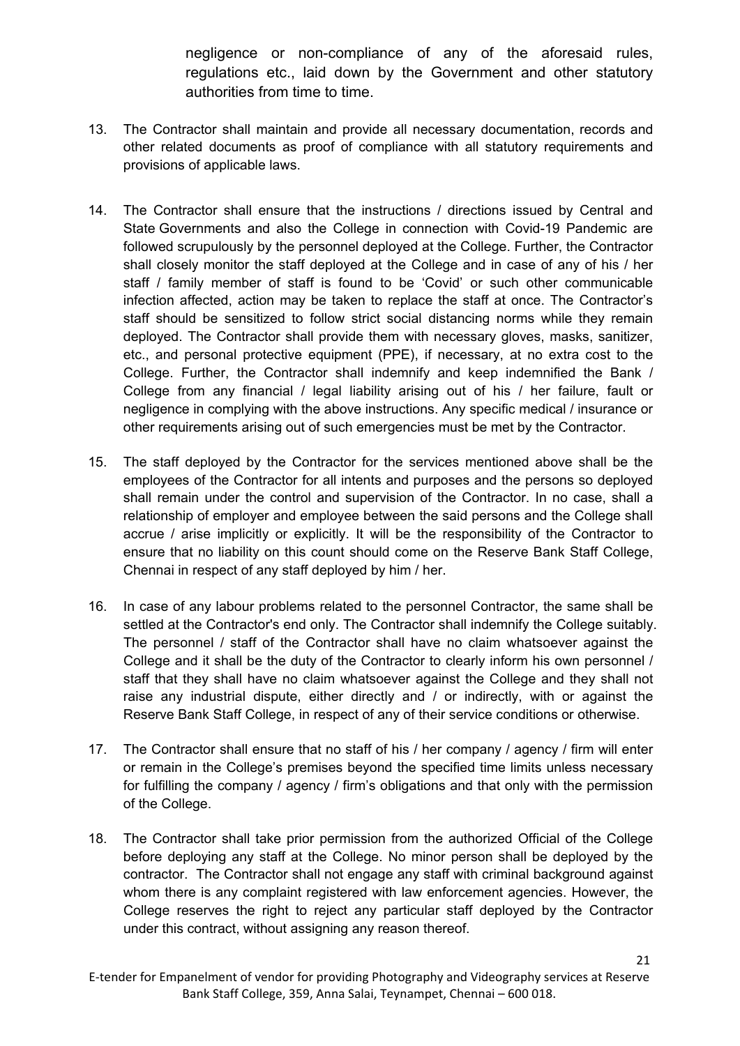negligence or non-compliance of any of the aforesaid rules, regulations etc., laid down by the Government and other statutory authorities from time to time.

13. The Contractor shall maintain and provide all necessary documentation, records and other related documents as proof of compliance with all statutory requirements and provisions of applicable laws.

14. The Contractor shall ensure that the instructions / directions issued by Central and State Governments and also the College in connection with Covid-19 Pandemic are followed scrupulously by the personnel deployed at the College. Further, the Contractor shall closely monitor the staff deployed at the College and in case of any of his / her staff / family member of staff is found to be 'Covid' or such other communicable infection affected, action may be taken to replace the staff at once. The Contractor's staff should be sensitized to follow strict social distancing norms while they remain deployed. The Contractor shall provide them with necessary gloves, masks, sanitizer, etc., and personal protective equipment (PPE), if necessary, at no extra cost to the College. Further, the Contractor shall indemnify and keep indemnified the Bank / College from any financial / legal liability arising out of his / her failure, fault or negligence in complying with the above instructions. Any specific medical / insurance or other requirements arising out of such emergencies must be met by the Contractor.

15. The staff deployed by the Contractor for the services mentioned above shall be the employees of the Contractor for all intents and purposes and the persons so deployed shall remain under the control and supervision of the Contractor. In no case, shall a relationship of employer and employee between the said persons and the College shall accrue / arise implicitly or explicitly. It will be the responsibility of the Contractor to ensure that no liability on this count should come on the Reserve Bank Staff College, Chennai in respect of any staff deployed by him / her.

16. In case of any labour problems related to the personnel Contractor, the same shall be settled at the Contractor's end only. The Contractor shall indemnify the College suitably. The personnel / staff of the Contractor shall have no claim whatsoever against the College and it shall be the duty of the Contractor to clearly inform his own personnel / staff that they shall have no claim whatsoever against the College and they shall not raise any industrial dispute, either directly and / or indirectly, with or against the Reserve Bank Staff College, in respect of any of their service conditions or otherwise.

17. The Contractor shall ensure that no staff of his / her company / agency / firm will enter or remain in the College's premises beyond the specified time limits unless necessary for fulfilling the company / agency / firm's obligations and that only with the permission of the College.

18. The Contractor shall take prior permission from the authorized Official of the College before deploying any staff at the College. No minor person shall be deployed by the contractor. The Contractor shall not engage any staff with criminal background against whom there is any complaint registered with law enforcement agencies. However, the College reserves the right to reject any particular staff deployed by the Contractor under this contract, without assigning any reason thereof.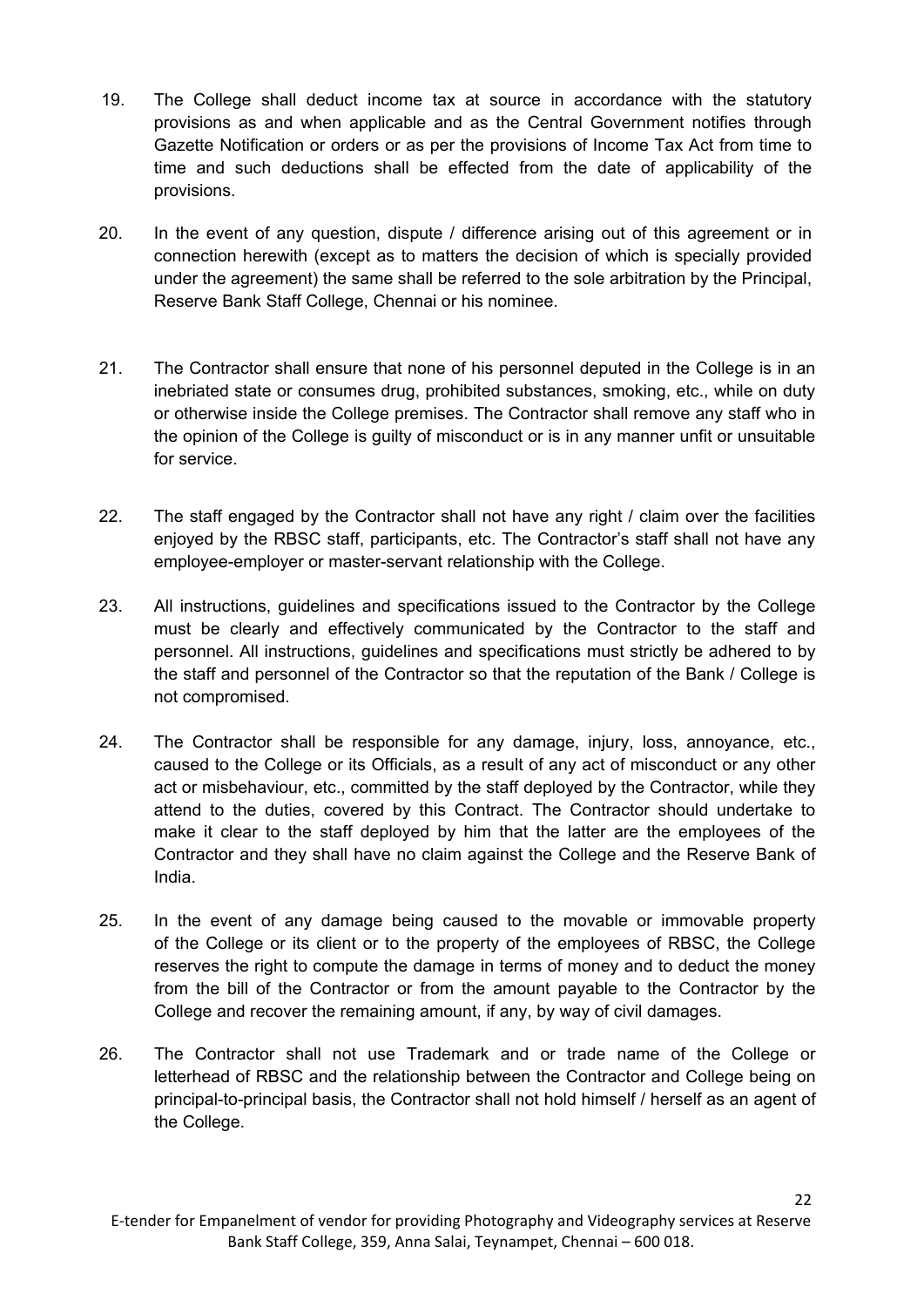19. The College shall deduct income tax at source in accordance with the statutory provisions as and when applicable and as the Central Government notifies through Gazette Notification or orders or as per the provisions of Income Tax Act from time to time and such deductions shall be effected from the date of applicability of the provisions.

20. In the event of any question, dispute / difference arising out of this agreement or in connection herewith (except as to matters the decision of which is specially provided under the agreement) the same shall be referred to the sole arbitration by the Principal, Reserve Bank Staff College, Chennai or his nominee.

21. The Contractor shall ensure that none of his personnel deputed in the College is in an inebriated state or consumes drug, prohibited substances, smoking, etc., while on duty or otherwise inside the College premises. The Contractor shall remove any staff who in the opinion of the College is guilty of misconduct or is in any manner unfit or unsuitable for service.

22. The staff engaged by the Contractor shall not have any right / claim over the facilities enjoyed by the RBSC staff, participants, etc. The Contractor's staff shall not have any employee-employer or master-servant relationship with the College.

23. All instructions, guidelines and specifications issued to the Contractor by the College must be clearly and effectively communicated by the Contractor to the staff and personnel. All instructions, guidelines and specifications must strictly be adhered to by the staff and personnel of the Contractor so that the reputation of the Bank / College is not compromised.

24. The Contractor shall be responsible for any damage, injury, loss, annoyance, etc., caused to the College or its Officials, as a result of any act of misconduct or any other act or misbehaviour, etc., committed by the staff deployed by the Contractor, while they attend to the duties, covered by this Contract. The Contractor should undertake to make it clear to the staff deployed by him that the latter are the employees of the Contractor and they shall have no claim against the College and the Reserve Bank of India.

25. In the event of any damage being caused to the movable or immovable property of the College or its client or to the property of the employees of RBSC, the College reserves the right to compute the damage in terms of money and to deduct the money from the bill of the Contractor or from the amount payable to the Contractor by the College and recover the remaining amount, if any, by way of civil damages.

26. The Contractor shall not use Trademark and or trade name of the College or letterhead of RBSC and the relationship between the Contractor and College being on principal-to-principal basis, the Contractor shall not hold himself / herself as an agent of the College.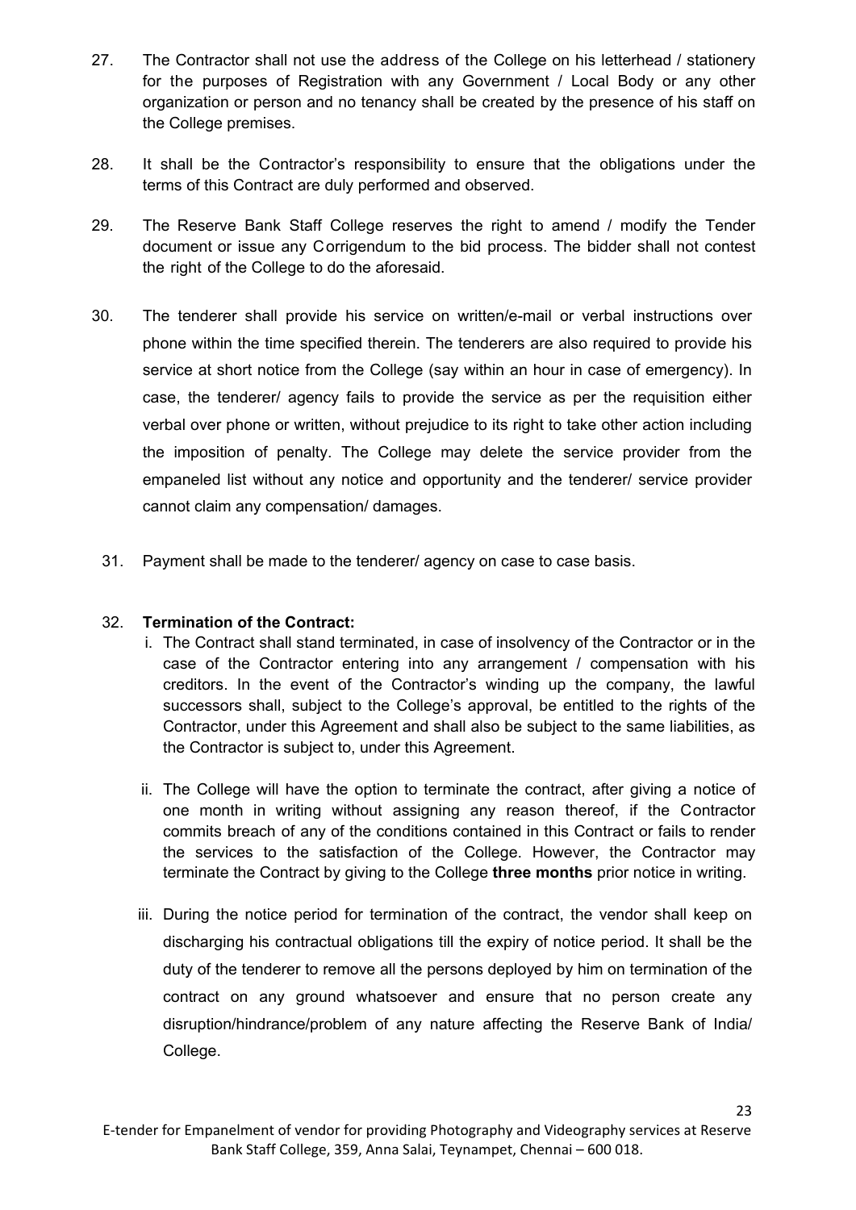27. The Contractor shall not use the address of the College on his letterhead / stationery for the purposes of Registration with any Government / Local Body or any other organization or person and no tenancy shall be created by the presence of his staff on the College premises.

28. It shall be the Contractor's responsibility to ensure that the obligations under the terms of this Contract are duly performed and observed.

29. The Reserve Bank Staff College reserves the right to amend / modify the Tender document or issue any Corrigendum to the bid process. The bidder shall not contest the right of the College to do the aforesaid.

30. The tenderer shall provide his service on written/e-mail or verbal instructions over phone within the time specified therein. The tenderers are also required to provide his service at short notice from the College (say within an hour in case of emergency). In case, the tenderer/ agency fails to provide the service as per the requisition either verbal over phone or written, without prejudice to its right to take other action including the imposition of penalty. The College may delete the service provider from the empaneled list without any notice and opportunity and the tenderer/ service provider cannot claim any compensation/ damages.

31. Payment shall be made to the tenderer/ agency on case to case basis.

32. **Termination of the Contract:**

    i. The Contract shall stand terminated, in case of insolvency of the Contractor or in the case of the Contractor entering into any arrangement / compensation with his creditors. In the event of the Contractor's winding up the company, the lawful successors shall, subject to the College's approval, be entitled to the rights of the Contractor, under this Agreement and shall also be subject to the same liabilities, as the Contractor is subject to, under this Agreement.

    ii. The College will have the option to terminate the contract, after giving a notice of one month in writing without assigning any reason thereof, if the Contractor commits breach of any of the conditions contained in this Contract or fails to render the services to the satisfaction of the College. However, the Contractor may terminate the Contract by giving to the College **three months** prior notice in writing.

    iii. During the notice period for termination of the contract, the vendor shall keep on discharging his contractual obligations till the expiry of notice period. It shall be the duty of the tenderer to remove all the persons deployed by him on termination of the contract on any ground whatsoever and ensure that no person create any disruption/hindrance/problem of any nature affecting the Reserve Bank of India/ College.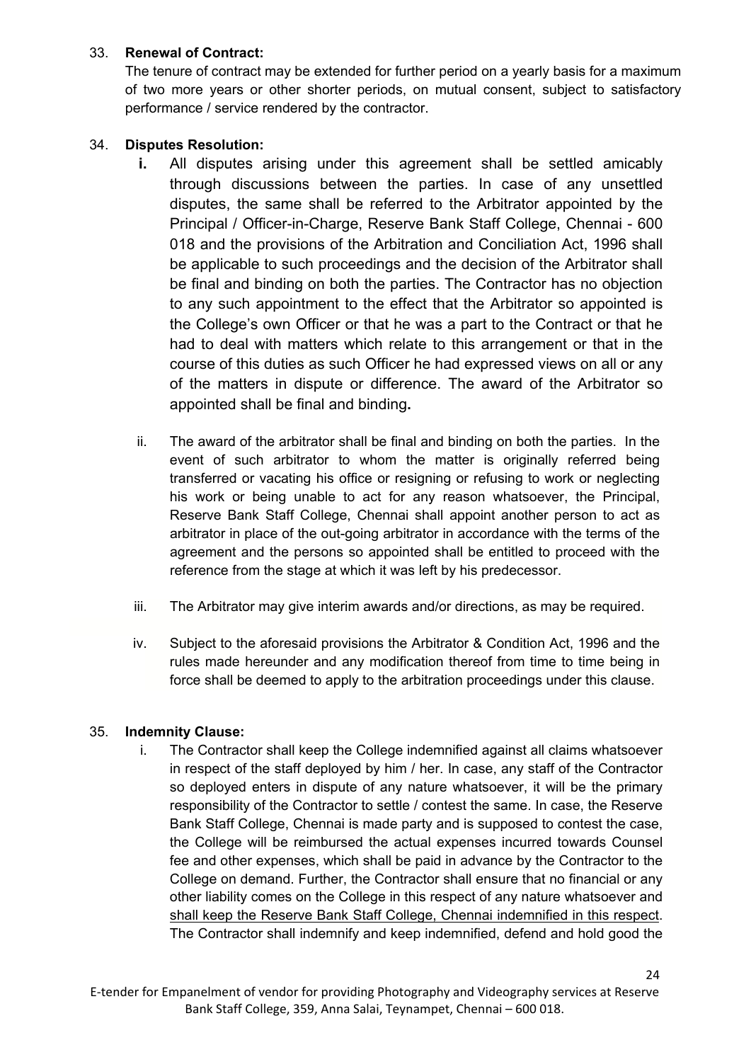33. **Renewal of Contract:**

    The tenure of contract may be extended for further period on a yearly basis for a maximum of two more years or other shorter periods, on mutual consent, subject to satisfactory performance / service rendered by the contractor.

34. **Disputes Resolution:**

    i. All disputes arising under this agreement shall be settled amicably through discussions between the parties. In case of any unsettled disputes, the same shall be referred to the Arbitrator appointed by the Principal / Officer-in-Charge, Reserve Bank Staff College, Chennai - 600 018 and the provisions of the Arbitration and Conciliation Act, 1996 shall be applicable to such proceedings and the decision of the Arbitrator shall be final and binding on both the parties. The Contractor has no objection to any such appointment to the effect that the Arbitrator so appointed is the College's own Officer or that he was a part to the Contract or that he had to deal with matters which relate to this arrangement or that in the course of this duties as such Officer he had expressed views on all or any of the matters in dispute or difference. The award of the Arbitrator so appointed shall be final and binding**.**

    ii. The award of the arbitrator shall be final and binding on both the parties. In the event of such arbitrator to whom the matter is originally referred being transferred or vacating his office or resigning or refusing to work or neglecting his work or being unable to act for any reason whatsoever, the Principal, Reserve Bank Staff College, Chennai shall appoint another person to act as arbitrator in place of the out-going arbitrator in accordance with the terms of the agreement and the persons so appointed shall be entitled to proceed with the reference from the stage at which it was left by his predecessor.

    iii. The Arbitrator may give interim awards and/or directions, as may be required.

    iv. Subject to the aforesaid provisions the Arbitrator & Condition Act, 1996 and the rules made hereunder and any modification thereof from time to time being in force shall be deemed to apply to the arbitration proceedings under this clause.

35. **Indemnity Clause:**

    i. The Contractor shall keep the College indemnified against all claims whatsoever in respect of the staff deployed by him / her. In case, any staff of the Contractor so deployed enters in dispute of any nature whatsoever, it will be the primary responsibility of the Contractor to settle / contest the same. In case, the Reserve Bank Staff College, Chennai is made party and is supposed to contest the case, the College will be reimbursed the actual expenses incurred towards Counsel fee and other expenses, which shall be paid in advance by the Contractor to the College on demand. Further, the Contractor shall ensure that no financial or any other liability comes on the College in this respect of any nature whatsoever and shall keep the Reserve Bank Staff College, Chennai indemnified in this respect. The Contractor shall indemnify and keep indemnified, defend and hold good the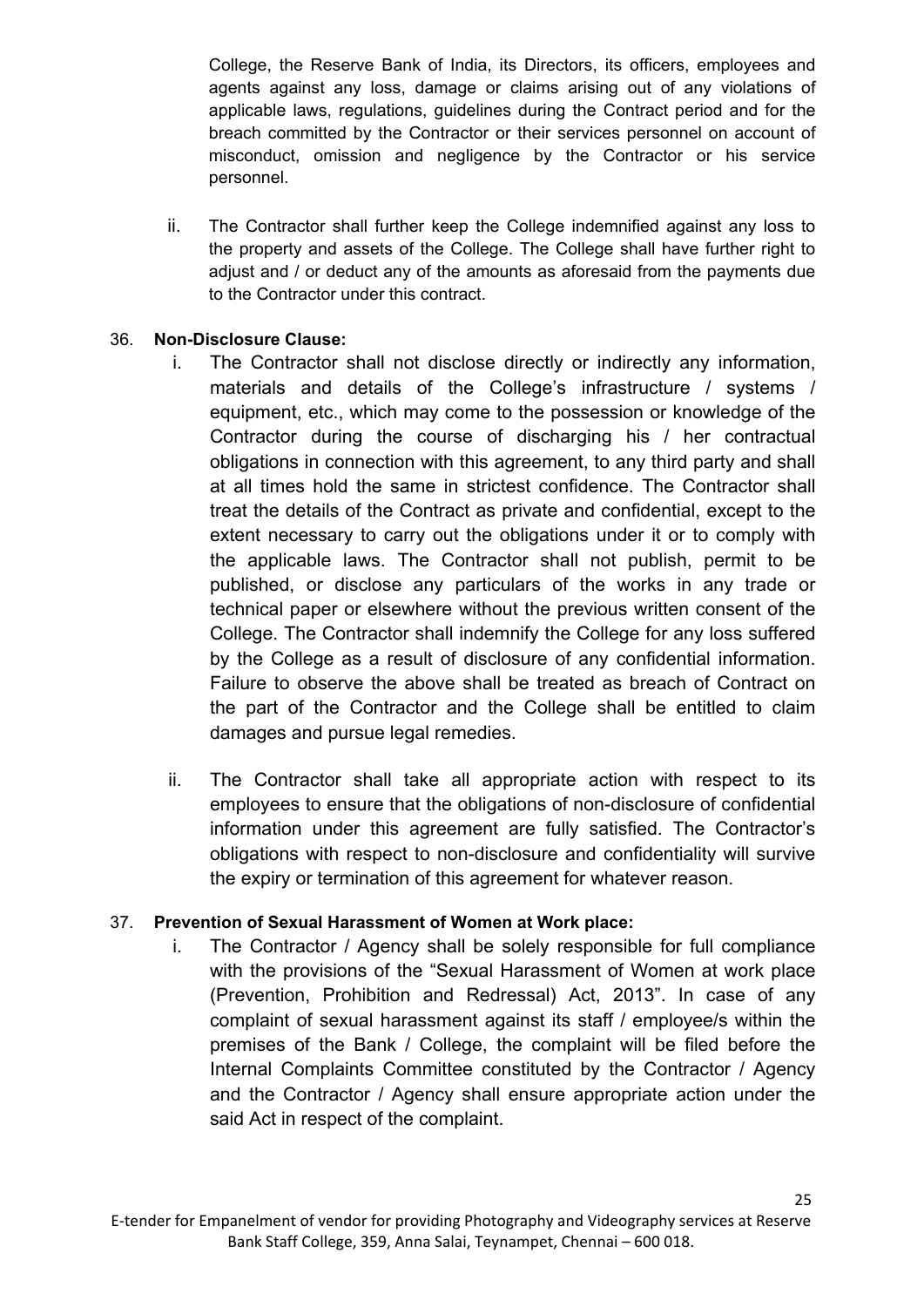College, the Reserve Bank of India, its Directors, its officers, employees and agents against any loss, damage or claims arising out of any violations of applicable laws, regulations, guidelines during the Contract period and for the breach committed by the Contractor or their services personnel on account of misconduct, omission and negligence by the Contractor or his service personnel.

ii. The Contractor shall further keep the College indemnified against any loss to the property and assets of the College. The College shall have further right to adjust and / or deduct any of the amounts as aforesaid from the payments due to the Contractor under this contract.

36. **Non-Disclosure Clause:**

i. The Contractor shall not disclose directly or indirectly any information, materials and details of the College's infrastructure / systems / equipment, etc., which may come to the possession or knowledge of the Contractor during the course of discharging his / her contractual obligations in connection with this agreement, to any third party and shall at all times hold the same in strictest confidence. The Contractor shall treat the details of the Contract as private and confidential, except to the extent necessary to carry out the obligations under it or to comply with the applicable laws. The Contractor shall not publish, permit to be published, or disclose any particulars of the works in any trade or technical paper or elsewhere without the previous written consent of the College. The Contractor shall indemnify the College for any loss suffered by the College as a result of disclosure of any confidential information. Failure to observe the above shall be treated as breach of Contract on the part of the Contractor and the College shall be entitled to claim damages and pursue legal remedies.

ii. The Contractor shall take all appropriate action with respect to its employees to ensure that the obligations of non-disclosure of confidential information under this agreement are fully satisfied. The Contractor's obligations with respect to non-disclosure and confidentiality will survive the expiry or termination of this agreement for whatever reason.

37. **Prevention of Sexual Harassment of Women at Work place:**

i. The Contractor / Agency shall be solely responsible for full compliance with the provisions of the "Sexual Harassment of Women at work place (Prevention, Prohibition and Redressal) Act, 2013". In case of any complaint of sexual harassment against its staff / employee/s within the premises of the Bank / College, the complaint will be filed before the Internal Complaints Committee constituted by the Contractor / Agency and the Contractor / Agency shall ensure appropriate action under the said Act in respect of the complaint.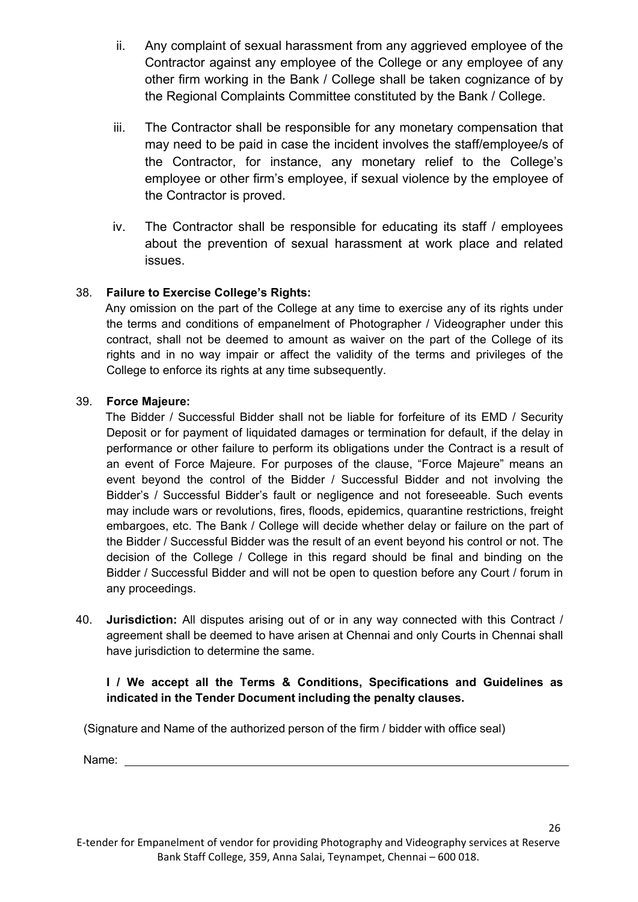ii. Any complaint of sexual harassment from any aggrieved employee of the Contractor against any employee of the College or any employee of any other firm working in the Bank / College shall be taken cognizance of by the Regional Complaints Committee constituted by the Bank / College.

iii. The Contractor shall be responsible for any monetary compensation that may need to be paid in case the incident involves the staff/employee/s of the Contractor, for instance, any monetary relief to the College's employee or other firm's employee, if sexual violence by the employee of the Contractor is proved.

iv. The Contractor shall be responsible for educating its staff / employees about the prevention of sexual harassment at work place and related issues.

38. **Failure to Exercise College's Rights:**

Any omission on the part of the College at any time to exercise any of its rights under the terms and conditions of empanelment of Photographer / Videographer under this contract, shall not be deemed to amount as waiver on the part of the College of its rights and in no way impair or affect the validity of the terms and privileges of the College to enforce its rights at any time subsequently.

39. **Force Majeure:**

The Bidder / Successful Bidder shall not be liable for forfeiture of its EMD / Security Deposit or for payment of liquidated damages or termination for default, if the delay in performance or other failure to perform its obligations under the Contract is a result of an event of Force Majeure. For purposes of the clause, "Force Majeure" means an event beyond the control of the Bidder / Successful Bidder and not involving the Bidder's / Successful Bidder's fault or negligence and not foreseeable. Such events may include wars or revolutions, fires, floods, epidemics, quarantine restrictions, freight embargoes, etc. The Bank / College will decide whether delay or failure on the part of the Bidder / Successful Bidder was the result of an event beyond his control or not. The decision of the College / College in this regard should be final and binding on the Bidder / Successful Bidder and will not be open to question before any Court / forum in any proceedings.

40. **Jurisdiction:** All disputes arising out of or in any way connected with this Contract / agreement shall be deemed to have arisen at Chennai and only Courts in Chennai shall have jurisdiction to determine the same.

**I / We accept all the Terms & Conditions, Specifications and Guidelines as indicated in the Tender Document including the penalty clauses.**

(Signature and Name of the authorized person of the firm / bidder with office seal)

Name: \_\_\_\_\_\_\_\_\_\_\_\_\_\_\_\_\_\_\_\_\_\_\_\_\_\_\_\_\_\_\_\_\_\_\_\_\_\_\_\_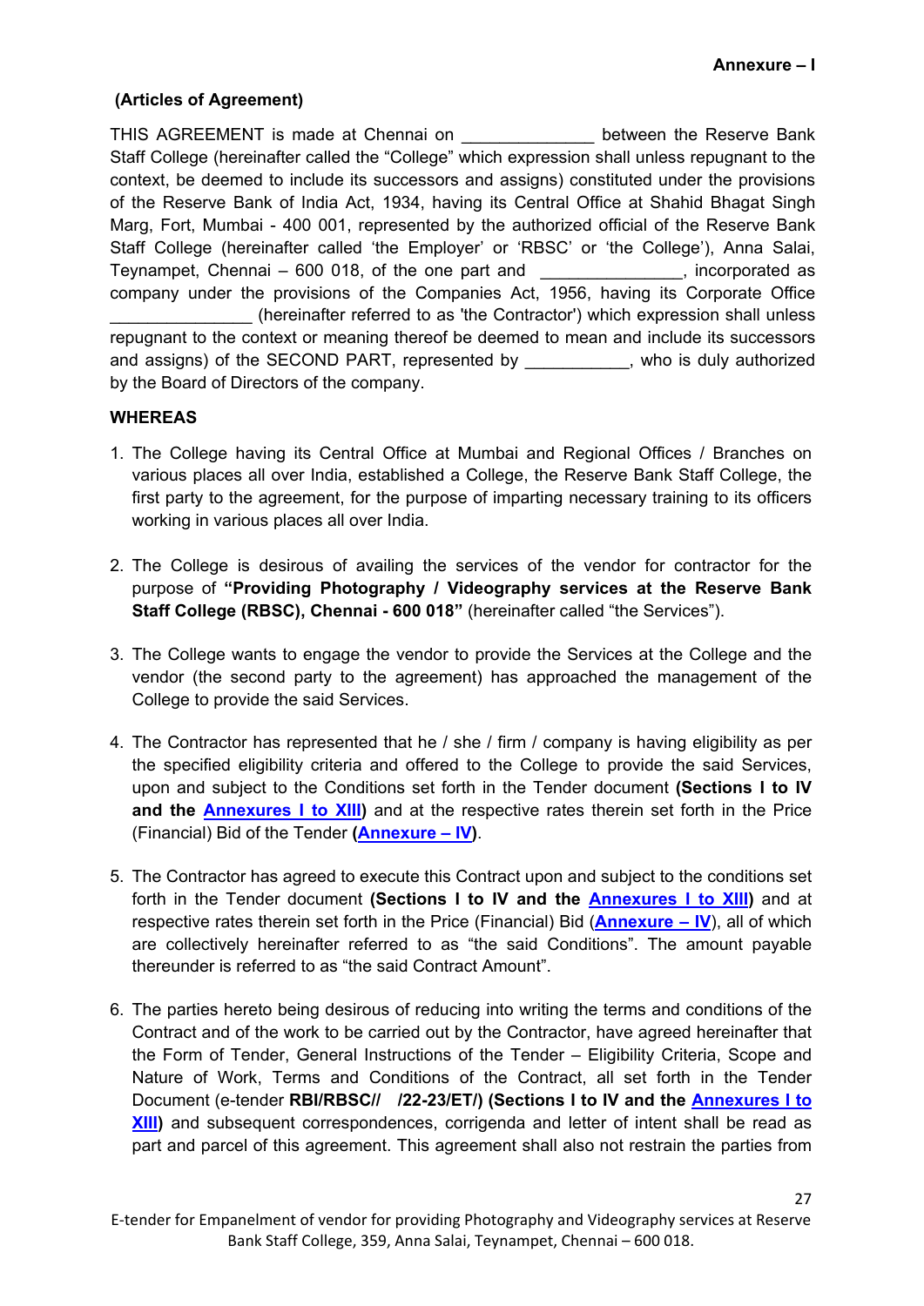**Annexure – I**

**(Articles of Agreement)**

THIS AGREEMENT is made at Chennai on ______________ between the Reserve Bank Staff College (hereinafter called the "College" which expression shall unless repugnant to the context, be deemed to include its successors and assigns) constituted under the provisions of the Reserve Bank of India Act, 1934, having its Central Office at Shahid Bhagat Singh Marg, Fort, Mumbai - 400 001, represented by the authorized official of the Reserve Bank Staff College (hereinafter called 'the Employer' or 'RBSC' or 'the College'), Anna Salai, Teynampet, Chennai – 600 018, of the one part and _______________, incorporated as company under the provisions of the Companies Act, 1956, having its Corporate Office _______________ (hereinafter referred to as 'the Contractor') which expression shall unless repugnant to the context or meaning thereof be deemed to mean and include its successors and assigns) of the SECOND PART, represented by ___________, who is duly authorized by the Board of Directors of the company.

**WHEREAS**

1. The College having its Central Office at Mumbai and Regional Offices / Branches on various places all over India, established a College, the Reserve Bank Staff College, the first party to the agreement, for the purpose of imparting necessary training to its officers working in various places all over India.

2. The College is desirous of availing the services of the vendor for contractor for the purpose of **"Providing Photography / Videography services at the Reserve Bank Staff College (RBSC), Chennai - 600 018"** (hereinafter called "the Services").

3. The College wants to engage the vendor to provide the Services at the College and the vendor (the second party to the agreement) has approached the management of the College to provide the said Services.

4. The Contractor has represented that he / she / firm / company is having eligibility as per the specified eligibility criteria and offered to the College to provide the said Services, upon and subject to the Conditions set forth in the Tender document **(Sections I to IV and the Annexures I to XIII)** and at the respective rates therein set forth in the Price (Financial) Bid of the Tender **(Annexure – IV)**.

5. The Contractor has agreed to execute this Contract upon and subject to the conditions set forth in the Tender document **(Sections I to IV and the Annexures I to XIII)** and at respective rates therein set forth in the Price (Financial) Bid (**Annexure – IV**), all of which are collectively hereinafter referred to as "the said Conditions". The amount payable thereunder is referred to as "the said Contract Amount".

6. The parties hereto being desirous of reducing into writing the terms and conditions of the Contract and of the work to be carried out by the Contractor, have agreed hereinafter that the Form of Tender, General Instructions of the Tender – Eligibility Criteria, Scope and Nature of Work, Terms and Conditions of the Contract, all set forth in the Tender Document (e-tender **RBI/RBSC// /22-23/ET/) (Sections I to IV and the Annexures I to XIII)** and subsequent correspondences, corrigenda and letter of intent shall be read as part and parcel of this agreement. This agreement shall also not restrain the parties from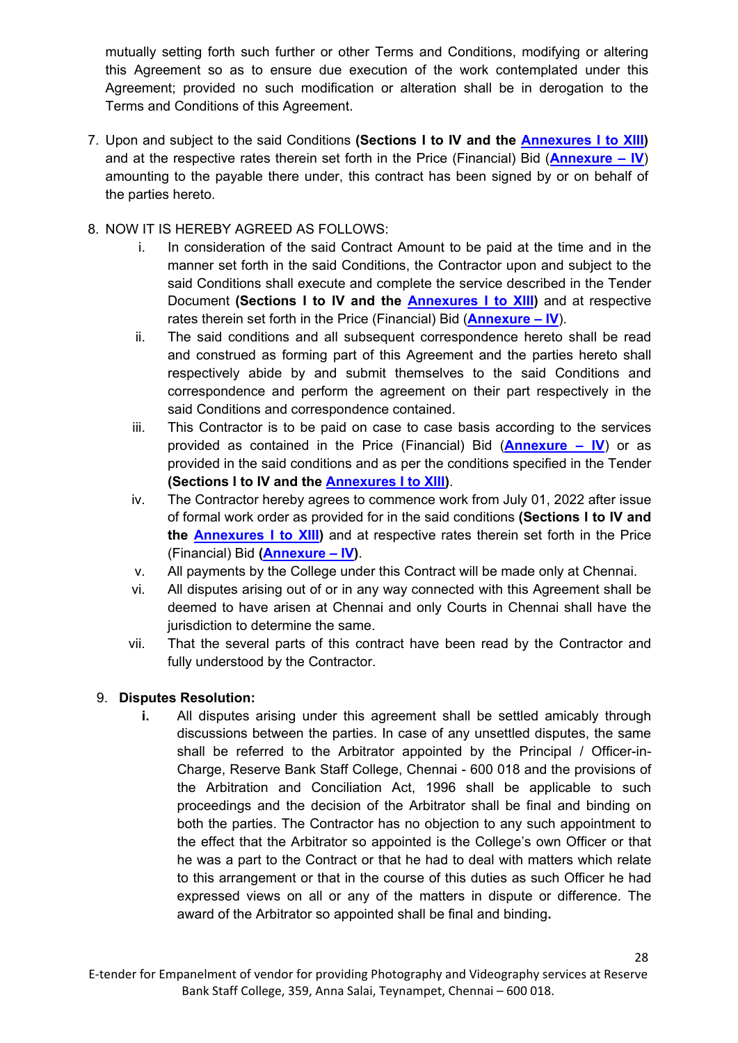mutually setting forth such further or other Terms and Conditions, modifying or altering this Agreement so as to ensure due execution of the work contemplated under this Agreement; provided no such modification or alteration shall be in derogation to the Terms and Conditions of this Agreement.

7. Upon and subject to the said Conditions **(Sections I to IV and the Annexures I to XIII)** and at the respective rates therein set forth in the Price (Financial) Bid (**Annexure – IV**) amounting to the payable there under, this contract has been signed by or on behalf of the parties hereto.

8. NOW IT IS HEREBY AGREED AS FOLLOWS:
   i. In consideration of the said Contract Amount to be paid at the time and in the manner set forth in the said Conditions, the Contractor upon and subject to the said Conditions shall execute and complete the service described in the Tender Document **(Sections I to IV and the Annexures I to XIII)** and at respective rates therein set forth in the Price (Financial) Bid (**Annexure – IV**).
   ii. The said conditions and all subsequent correspondence hereto shall be read and construed as forming part of this Agreement and the parties hereto shall respectively abide by and submit themselves to the said Conditions and correspondence and perform the agreement on their part respectively in the said Conditions and correspondence contained.
   iii. This Contractor is to be paid on case to case basis according to the services provided as contained in the Price (Financial) Bid (**Annexure – IV**) or as provided in the said conditions and as per the conditions specified in the Tender **(Sections I to IV and the Annexures I to XIII)**.
   iv. The Contractor hereby agrees to commence work from July 01, 2022 after issue of formal work order as provided for in the said conditions **(Sections I to IV and the Annexures I to XIII)** and at respective rates therein set forth in the Price (Financial) Bid **(Annexure – IV)**.
   v. All payments by the College under this Contract will be made only at Chennai.
   vi. All disputes arising out of or in any way connected with this Agreement shall be deemed to have arisen at Chennai and only Courts in Chennai shall have the jurisdiction to determine the same.
   vii. That the several parts of this contract have been read by the Contractor and fully understood by the Contractor.

9. **Disputes Resolution:**
   **i.** All disputes arising under this agreement shall be settled amicably through discussions between the parties. In case of any unsettled disputes, the same shall be referred to the Arbitrator appointed by the Principal / Officer-in-Charge, Reserve Bank Staff College, Chennai - 600 018 and the provisions of the Arbitration and Conciliation Act, 1996 shall be applicable to such proceedings and the decision of the Arbitrator shall be final and binding on both the parties. The Contractor has no objection to any such appointment to the effect that the Arbitrator so appointed is the College's own Officer or that he was a part to the Contract or that he had to deal with matters which relate to this arrangement or that in the course of this duties as such Officer he had expressed views on all or any of the matters in dispute or difference. The award of the Arbitrator so appointed shall be final and binding**.**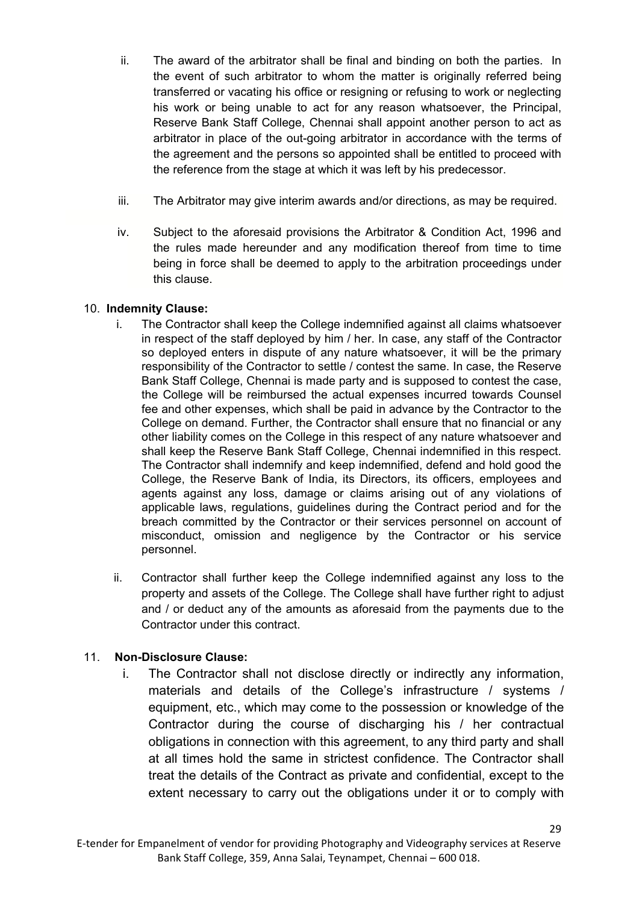ii. The award of the arbitrator shall be final and binding on both the parties. In the event of such arbitrator to whom the matter is originally referred being transferred or vacating his office or resigning or refusing to work or neglecting his work or being unable to act for any reason whatsoever, the Principal, Reserve Bank Staff College, Chennai shall appoint another person to act as arbitrator in place of the out-going arbitrator in accordance with the terms of the agreement and the persons so appointed shall be entitled to proceed with the reference from the stage at which it was left by his predecessor.

iii. The Arbitrator may give interim awards and/or directions, as may be required.

iv. Subject to the aforesaid provisions the Arbitrator & Condition Act, 1996 and the rules made hereunder and any modification thereof from time to time being in force shall be deemed to apply to the arbitration proceedings under this clause.

10. **Indemnity Clause:**

i. The Contractor shall keep the College indemnified against all claims whatsoever in respect of the staff deployed by him / her. In case, any staff of the Contractor so deployed enters in dispute of any nature whatsoever, it will be the primary responsibility of the Contractor to settle / contest the same. In case, the Reserve Bank Staff College, Chennai is made party and is supposed to contest the case, the College will be reimbursed the actual expenses incurred towards Counsel fee and other expenses, which shall be paid in advance by the Contractor to the College on demand. Further, the Contractor shall ensure that no financial or any other liability comes on the College in this respect of any nature whatsoever and shall keep the Reserve Bank Staff College, Chennai indemnified in this respect. The Contractor shall indemnify and keep indemnified, defend and hold good the College, the Reserve Bank of India, its Directors, its officers, employees and agents against any loss, damage or claims arising out of any violations of applicable laws, regulations, guidelines during the Contract period and for the breach committed by the Contractor or their services personnel on account of misconduct, omission and negligence by the Contractor or his service personnel.

ii. Contractor shall further keep the College indemnified against any loss to the property and assets of the College. The College shall have further right to adjust and / or deduct any of the amounts as aforesaid from the payments due to the Contractor under this contract.

11. **Non-Disclosure Clause:**

i. The Contractor shall not disclose directly or indirectly any information, materials and details of the College's infrastructure / systems / equipment, etc., which may come to the possession or knowledge of the Contractor during the course of discharging his / her contractual obligations in connection with this agreement, to any third party and shall at all times hold the same in strictest confidence. The Contractor shall treat the details of the Contract as private and confidential, except to the extent necessary to carry out the obligations under it or to comply with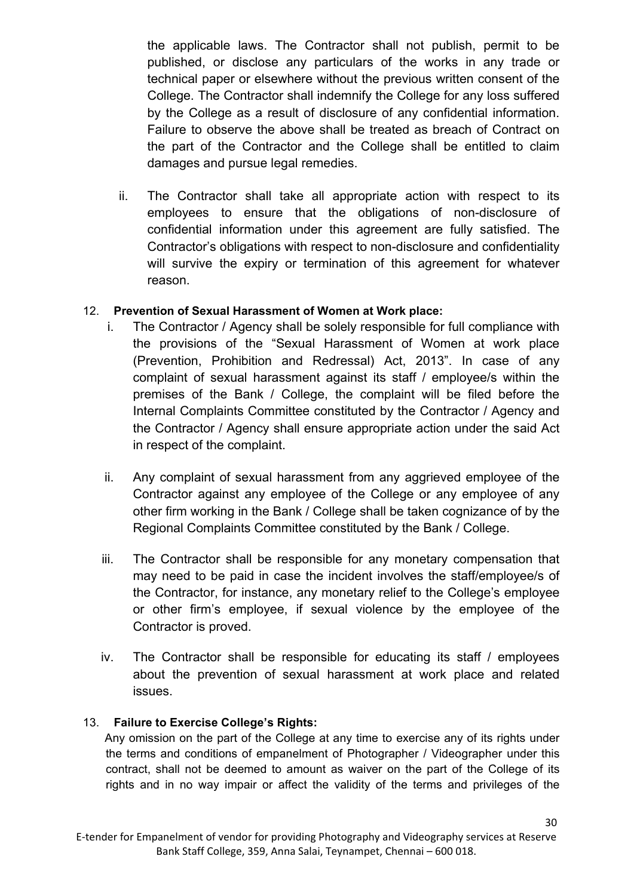the applicable laws. The Contractor shall not publish, permit to be published, or disclose any particulars of the works in any trade or technical paper or elsewhere without the previous written consent of the College. The Contractor shall indemnify the College for any loss suffered by the College as a result of disclosure of any confidential information. Failure to observe the above shall be treated as breach of Contract on the part of the Contractor and the College shall be entitled to claim damages and pursue legal remedies.

ii. The Contractor shall take all appropriate action with respect to its employees to ensure that the obligations of non-disclosure of confidential information under this agreement are fully satisfied. The Contractor's obligations with respect to non-disclosure and confidentiality will survive the expiry or termination of this agreement for whatever reason.

12. **Prevention of Sexual Harassment of Women at Work place:**

i. The Contractor / Agency shall be solely responsible for full compliance with the provisions of the "Sexual Harassment of Women at work place (Prevention, Prohibition and Redressal) Act, 2013". In case of any complaint of sexual harassment against its staff / employee/s within the premises of the Bank / College, the complaint will be filed before the Internal Complaints Committee constituted by the Contractor / Agency and the Contractor / Agency shall ensure appropriate action under the said Act in respect of the complaint.

ii. Any complaint of sexual harassment from any aggrieved employee of the Contractor against any employee of the College or any employee of any other firm working in the Bank / College shall be taken cognizance of by the Regional Complaints Committee constituted by the Bank / College.

iii. The Contractor shall be responsible for any monetary compensation that may need to be paid in case the incident involves the staff/employee/s of the Contractor, for instance, any monetary relief to the College's employee or other firm's employee, if sexual violence by the employee of the Contractor is proved.

iv. The Contractor shall be responsible for educating its staff / employees about the prevention of sexual harassment at work place and related issues.

13. **Failure to Exercise College's Rights:**

Any omission on the part of the College at any time to exercise any of its rights under the terms and conditions of empanelment of Photographer / Videographer under this contract, shall not be deemed to amount as waiver on the part of the College of its rights and in no way impair or affect the validity of the terms and privileges of the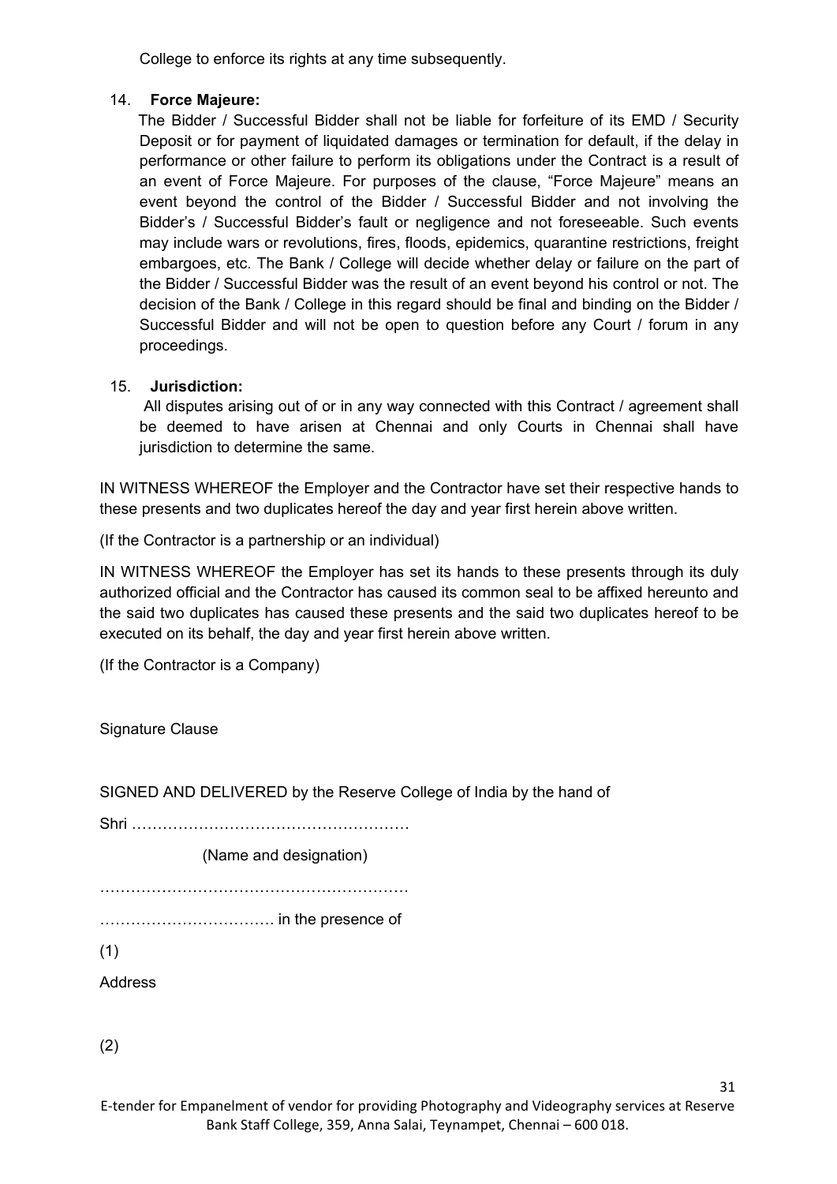College to enforce its rights at any time subsequently.

14. **Force Majeure:**

The Bidder / Successful Bidder shall not be liable for forfeiture of its EMD / Security Deposit or for payment of liquidated damages or termination for default, if the delay in performance or other failure to perform its obligations under the Contract is a result of an event of Force Majeure. For purposes of the clause, "Force Majeure" means an event beyond the control of the Bidder / Successful Bidder and not involving the Bidder's / Successful Bidder's fault or negligence and not foreseeable. Such events may include wars or revolutions, fires, floods, epidemics, quarantine restrictions, freight embargoes, etc. The Bank / College will decide whether delay or failure on the part of the Bidder / Successful Bidder was the result of an event beyond his control or not. The decision of the Bank / College in this regard should be final and binding on the Bidder / Successful Bidder and will not be open to question before any Court / forum in any proceedings.

15. **Jurisdiction:**

All disputes arising out of or in any way connected with this Contract / agreement shall be deemed to have arisen at Chennai and only Courts in Chennai shall have jurisdiction to determine the same.

IN WITNESS WHEREOF the Employer and the Contractor have set their respective hands to these presents and two duplicates hereof the day and year first herein above written.

(If the Contractor is a partnership or an individual)

IN WITNESS WHEREOF the Employer has set its hands to these presents through its duly authorized official and the Contractor has caused its common seal to be affixed hereunto and the said two duplicates has caused these presents and the said two duplicates hereof to be executed on its behalf, the day and year first herein above written.

(If the Contractor is a Company)

Signature Clause

SIGNED AND DELIVERED by the Reserve College of India by the hand of

Shri ………………………………………………

(Name and designation)

……………………………………………………

…………………………… in the presence of

(1)

Address

(2)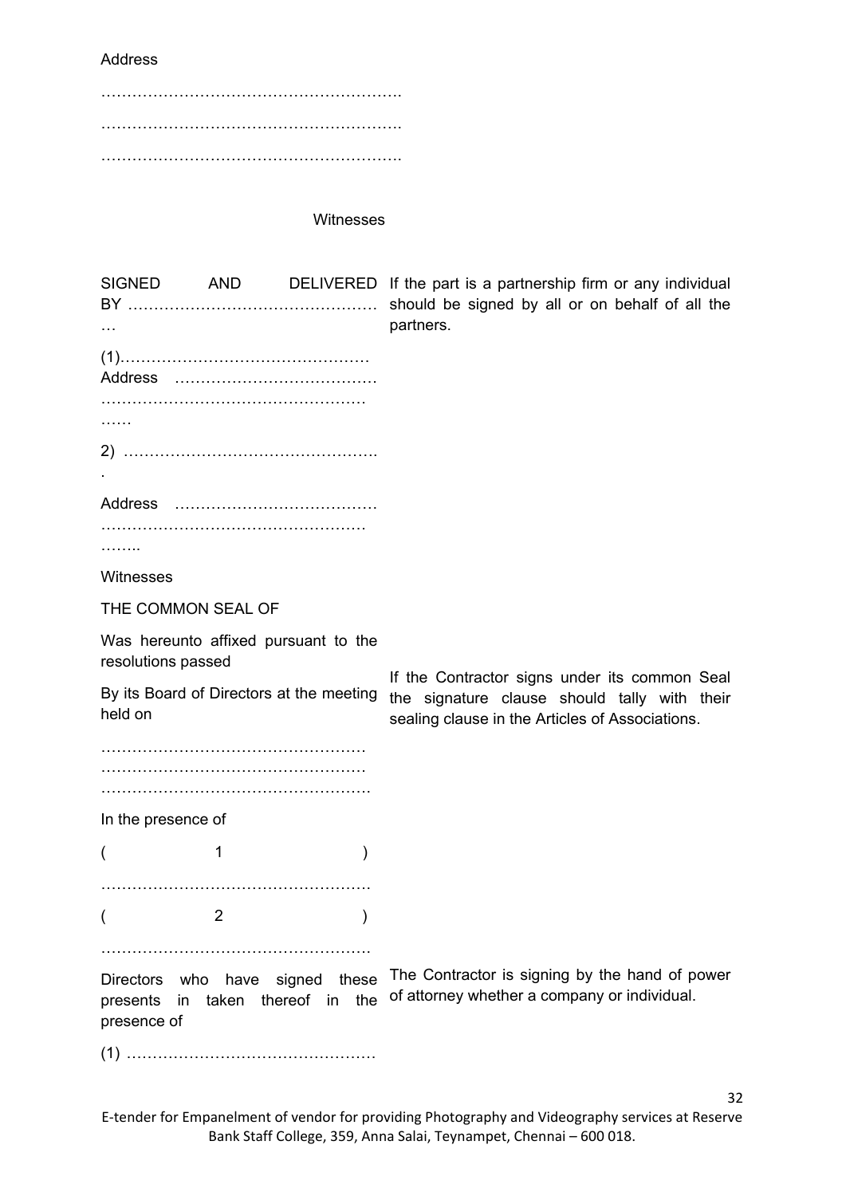Address

………………………………………………….

………………………………………………….

………………………………………………….

Witnesses

| | |
|---|---|
| SIGNED AND DELIVERED BY ………………………………………… … | If the part is a partnership firm or any individual should be signed by all or on behalf of all the partners. |
| (1)………………………………………… Address ………………………………… …………………………………………… …… | |
| 2) …………………………………………. . | |
| Address ………………………………… …………………………………………… …….. | |
| Witnesses | |
| THE COMMON SEAL OF | |
| Was hereunto affixed pursuant to the resolutions passed | If the Contractor signs under its common Seal the signature clause should tally with their sealing clause in the Articles of Associations. |
| By its Board of Directors at the meeting held on | |
| …………………………………………… …………………………………………… ……………………………………………. | |
| In the presence of | |
| ( 1 ) | |
| ……………………………………………. | |
| ( 2 ) | |
| ……………………………………………. | |
| Directors who have signed these presents in taken thereof in the presence of | The Contractor is signing by the hand of power of attorney whether a company or individual. |
| (1) ………………………………………… | |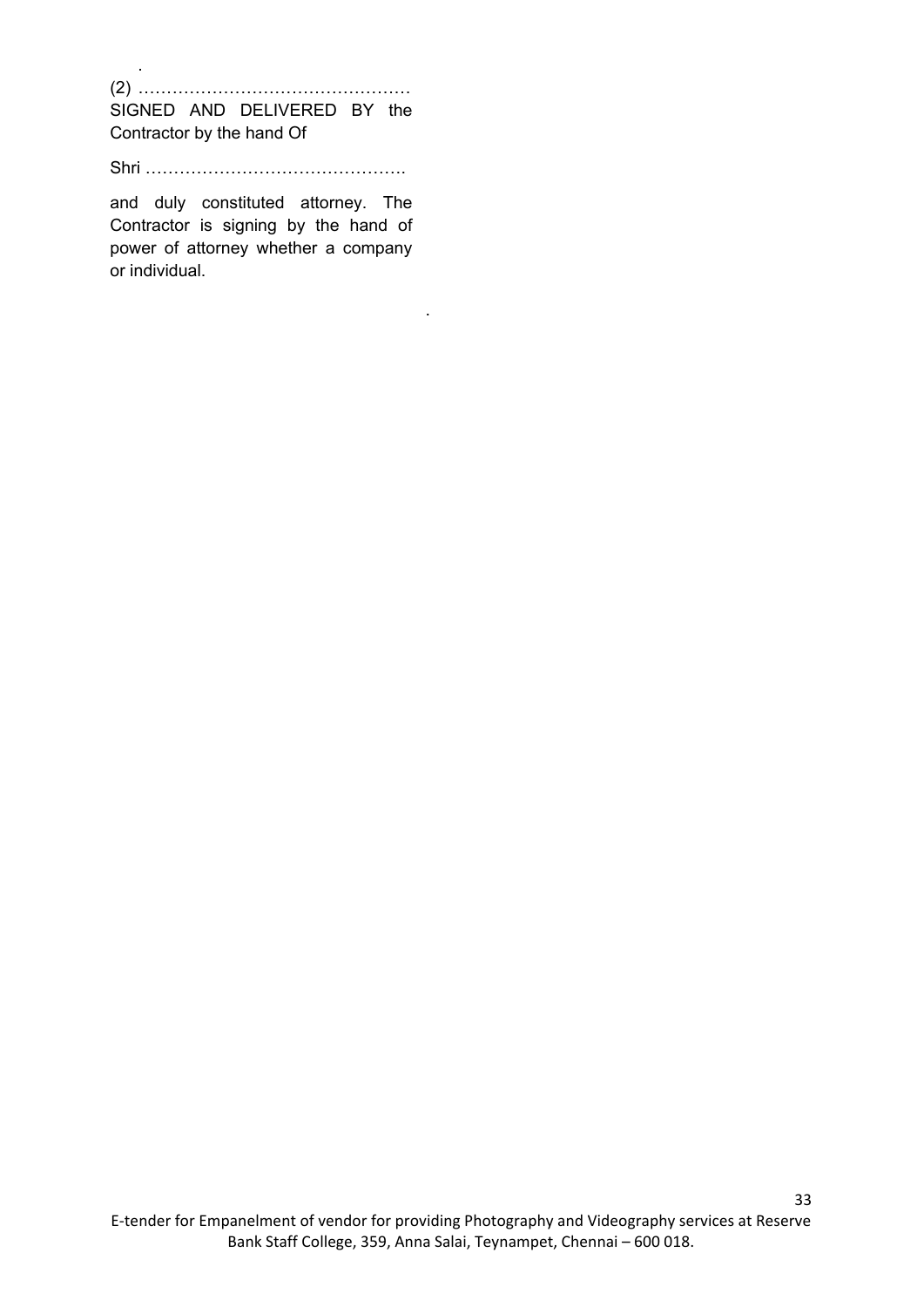.

(2) …………………………………………

SIGNED AND DELIVERED BY the Contractor by the hand Of

Shri ……………………………………….

and duly constituted attorney. The Contractor is signing by the hand of power of attorney whether a company or individual.

.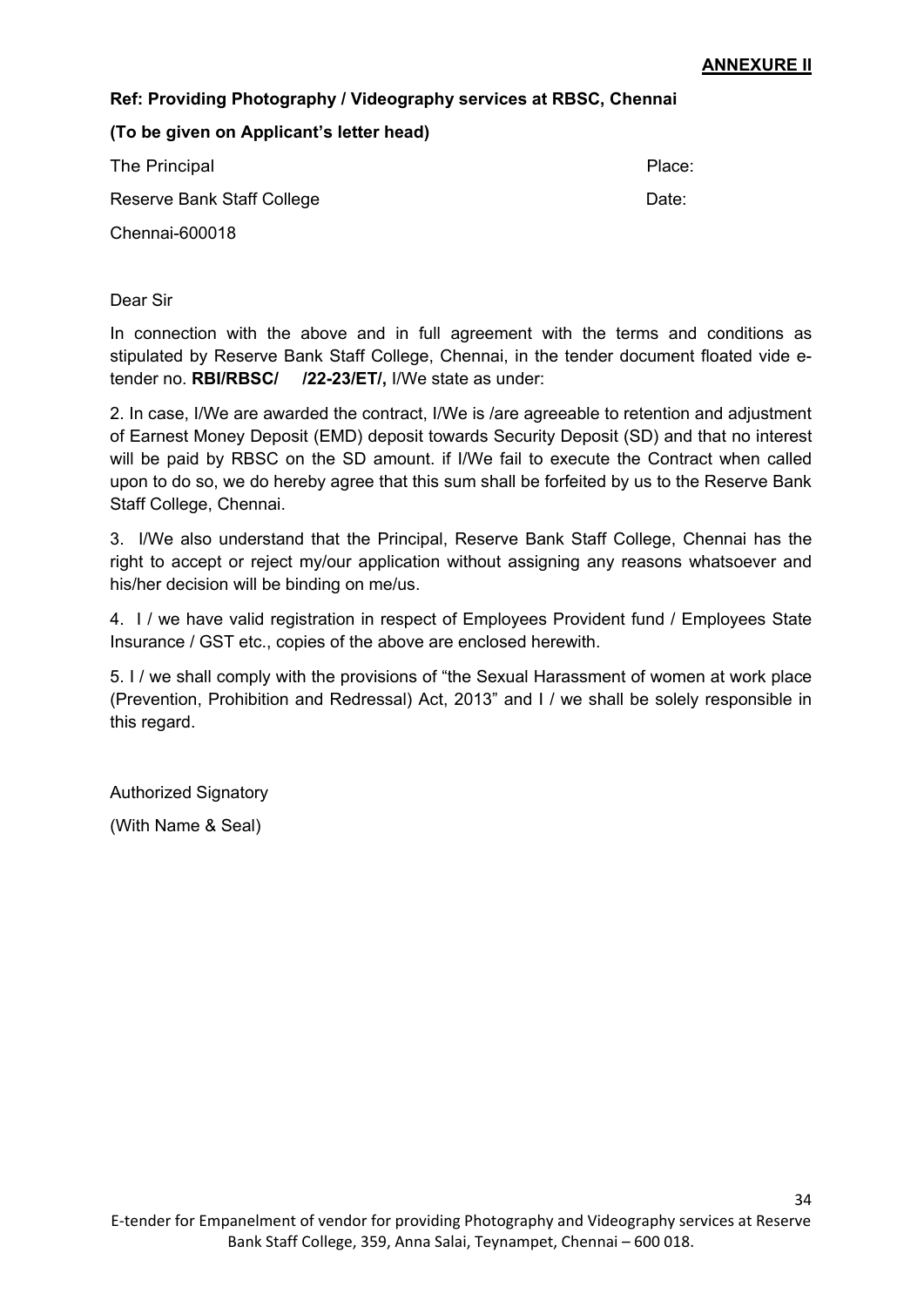**ANNEXURE II**

**Ref: Providing Photography / Videography services at RBSC, Chennai**

**(To be given on Applicant's letter head)**

The Principal

Reserve Bank Staff College

Chennai-600018

Place:

Date:

Dear Sir

In connection with the above and in full agreement with the terms and conditions as stipulated by Reserve Bank Staff College, Chennai, in the tender document floated vide e-tender no. **RBI/RBSC/ /22-23/ET/,** I/We state as under:

2. In case, I/We are awarded the contract, I/We is /are agreeable to retention and adjustment of Earnest Money Deposit (EMD) deposit towards Security Deposit (SD) and that no interest will be paid by RBSC on the SD amount. if I/We fail to execute the Contract when called upon to do so, we do hereby agree that this sum shall be forfeited by us to the Reserve Bank Staff College, Chennai.

3. I/We also understand that the Principal, Reserve Bank Staff College, Chennai has the right to accept or reject my/our application without assigning any reasons whatsoever and his/her decision will be binding on me/us.

4. I / we have valid registration in respect of Employees Provident fund / Employees State Insurance / GST etc., copies of the above are enclosed herewith.

5. I / we shall comply with the provisions of "the Sexual Harassment of women at work place (Prevention, Prohibition and Redressal) Act, 2013" and I / we shall be solely responsible in this regard.

Authorized Signatory

(With Name & Seal)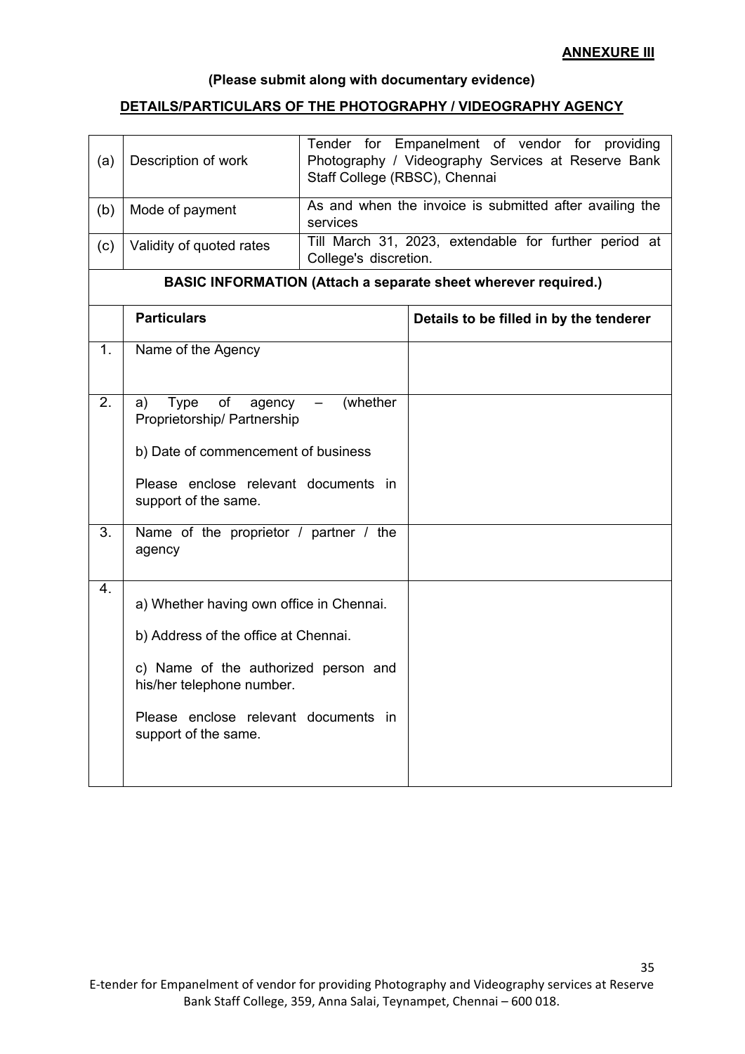**ANNEXURE III**

**(Please submit along with documentary evidence)**

**DETAILS/PARTICULARS OF THE PHOTOGRAPHY / VIDEOGRAPHY AGENCY**

| | | |
|---|---|---|
| (a) | Description of work | Tender for Empanelment of vendor for providing Photography / Videography Services at Reserve Bank Staff College (RBSC), Chennai |
| (b) | Mode of payment | As and when the invoice is submitted after availing the services |
| (c) | Validity of quoted rates | Till March 31, 2023, extendable for further period at College's discretion. |

**BASIC INFORMATION (Attach a separate sheet wherever required.)**

| | **Particulars** | **Details to be filled in by the tenderer** |
|---|---|---|
| 1. | Name of the Agency | |
| 2. | a) Type of agency – (whether Proprietorship/ Partnership<br><br>b) Date of commencement of business<br><br>Please enclose relevant documents in support of the same. | |
| 3. | Name of the proprietor / partner / the agency | |
| 4. | a) Whether having own office in Chennai.<br><br>b) Address of the office at Chennai.<br><br>c) Name of the authorized person and his/her telephone number.<br><br>Please enclose relevant documents in support of the same. | |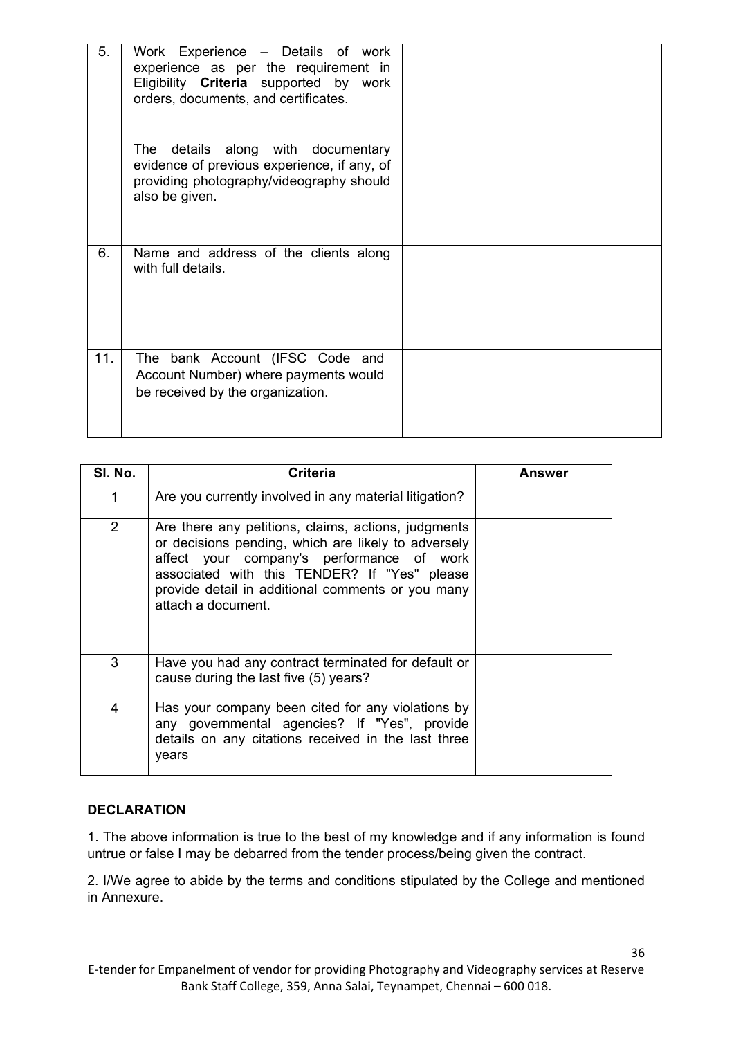| | | |
|---|---|---|
| 5. | Work Experience – Details of work experience as per the requirement in Eligibility **Criteria** supported by work orders, documents, and certificates.<br><br>The details along with documentary evidence of previous experience, if any, of providing photography/videography should also be given. | |
| 6. | Name and address of the clients along with full details. | |
| 11. | The bank Account (IFSC Code and Account Number) where payments would be received by the organization. | |

| Sl. No. | Criteria | Answer |
|---|---|---|
| 1 | Are you currently involved in any material litigation? | |
| 2 | Are there any petitions, claims, actions, judgments or decisions pending, which are likely to adversely affect your company's performance of work associated with this TENDER? If "Yes" please provide detail in additional comments or you many attach a document. | |
| 3 | Have you had any contract terminated for default or cause during the last five (5) years? | |
| 4 | Has your company been cited for any violations by any governmental agencies? If "Yes", provide details on any citations received in the last three years | |

**DECLARATION**

1. The above information is true to the best of my knowledge and if any information is found untrue or false I may be debarred from the tender process/being given the contract.

2. I/We agree to abide by the terms and conditions stipulated by the College and mentioned in Annexure.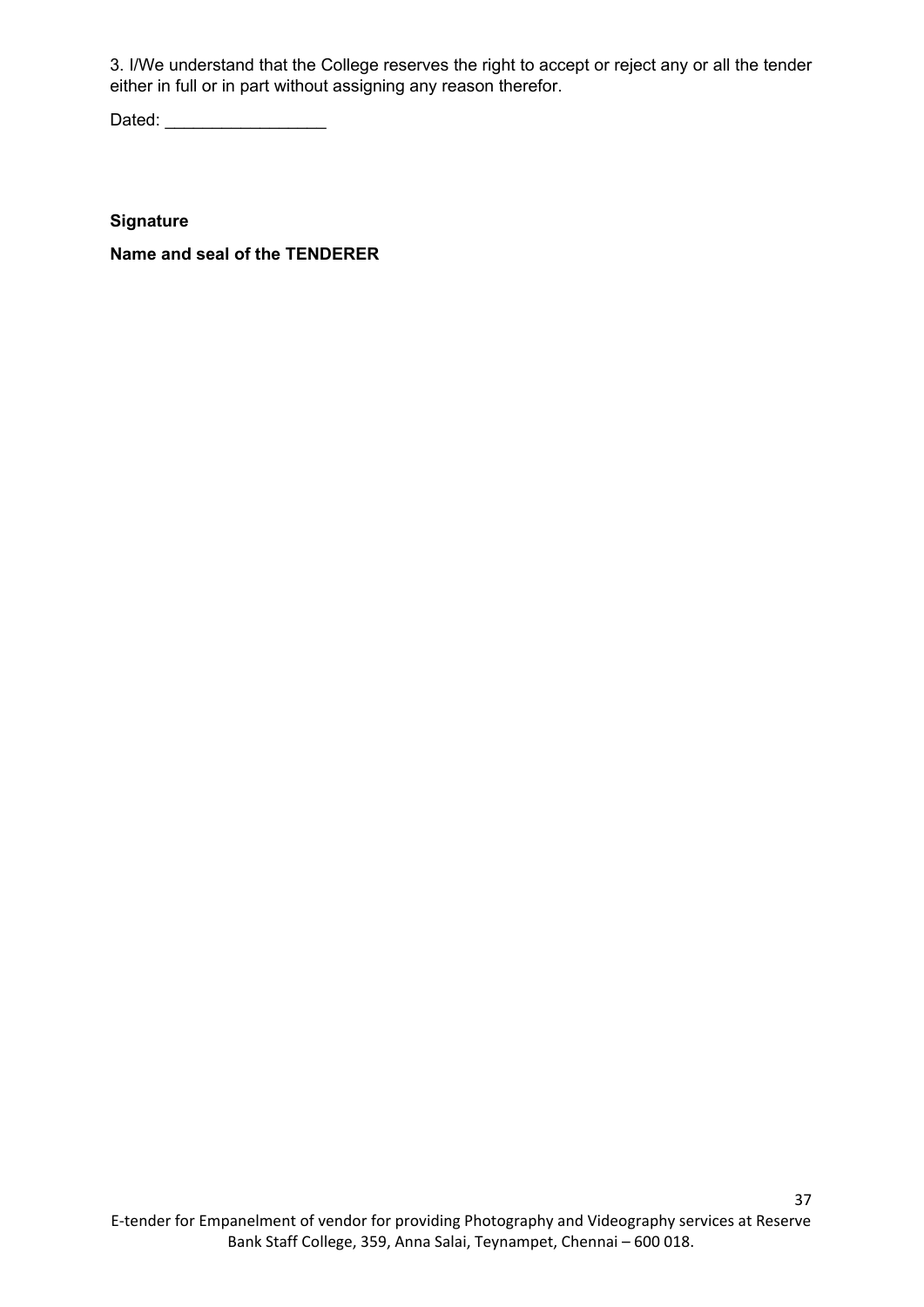3. I/We understand that the College reserves the right to accept or reject any or all the tender either in full or in part without assigning any reason therefor.

Dated: _________________

**Signature**

**Name and seal of the TENDERER**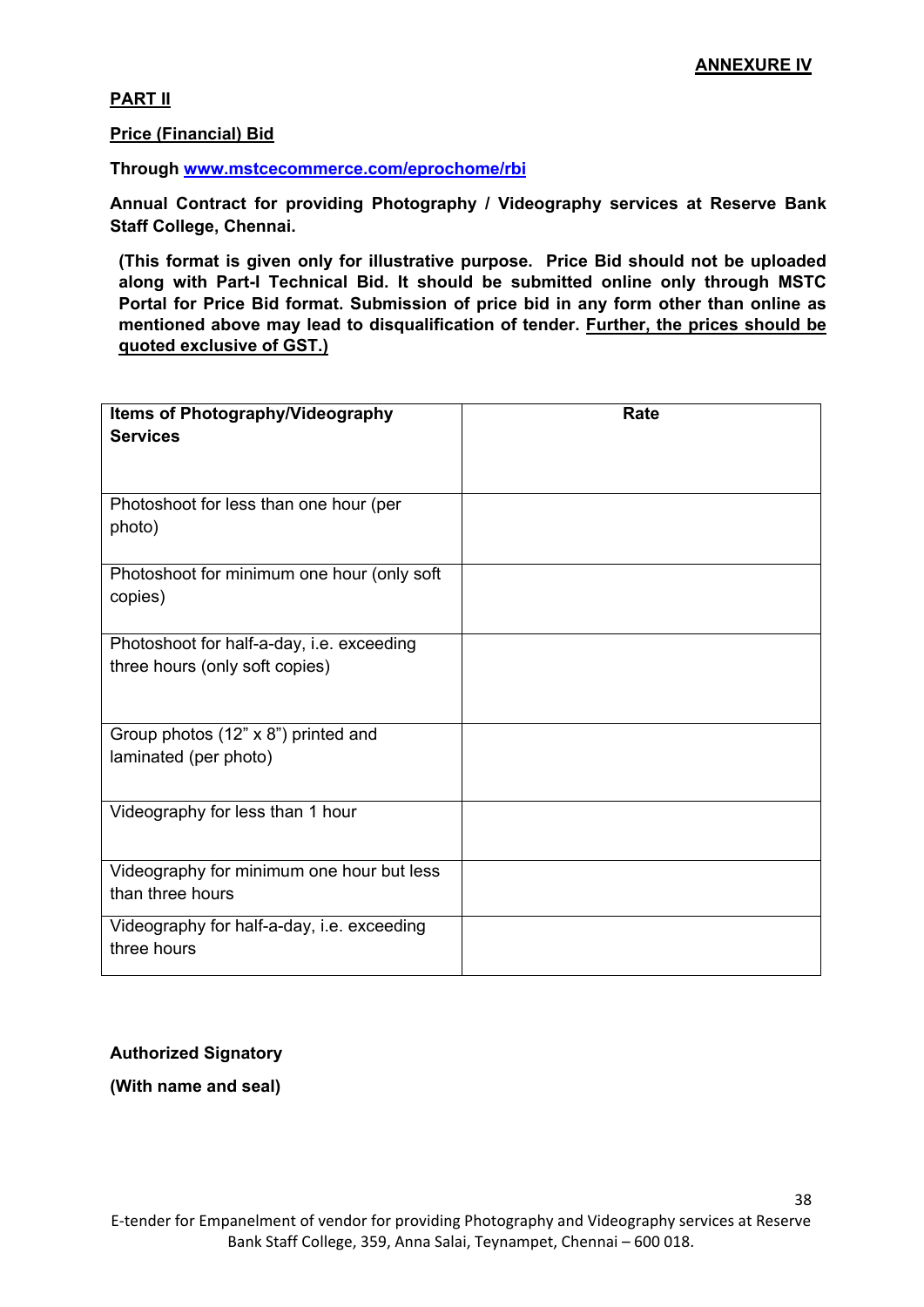**ANNEXURE IV**

**PART II**

**Price (Financial) Bid**

**Through [www.mstcecommerce.com/eprochome/rbi](www.mstcecommerce.com/eprochome/rbi)**

**Annual Contract for providing Photography / Videography services at Reserve Bank Staff College, Chennai.**

**(This format is given only for illustrative purpose. Price Bid should not be uploaded along with Part-I Technical Bid. It should be submitted online only through MSTC Portal for Price Bid format. Submission of price bid in any form other than online as mentioned above may lead to disqualification of tender. Further, the prices should be quoted exclusive of GST.)**

| Items of Photography/Videography Services | Rate |
|---|---|
| Photoshoot for less than one hour (per photo) | |
| Photoshoot for minimum one hour (only soft copies) | |
| Photoshoot for half-a-day, i.e. exceeding three hours (only soft copies) | |
| Group photos (12" x 8") printed and laminated (per photo) | |
| Videography for less than 1 hour | |
| Videography for minimum one hour but less than three hours | |
| Videography for half-a-day, i.e. exceeding three hours | |

**Authorized Signatory**

**(With name and seal)**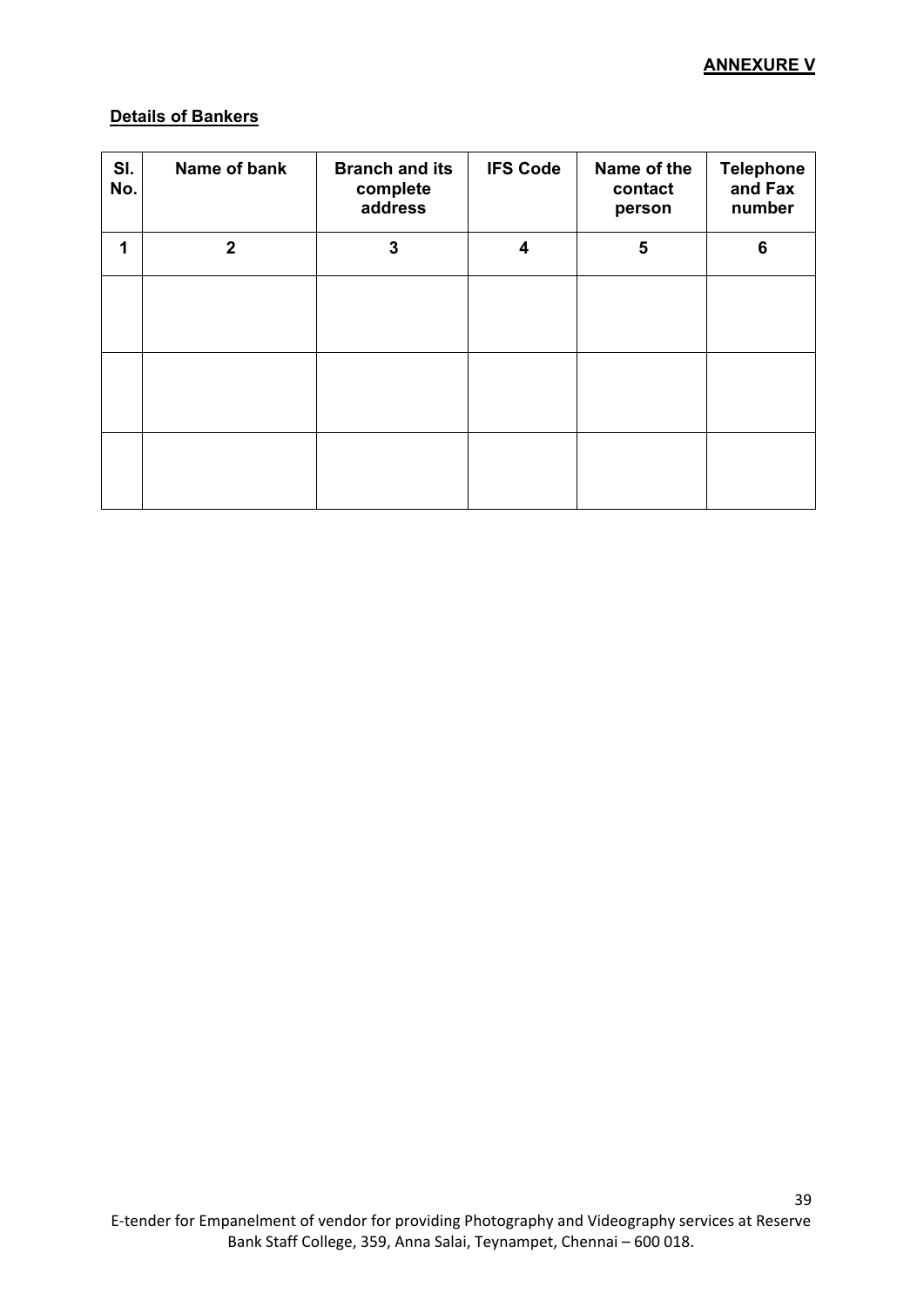**ANNEXURE V**

**Details of Bankers**

| Sl. No. | Name of bank | Branch and its complete address | IFS Code | Name of the contact person | Telephone and Fax number |
|---|---|---|---|---|---|
| 1 | 2 | 3 | 4 | 5 | 6 |
| | | | | | |
| | | | | | |
| | | | | | |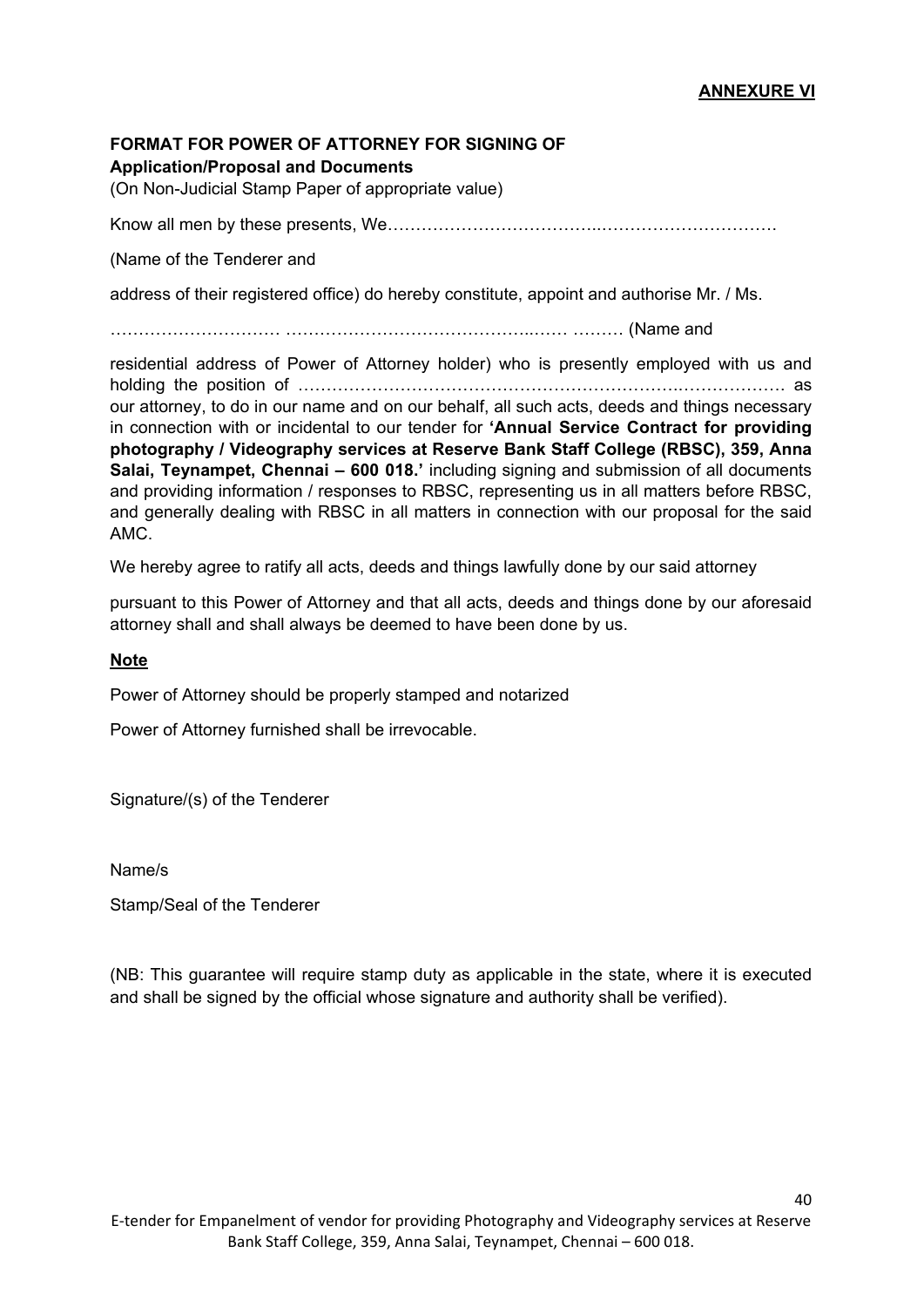**ANNEXURE VI**

**FORMAT FOR POWER OF ATTORNEY FOR SIGNING OF**
**Application/Proposal and Documents**

(On Non-Judicial Stamp Paper of appropriate value)

Know all men by these presents, We…………………………………..………………………….

(Name of the Tenderer and

address of their registered office) do hereby constitute, appoint and authorise Mr. / Ms.

………………………… ……………………………………..…… ……… (Name and

residential address of Power of Attorney holder) who is presently employed with us and holding the position of ……………………………………………………….………………. as our attorney, to do in our name and on our behalf, all such acts, deeds and things necessary in connection with or incidental to our tender for **'Annual Service Contract for providing photography / Videography services at Reserve Bank Staff College (RBSC), 359, Anna Salai, Teynampet, Chennai – 600 018.'** including signing and submission of all documents and providing information / responses to RBSC, representing us in all matters before RBSC, and generally dealing with RBSC in all matters in connection with our proposal for the said AMC.

We hereby agree to ratify all acts, deeds and things lawfully done by our said attorney

pursuant to this Power of Attorney and that all acts, deeds and things done by our aforesaid attorney shall and shall always be deemed to have been done by us.

**Note**

Power of Attorney should be properly stamped and notarized

Power of Attorney furnished shall be irrevocable.

Signature/(s) of the Tenderer

Name/s

Stamp/Seal of the Tenderer

(NB: This guarantee will require stamp duty as applicable in the state, where it is executed and shall be signed by the official whose signature and authority shall be verified).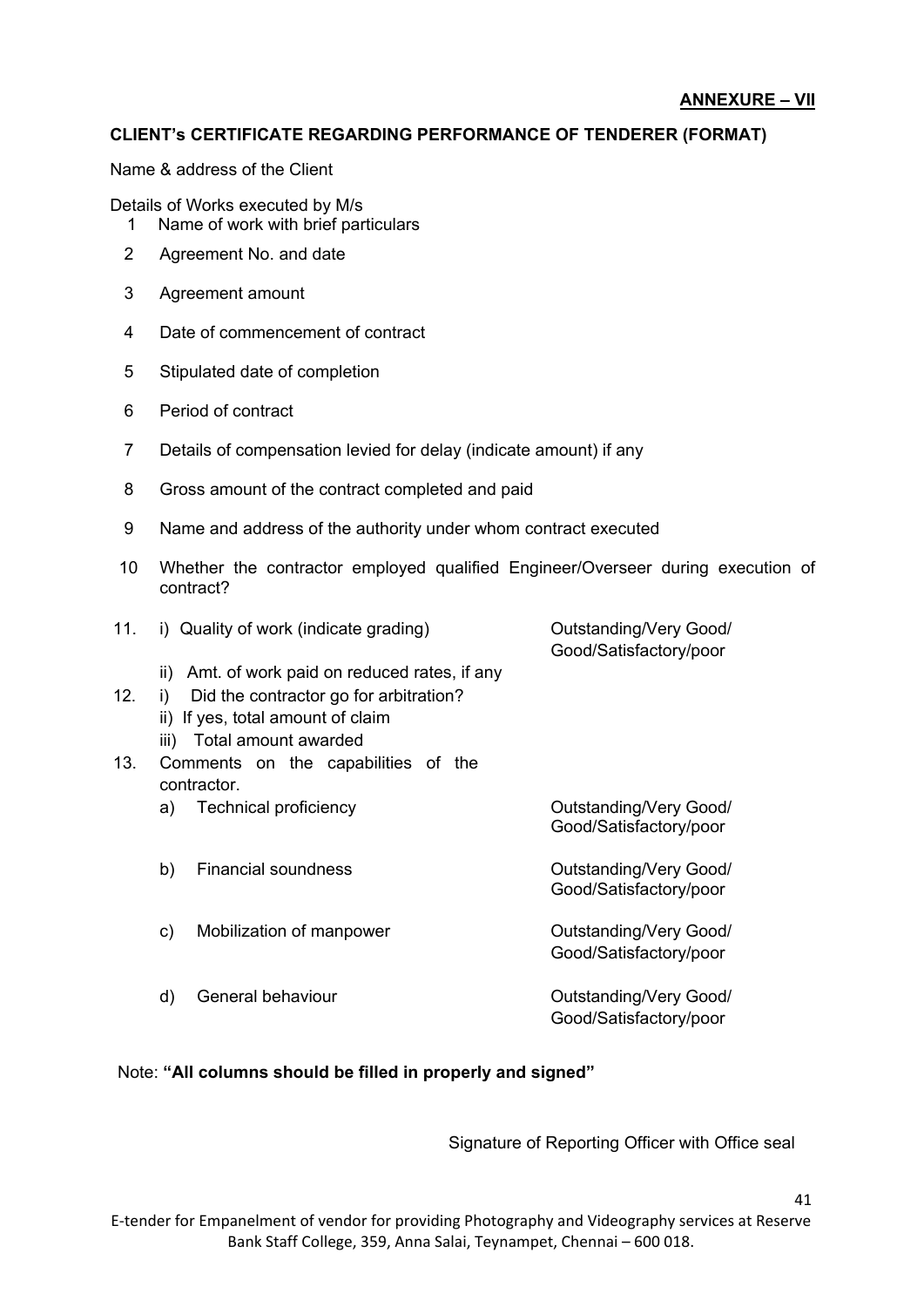**ANNEXURE – VII**

**CLIENT's CERTIFICATE REGARDING PERFORMANCE OF TENDERER (FORMAT)**

Name & address of the Client

Details of Works executed by M/s

1. Name of work with brief particulars
2. Agreement No. and date
3. Agreement amount
4. Date of commencement of contract
5. Stipulated date of completion
6. Period of contract
7. Details of compensation levied for delay (indicate amount) if any
8. Gross amount of the contract completed and paid
9. Name and address of the authority under whom contract executed
10. Whether the contractor employed qualified Engineer/Overseer during execution of contract?
11. i) Quality of work (indicate grading) — Outstanding/Very Good/ Good/Satisfactory/poor

    ii) Amt. of work paid on reduced rates, if any
12. i) Did the contractor go for arbitration?

    ii) If yes, total amount of claim

    iii) Total amount awarded
13. Comments on the capabilities of the contractor.

    a) Technical proficiency — Outstanding/Very Good/ Good/Satisfactory/poor

    b) Financial soundness — Outstanding/Very Good/ Good/Satisfactory/poor

    c) Mobilization of manpower — Outstanding/Very Good/ Good/Satisfactory/poor

    d) General behaviour — Outstanding/Very Good/ Good/Satisfactory/poor

Note: **"All columns should be filled in properly and signed"**

Signature of Reporting Officer with Office seal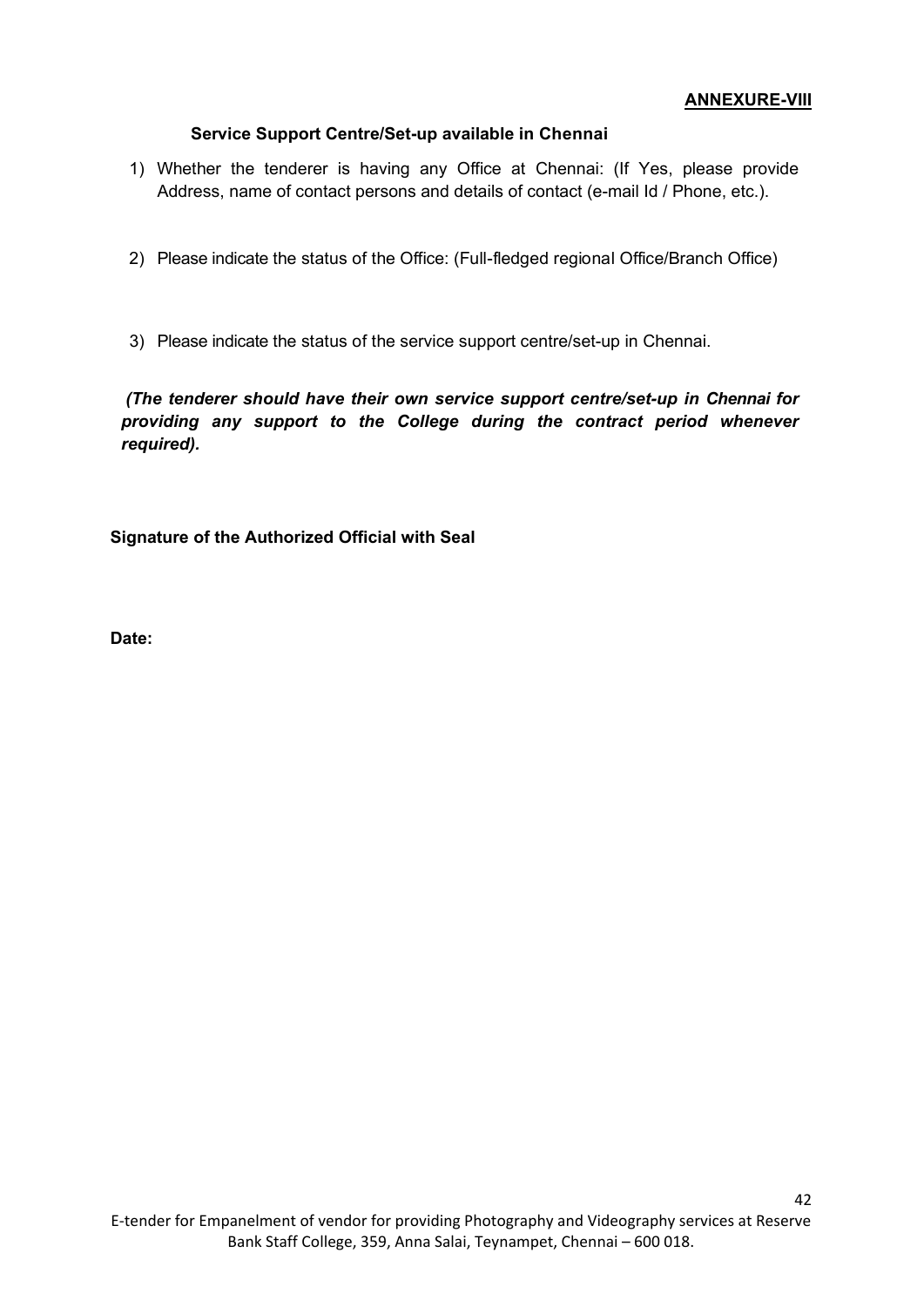**ANNEXURE-VIII**

**Service Support Centre/Set-up available in Chennai**

1) Whether the tenderer is having any Office at Chennai: (If Yes, please provide Address, name of contact persons and details of contact (e-mail Id / Phone, etc.).

2) Please indicate the status of the Office: (Full-fledged regional Office/Branch Office)

3) Please indicate the status of the service support centre/set-up in Chennai.

***(The tenderer should have their own service support centre/set-up in Chennai for providing any support to the College during the contract period whenever required).***

**Signature of the Authorized Official with Seal**

**Date:**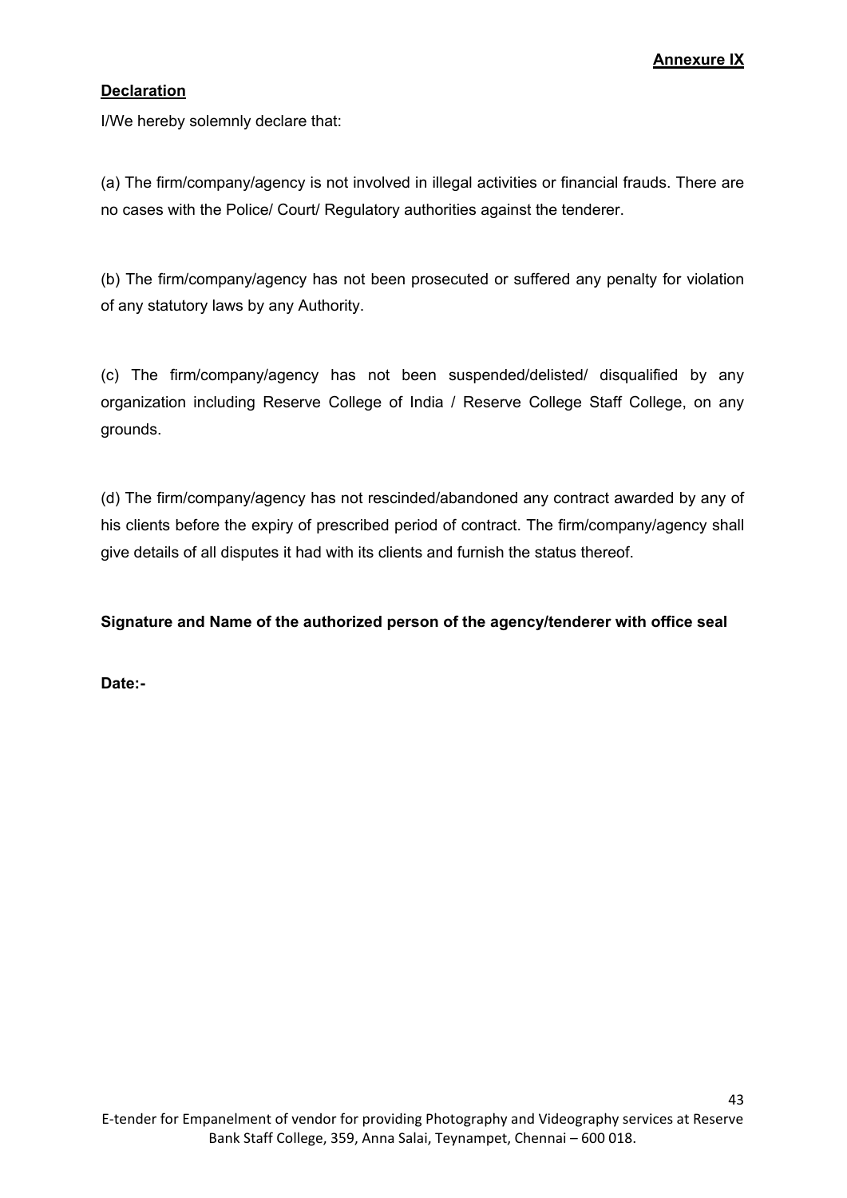**Annexure IX**

**Declaration**

I/We hereby solemnly declare that:

(a) The firm/company/agency is not involved in illegal activities or financial frauds. There are no cases with the Police/ Court/ Regulatory authorities against the tenderer.

(b) The firm/company/agency has not been prosecuted or suffered any penalty for violation of any statutory laws by any Authority.

(c) The firm/company/agency has not been suspended/delisted/ disqualified by any organization including Reserve College of India / Reserve College Staff College, on any grounds.

(d) The firm/company/agency has not rescinded/abandoned any contract awarded by any of his clients before the expiry of prescribed period of contract. The firm/company/agency shall give details of all disputes it had with its clients and furnish the status thereof.

**Signature and Name of the authorized person of the agency/tenderer with office seal**

**Date:-**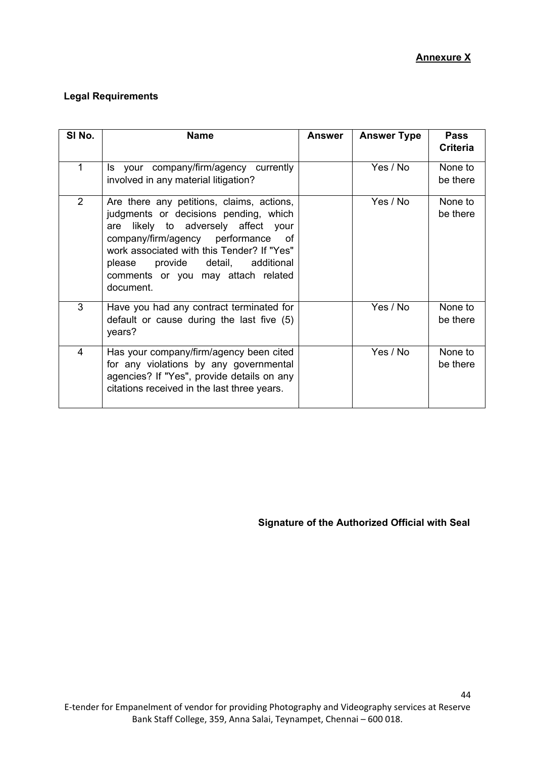**Annexure X**

**Legal Requirements**

| Sl No. | Name | Answer | Answer Type | Pass Criteria |
|---|---|---|---|---|
| 1 | Is your company/firm/agency currently involved in any material litigation? | | Yes / No | None to be there |
| 2 | Are there any petitions, claims, actions, judgments or decisions pending, which are likely to adversely affect your company/firm/agency performance of work associated with this Tender? If "Yes" please provide detail, additional comments or you may attach related document. | | Yes / No | None to be there |
| 3 | Have you had any contract terminated for default or cause during the last five (5) years? | | Yes / No | None to be there |
| 4 | Has your company/firm/agency been cited for any violations by any governmental agencies? If "Yes", provide details on any citations received in the last three years. | | Yes / No | None to be there |

**Signature of the Authorized Official with Seal**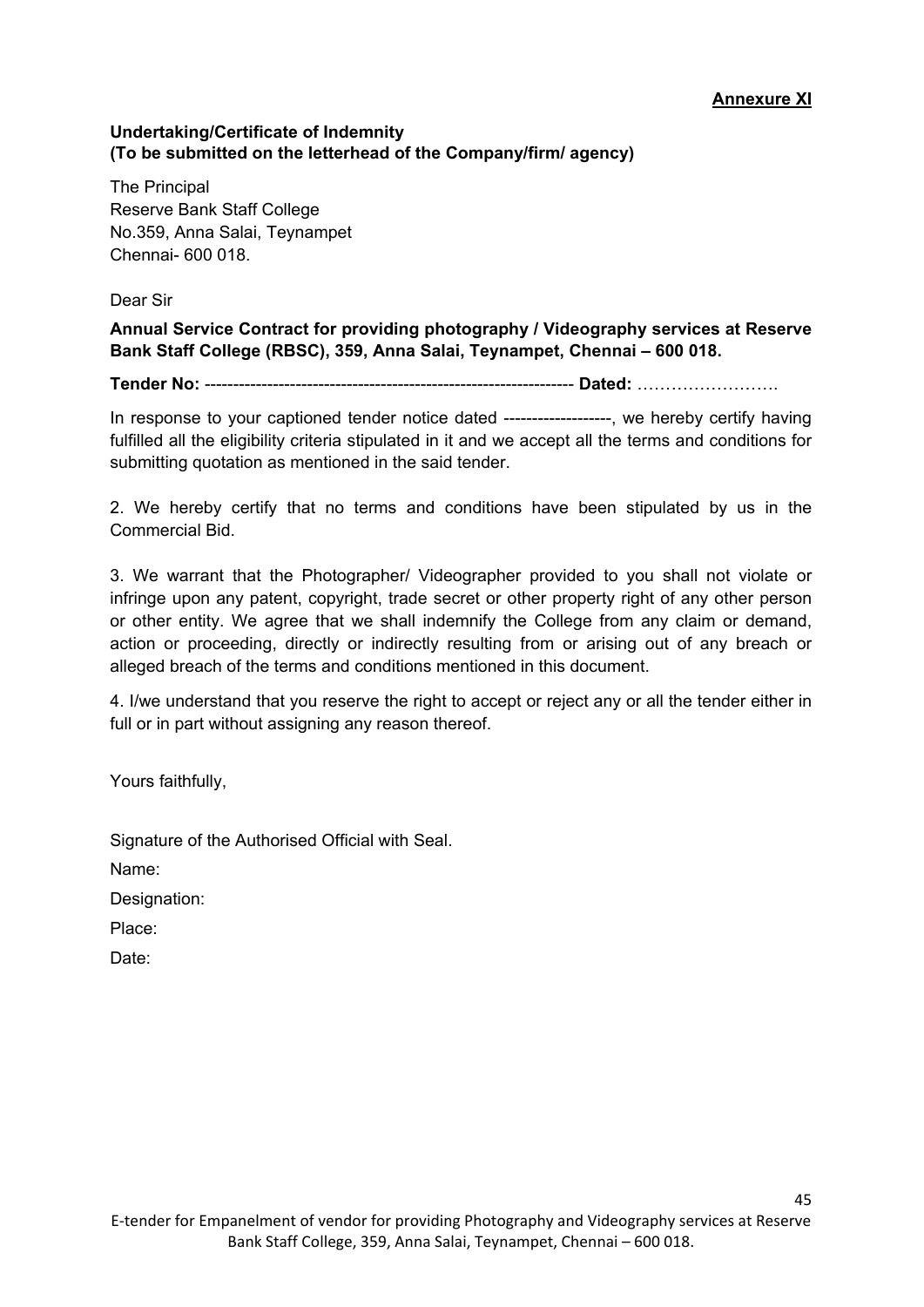**Annexure XI**

**Undertaking/Certificate of Indemnity**
**(To be submitted on the letterhead of the Company/firm/ agency)**

The Principal
Reserve Bank Staff College
No.359, Anna Salai, Teynampet
Chennai- 600 018.

Dear Sir

**Annual Service Contract for providing photography / Videography services at Reserve Bank Staff College (RBSC), 359, Anna Salai, Teynampet, Chennai – 600 018.**

**Tender No:** ---------------------------------------------------------------- **Dated:** …………………….

In response to your captioned tender notice dated -------------------, we hereby certify having fulfilled all the eligibility criteria stipulated in it and we accept all the terms and conditions for submitting quotation as mentioned in the said tender.

2. We hereby certify that no terms and conditions have been stipulated by us in the Commercial Bid.

3. We warrant that the Photographer/ Videographer provided to you shall not violate or infringe upon any patent, copyright, trade secret or other property right of any other person or other entity. We agree that we shall indemnify the College from any claim or demand, action or proceeding, directly or indirectly resulting from or arising out of any breach or alleged breach of the terms and conditions mentioned in this document.

4. I/we understand that you reserve the right to accept or reject any or all the tender either in full or in part without assigning any reason thereof.

Yours faithfully,

Signature of the Authorised Official with Seal.

Name:

Designation:

Place:

Date: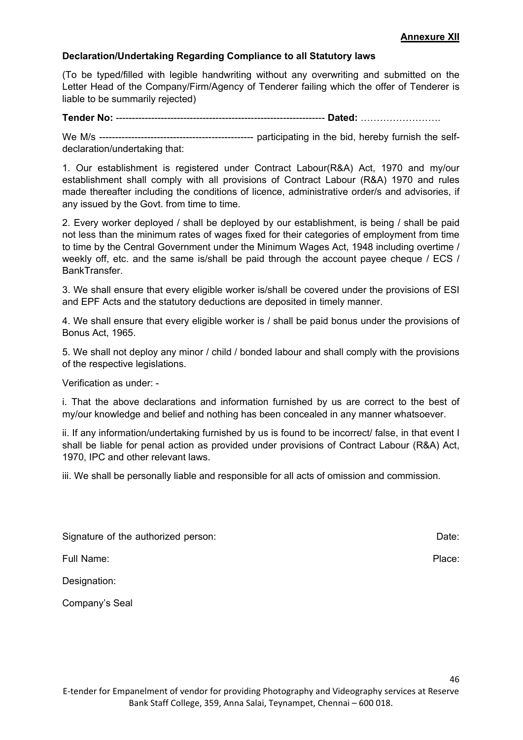**Annexure XII**

**Declaration/Undertaking Regarding Compliance to all Statutory laws**

(To be typed/filled with legible handwriting without any overwriting and submitted on the Letter Head of the Company/Firm/Agency of Tenderer failing which the offer of Tenderer is liable to be summarily rejected)

**Tender No:** ---------------------------------------------------------------- **Dated:** …………………….

We M/s ------------------------------------------------ participating in the bid, hereby furnish the self-declaration/undertaking that:

1. Our establishment is registered under Contract Labour(R&A) Act, 1970 and my/our establishment shall comply with all provisions of Contract Labour (R&A) 1970 and rules made thereafter including the conditions of licence, administrative order/s and advisories, if any issued by the Govt. from time to time.

2. Every worker deployed / shall be deployed by our establishment, is being / shall be paid not less than the minimum rates of wages fixed for their categories of employment from time to time by the Central Government under the Minimum Wages Act, 1948 including overtime / weekly off, etc. and the same is/shall be paid through the account payee cheque / ECS / BankTransfer.

3. We shall ensure that every eligible worker is/shall be covered under the provisions of ESI and EPF Acts and the statutory deductions are deposited in timely manner.

4. We shall ensure that every eligible worker is / shall be paid bonus under the provisions of Bonus Act, 1965.

5. We shall not deploy any minor / child / bonded labour and shall comply with the provisions of the respective legislations.

Verification as under: -

i. That the above declarations and information furnished by us are correct to the best of my/our knowledge and belief and nothing has been concealed in any manner whatsoever.

ii. If any information/undertaking furnished by us is found to be incorrect/ false, in that event I shall be liable for penal action as provided under provisions of Contract Labour (R&A) Act, 1970, IPC and other relevant laws.

iii. We shall be personally liable and responsible for all acts of omission and commission.

Signature of the authorized person: Date:

Full Name: Place:

Designation:

Company's Seal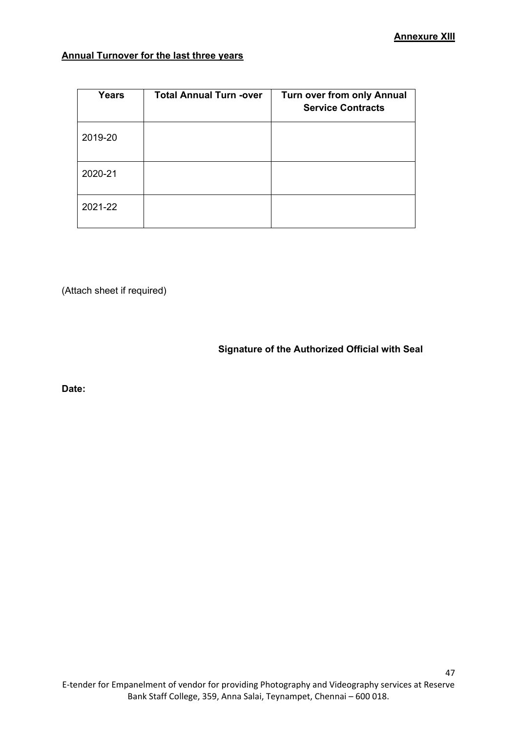**Annexure XIII**

**Annual Turnover for the last three years**

| Years | Total Annual Turn -over | Turn over from only Annual Service Contracts |
|---|---|---|
| 2019-20 | | |
| 2020-21 | | |
| 2021-22 | | |

(Attach sheet if required)

**Signature of the Authorized Official with Seal**

**Date:**